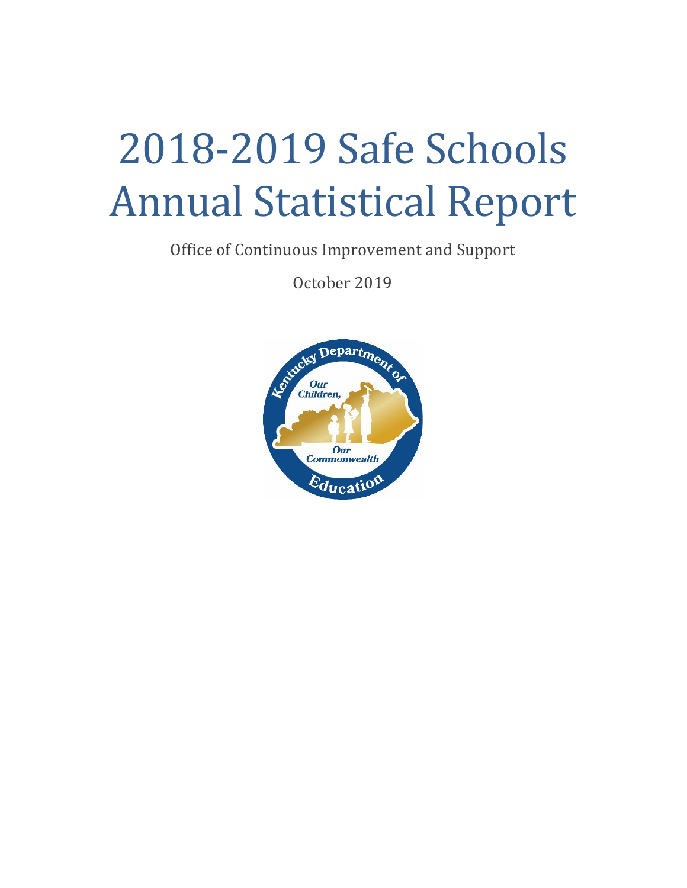# 2018-2019 Safe Schools Annual Statistical Report

Office of Continuous Improvement and Support

October 2019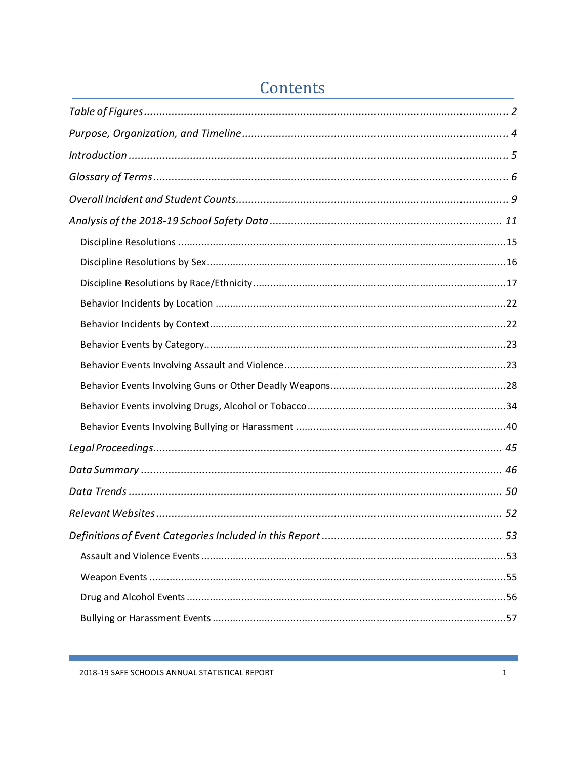# Contents

*Table of Figures* .......... 2

*Purpose, Organization, and Timeline* .......... 4

*Introduction* .......... 5

*Glossary of Terms* .......... 6

*Overall Incident and Student Counts* .......... 9

*Analysis of the 2018-19 School Safety Data* .......... 11

- Discipline Resolutions .......... 15
- Discipline Resolutions by Sex .......... 16
- Discipline Resolutions by Race/Ethnicity .......... 17
- Behavior Incidents by Location .......... 22
- Behavior Incidents by Context .......... 22
- Behavior Events by Category .......... 23
- Behavior Events Involving Assault and Violence .......... 23
- Behavior Events Involving Guns or Other Deadly Weapons .......... 28
- Behavior Events involving Drugs, Alcohol or Tobacco .......... 34
- Behavior Events Involving Bullying or Harassment .......... 40

*Legal Proceedings* .......... 45

*Data Summary* .......... 46

*Data Trends* .......... 50

*Relevant Websites* .......... 52

*Definitions of Event Categories Included in this Report* .......... 53

- Assault and Violence Events .......... 53
- Weapon Events .......... 55
- Drug and Alcohol Events .......... 56
- Bullying or Harassment Events .......... 57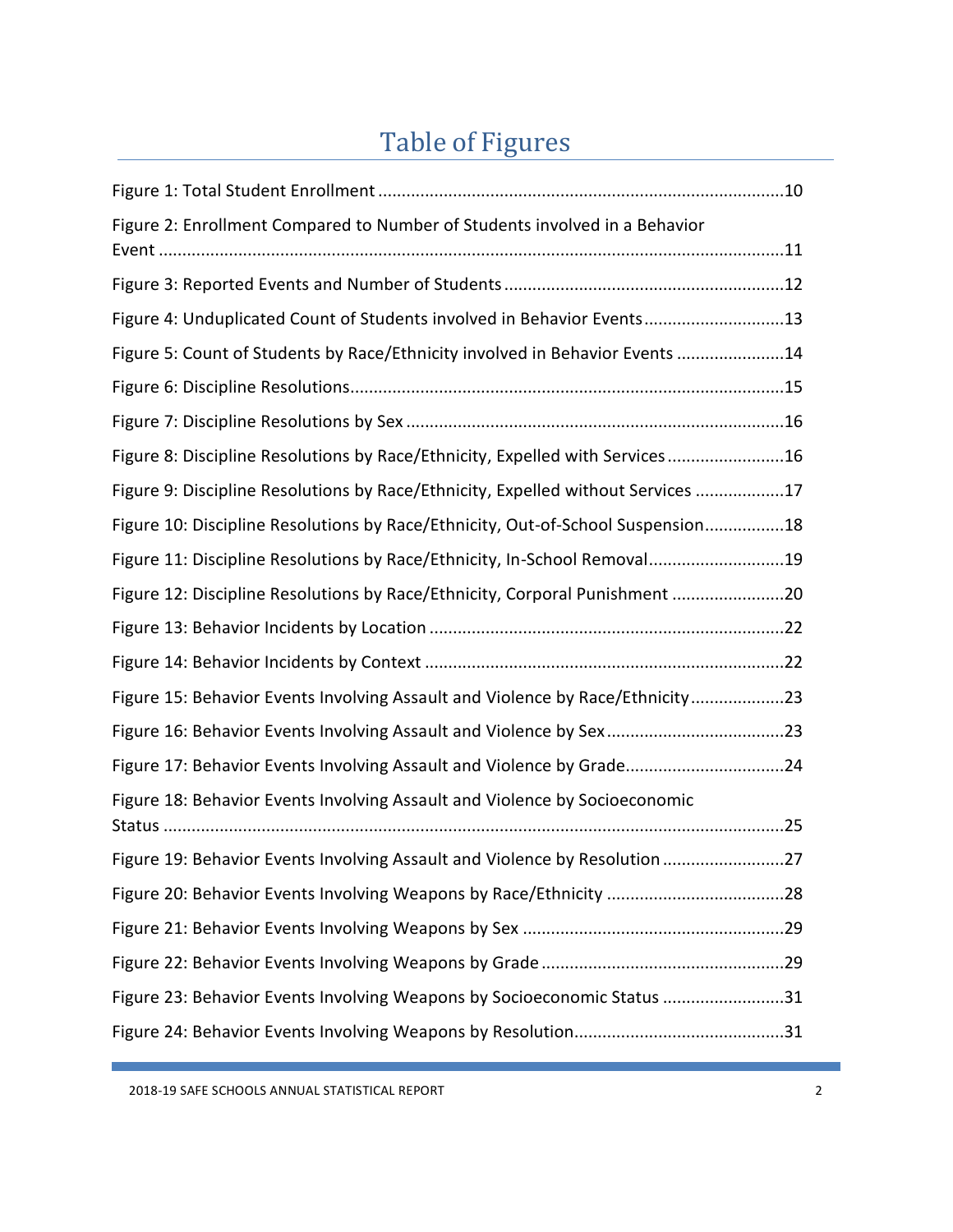# Table of Figures

Figure 1: Total Student Enrollment ....................................................................................10

Figure 2: Enrollment Compared to Number of Students involved in a Behavior Event ....................................................................................................................................11

Figure 3: Reported Events and Number of Students ..........................................................12

Figure 4: Unduplicated Count of Students involved in Behavior Events.............................13

Figure 5: Count of Students by Race/Ethnicity involved in Behavior Events ......................14

Figure 6: Discipline Resolutions..........................................................................................15

Figure 7: Discipline Resolutions by Sex ...............................................................................16

Figure 8: Discipline Resolutions by Race/Ethnicity, Expelled with Services.........................16

Figure 9: Discipline Resolutions by Race/Ethnicity, Expelled without Services ...................17

Figure 10: Discipline Resolutions by Race/Ethnicity, Out-of-School Suspension.................18

Figure 11: Discipline Resolutions by Race/Ethnicity, In-School Removal.............................19

Figure 12: Discipline Resolutions by Race/Ethnicity, Corporal Punishment ........................20

Figure 13: Behavior Incidents by Location ..........................................................................22

Figure 14: Behavior Incidents by Context ...........................................................................22

Figure 15: Behavior Events Involving Assault and Violence by Race/Ethnicity....................23

Figure 16: Behavior Events Involving Assault and Violence by Sex......................................23

Figure 17: Behavior Events Involving Assault and Violence by Grade..................................24

Figure 18: Behavior Events Involving Assault and Violence by Socioeconomic Status .......................................................................................................................................25

Figure 19: Behavior Events Involving Assault and Violence by Resolution ..........................27

Figure 20: Behavior Events Involving Weapons by Race/Ethnicity .....................................28

Figure 21: Behavior Events Involving Weapons by Sex .......................................................29

Figure 22: Behavior Events Involving Weapons by Grade ...................................................29

Figure 23: Behavior Events Involving Weapons by Socioeconomic Status ..........................31

Figure 24: Behavior Events Involving Weapons by Resolution............................................31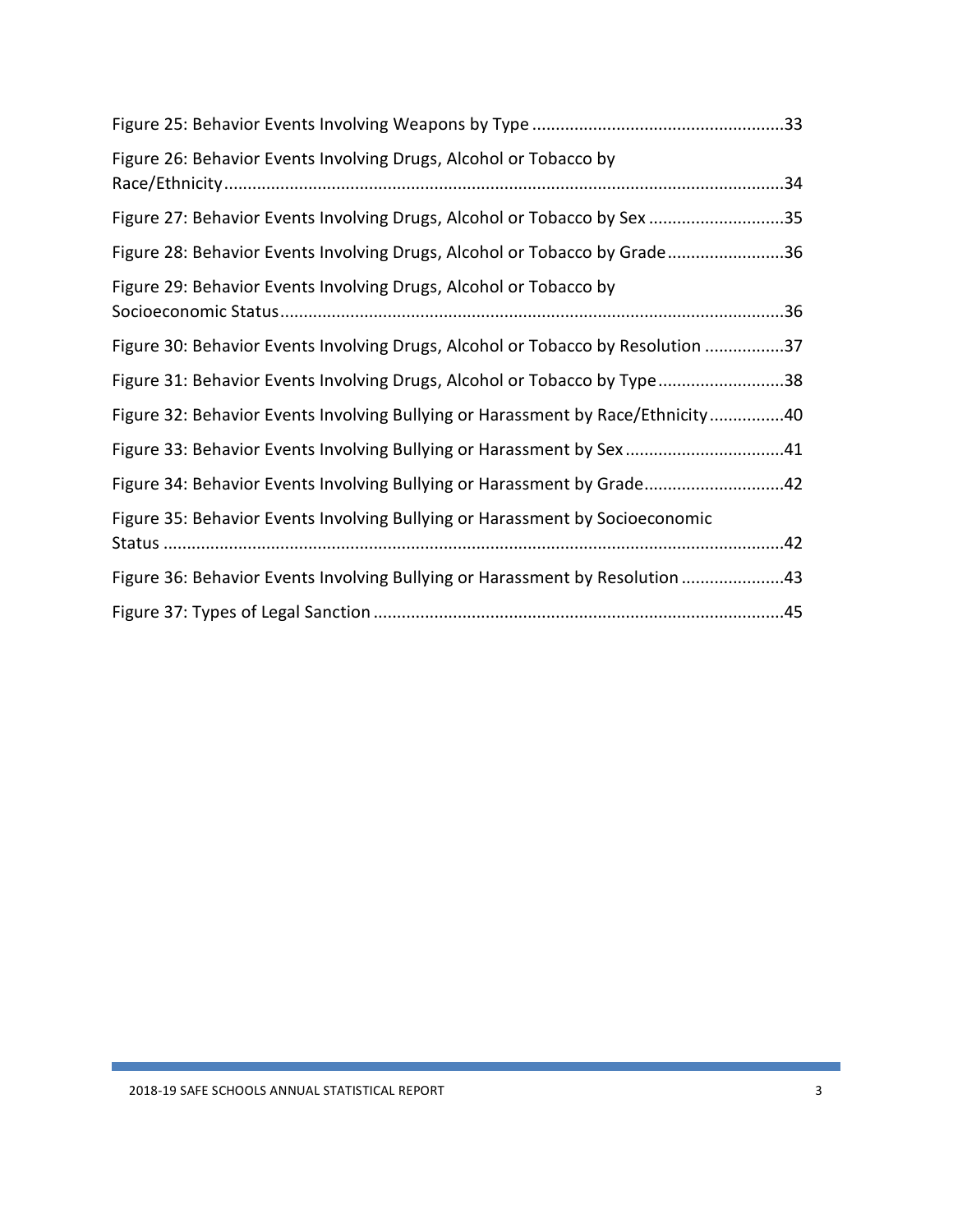Figure 25: Behavior Events Involving Weapons by Type ....................................................33

Figure 26: Behavior Events Involving Drugs, Alcohol or Tobacco by Race/Ethnicity....................................................................................................................34

Figure 27: Behavior Events Involving Drugs, Alcohol or Tobacco by Sex ............................35

Figure 28: Behavior Events Involving Drugs, Alcohol or Tobacco by Grade.........................36

Figure 29: Behavior Events Involving Drugs, Alcohol or Tobacco by Socioeconomic Status..........................................................................................................36

Figure 30: Behavior Events Involving Drugs, Alcohol or Tobacco by Resolution .................37

Figure 31: Behavior Events Involving Drugs, Alcohol or Tobacco by Type...........................38

Figure 32: Behavior Events Involving Bullying or Harassment by Race/Ethnicity................40

Figure 33: Behavior Events Involving Bullying or Harassment by Sex.................................41

Figure 34: Behavior Events Involving Bullying or Harassment by Grade.............................42

Figure 35: Behavior Events Involving Bullying or Harassment by Socioeconomic Status ....................................................................................................................42

Figure 36: Behavior Events Involving Bullying or Harassment by Resolution ......................43

Figure 37: Types of Legal Sanction .......................................................................................45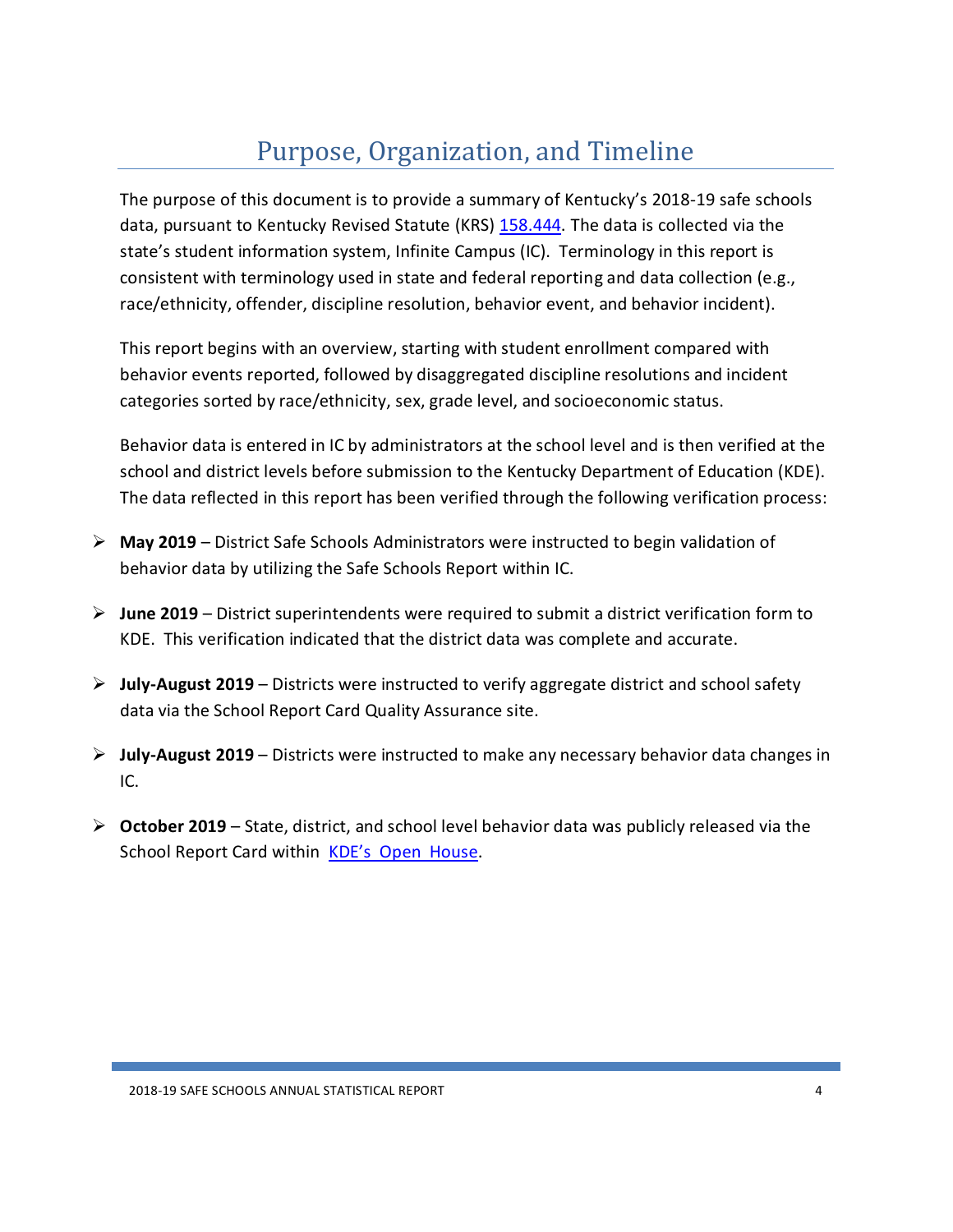# Purpose, Organization, and Timeline

The purpose of this document is to provide a summary of Kentucky's 2018-19 safe schools data, pursuant to Kentucky Revised Statute (KRS) [158.444](). The data is collected via the state's student information system, Infinite Campus (IC). Terminology in this report is consistent with terminology used in state and federal reporting and data collection (e.g., race/ethnicity, offender, discipline resolution, behavior event, and behavior incident).

This report begins with an overview, starting with student enrollment compared with behavior events reported, followed by disaggregated discipline resolutions and incident categories sorted by race/ethnicity, sex, grade level, and socioeconomic status.

Behavior data is entered in IC by administrators at the school level and is then verified at the school and district levels before submission to the Kentucky Department of Education (KDE). The data reflected in this report has been verified through the following verification process:

- **May 2019** – District Safe Schools Administrators were instructed to begin validation of behavior data by utilizing the Safe Schools Report within IC.
- **June 2019** – District superintendents were required to submit a district verification form to KDE. This verification indicated that the district data was complete and accurate.
- **July-August 2019** – Districts were instructed to verify aggregate district and school safety data via the School Report Card Quality Assurance site.
- **July-August 2019** – Districts were instructed to make any necessary behavior data changes in IC.
- **October 2019** – State, district, and school level behavior data was publicly released via the School Report Card within [KDE's Open House]().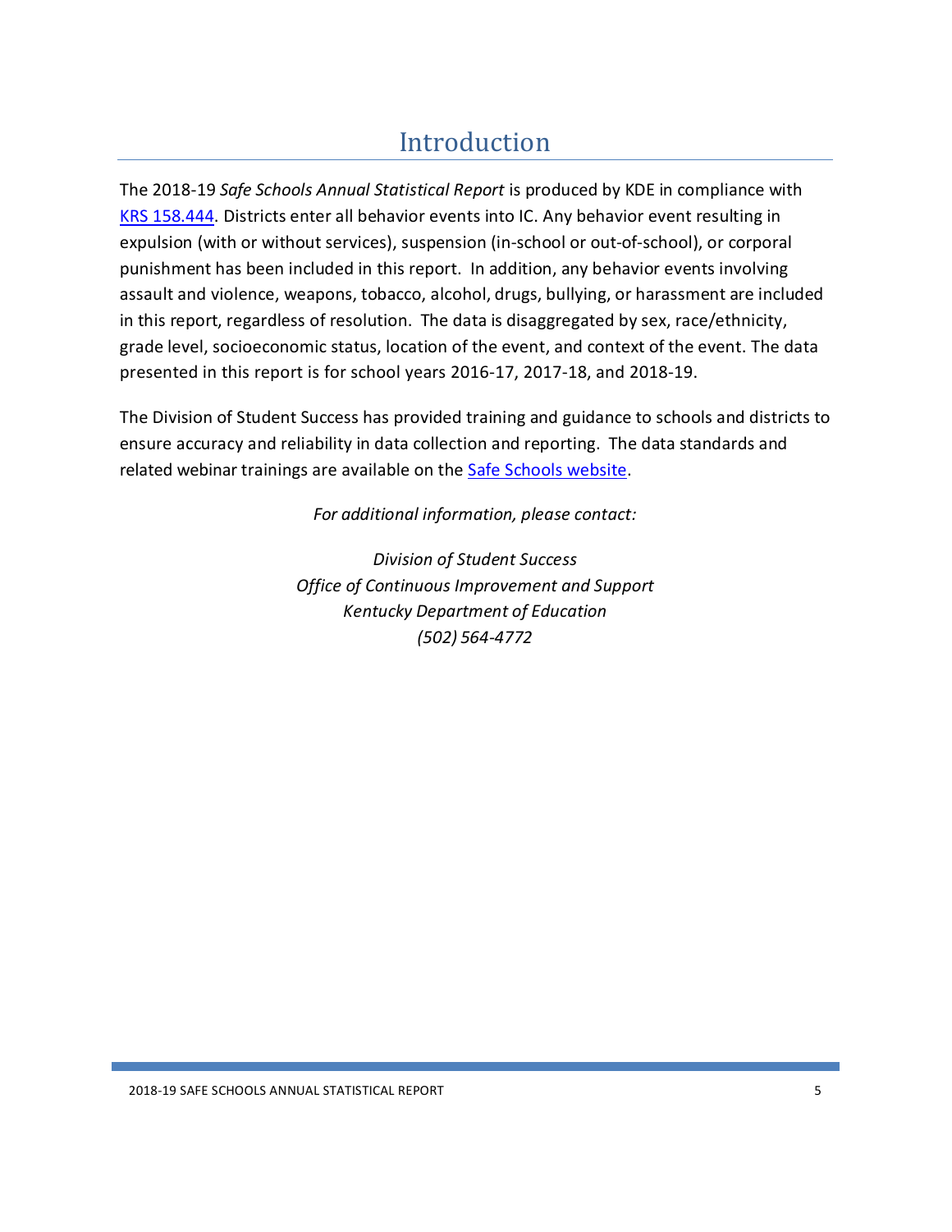# Introduction

The 2018-19 *Safe Schools Annual Statistical Report* is produced by KDE in compliance with [KRS 158.444](KRS 158.444). Districts enter all behavior events into IC. Any behavior event resulting in expulsion (with or without services), suspension (in-school or out-of-school), or corporal punishment has been included in this report. In addition, any behavior events involving assault and violence, weapons, tobacco, alcohol, drugs, bullying, or harassment are included in this report, regardless of resolution. The data is disaggregated by sex, race/ethnicity, grade level, socioeconomic status, location of the event, and context of the event. The data presented in this report is for school years 2016-17, 2017-18, and 2018-19.

The Division of Student Success has provided training and guidance to schools and districts to ensure accuracy and reliability in data collection and reporting. The data standards and related webinar trainings are available on the Safe Schools website.

*For additional information, please contact:*

*Division of Student Success*
*Office of Continuous Improvement and Support*
*Kentucky Department of Education*
*(502) 564-4772*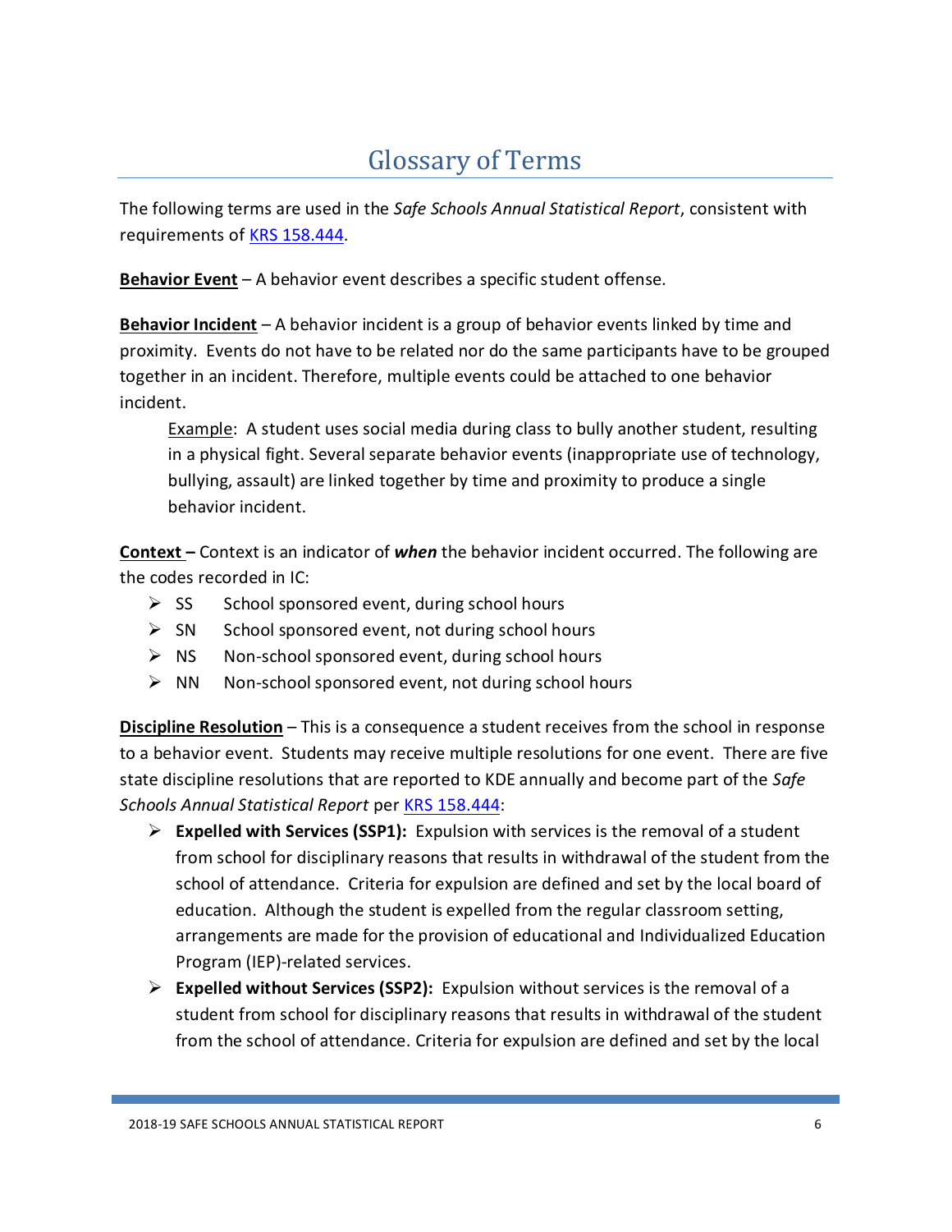# Glossary of Terms

The following terms are used in the *Safe Schools Annual Statistical Report*, consistent with requirements of [KRS 158.444](KRS 158.444).

**Behavior Event** – A behavior event describes a specific student offense.

**Behavior Incident** – A behavior incident is a group of behavior events linked by time and proximity. Events do not have to be related nor do the same participants have to be grouped together in an incident. Therefore, multiple events could be attached to one behavior incident.

> Example: A student uses social media during class to bully another student, resulting in a physical fight. Several separate behavior events (inappropriate use of technology, bullying, assault) are linked together by time and proximity to produce a single behavior incident.

**Context –** Context is an indicator of ***when*** the behavior incident occurred. The following are the codes recorded in IC:

- SS School sponsored event, during school hours
- SN School sponsored event, not during school hours
- NS Non-school sponsored event, during school hours
- NN Non-school sponsored event, not during school hours

**Discipline Resolution** – This is a consequence a student receives from the school in response to a behavior event. Students may receive multiple resolutions for one event. There are five state discipline resolutions that are reported to KDE annually and become part of the *Safe Schools Annual Statistical Report* per KRS 158.444:

- **Expelled with Services (SSP1):** Expulsion with services is the removal of a student from school for disciplinary reasons that results in withdrawal of the student from the school of attendance. Criteria for expulsion are defined and set by the local board of education. Although the student is expelled from the regular classroom setting, arrangements are made for the provision of educational and Individualized Education Program (IEP)-related services.
- **Expelled without Services (SSP2):** Expulsion without services is the removal of a student from school for disciplinary reasons that results in withdrawal of the student from the school of attendance. Criteria for expulsion are defined and set by the local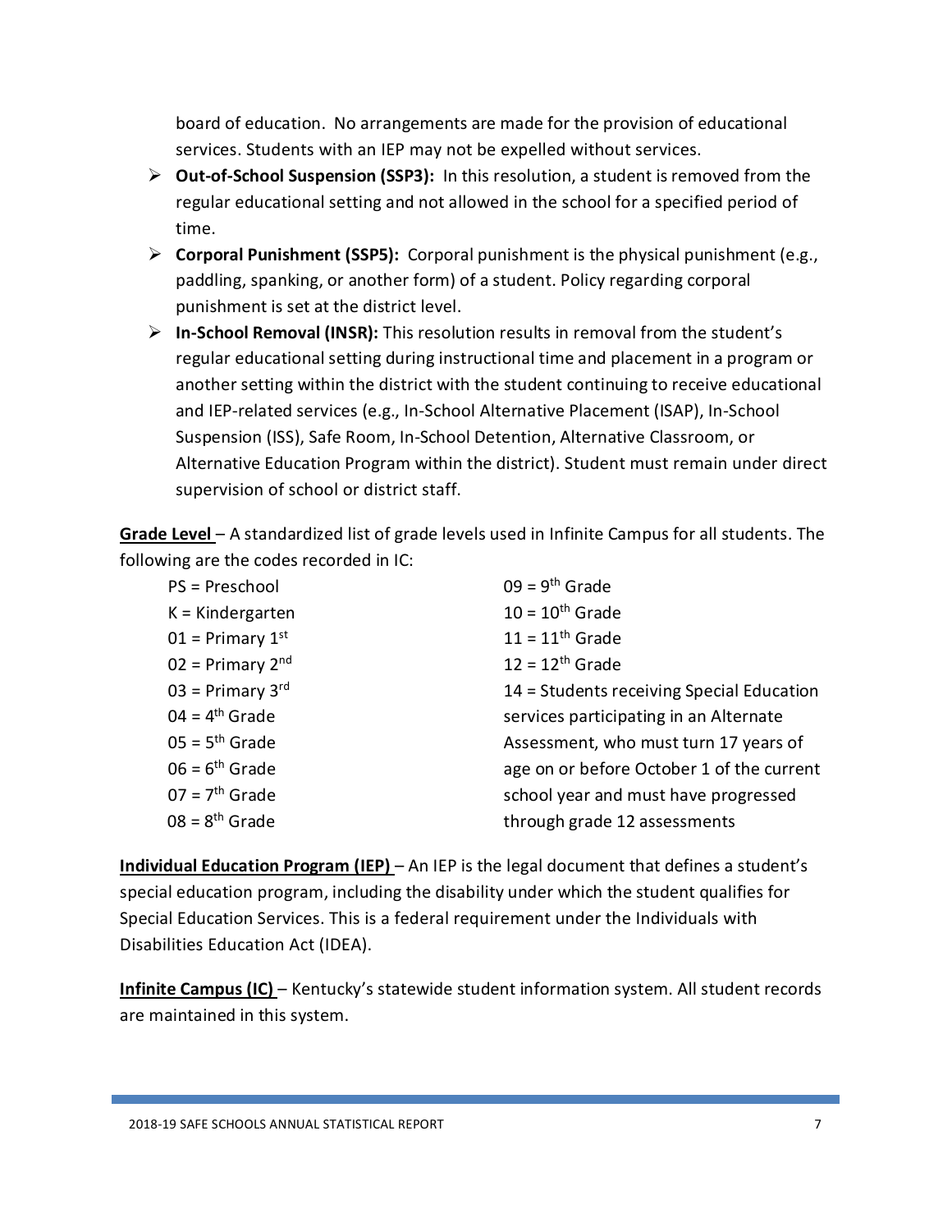board of education. No arrangements are made for the provision of educational services. Students with an IEP may not be expelled without services.

- **Out-of-School Suspension (SSP3):** In this resolution, a student is removed from the regular educational setting and not allowed in the school for a specified period of time.
- **Corporal Punishment (SSP5):** Corporal punishment is the physical punishment (e.g., paddling, spanking, or another form) of a student. Policy regarding corporal punishment is set at the district level.
- **In-School Removal (INSR):** This resolution results in removal from the student's regular educational setting during instructional time and placement in a program or another setting within the district with the student continuing to receive educational and IEP-related services (e.g., In-School Alternative Placement (ISAP), In-School Suspension (ISS), Safe Room, In-School Detention, Alternative Classroom, or Alternative Education Program within the district). Student must remain under direct supervision of school or district staff.

**Grade Level** – A standardized list of grade levels used in Infinite Campus for all students. The following are the codes recorded in IC:

- PS = Preschool
- K = Kindergarten
- 01 = Primary 1st
- 02 = Primary 2nd
- 03 = Primary 3rd
- 04 = 4th Grade
- 05 = 5th Grade
- 06 = 6th Grade
- 07 = 7th Grade
- 08 = 8th Grade
- 09 = 9th Grade
- 10 = 10th Grade
- 11 = 11th Grade
- 12 = 12th Grade
- 14 = Students receiving Special Education services participating in an Alternate Assessment, who must turn 17 years of age on or before October 1 of the current school year and must have progressed through grade 12 assessments

**Individual Education Program (IEP)** – An IEP is the legal document that defines a student's special education program, including the disability under which the student qualifies for Special Education Services. This is a federal requirement under the Individuals with Disabilities Education Act (IDEA).

**Infinite Campus (IC)** – Kentucky's statewide student information system. All student records are maintained in this system.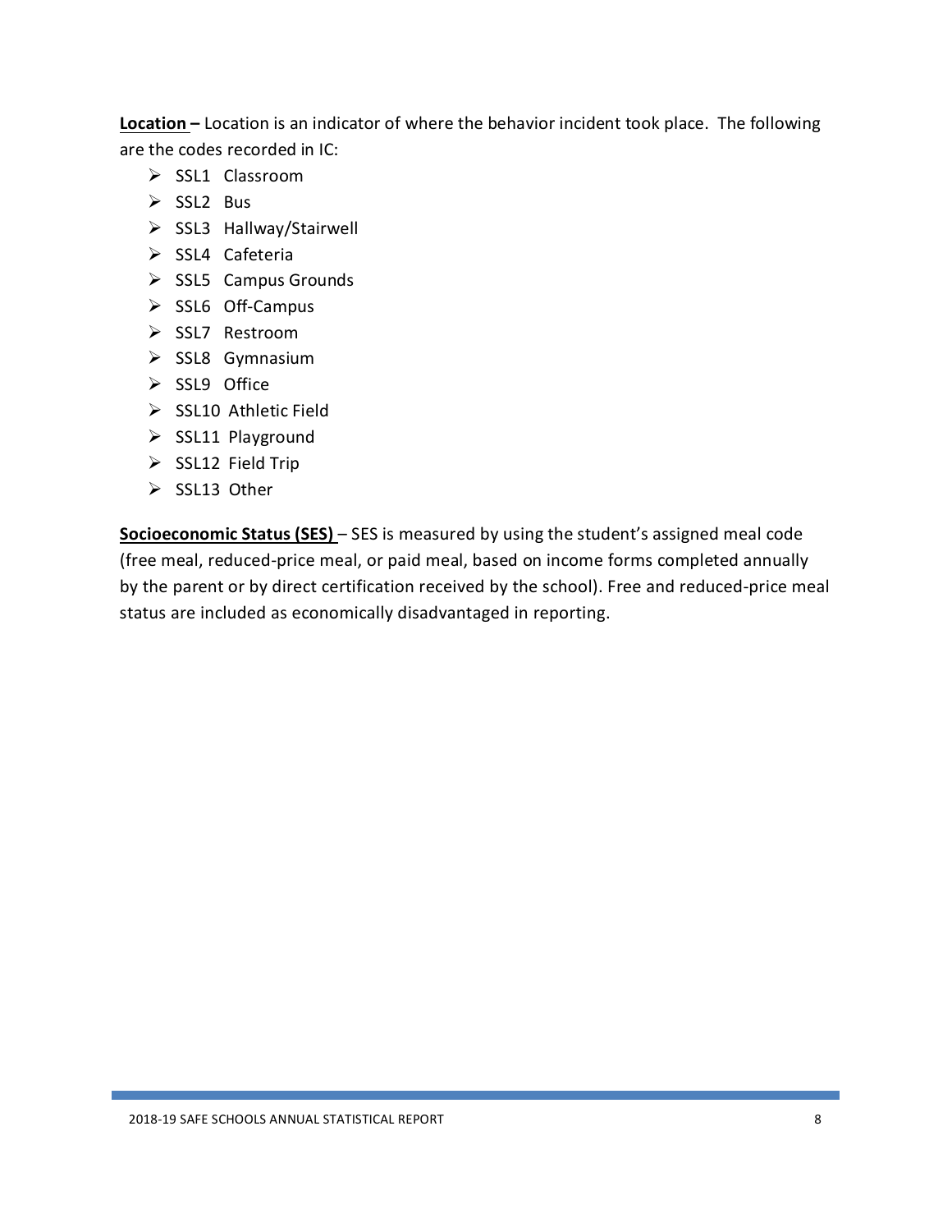**Location –** Location is an indicator of where the behavior incident took place. The following are the codes recorded in IC:

- SSL1 Classroom
- SSL2 Bus
- SSL3 Hallway/Stairwell
- SSL4 Cafeteria
- SSL5 Campus Grounds
- SSL6 Off-Campus
- SSL7 Restroom
- SSL8 Gymnasium
- SSL9 Office
- SSL10 Athletic Field
- SSL11 Playground
- SSL12 Field Trip
- SSL13 Other

**Socioeconomic Status (SES)** – SES is measured by using the student's assigned meal code (free meal, reduced-price meal, or paid meal, based on income forms completed annually by the parent or by direct certification received by the school). Free and reduced-price meal status are included as economically disadvantaged in reporting.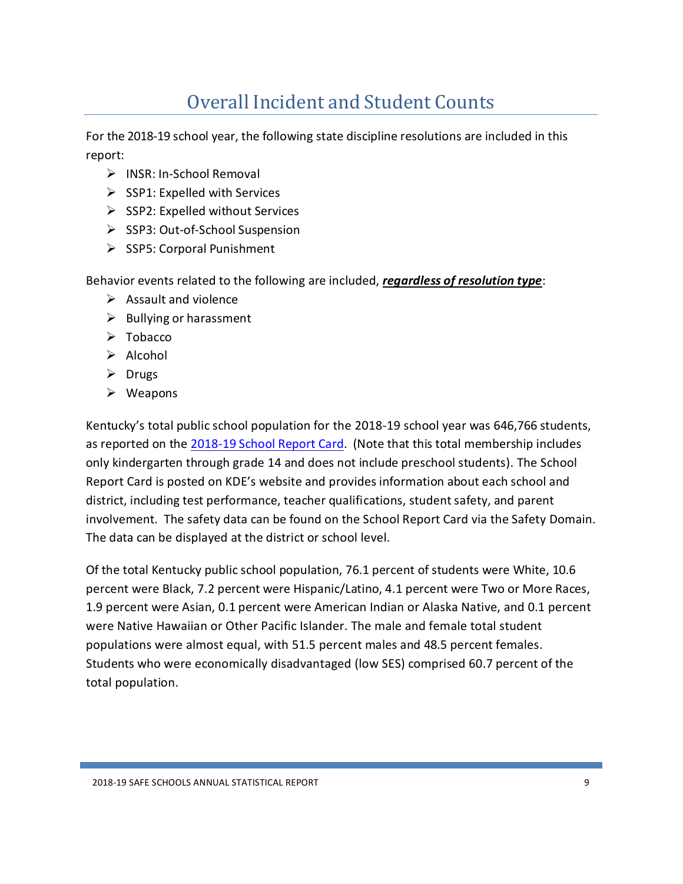# Overall Incident and Student Counts

For the 2018-19 school year, the following state discipline resolutions are included in this report:

- INSR: In-School Removal
- SSP1: Expelled with Services
- SSP2: Expelled without Services
- SSP3: Out-of-School Suspension
- SSP5: Corporal Punishment

Behavior events related to the following are included, ***regardless of resolution type***:

- Assault and violence
- Bullying or harassment
- Tobacco
- Alcohol
- Drugs
- Weapons

Kentucky's total public school population for the 2018-19 school year was 646,766 students, as reported on the 2018-19 School Report Card. (Note that this total membership includes only kindergarten through grade 14 and does not include preschool students). The School Report Card is posted on KDE's website and provides information about each school and district, including test performance, teacher qualifications, student safety, and parent involvement. The safety data can be found on the School Report Card via the Safety Domain. The data can be displayed at the district or school level.

Of the total Kentucky public school population, 76.1 percent of students were White, 10.6 percent were Black, 7.2 percent were Hispanic/Latino, 4.1 percent were Two or More Races, 1.9 percent were Asian, 0.1 percent were American Indian or Alaska Native, and 0.1 percent were Native Hawaiian or Other Pacific Islander. The male and female total student populations were almost equal, with 51.5 percent males and 48.5 percent females. Students who were economically disadvantaged (low SES) comprised 60.7 percent of the total population.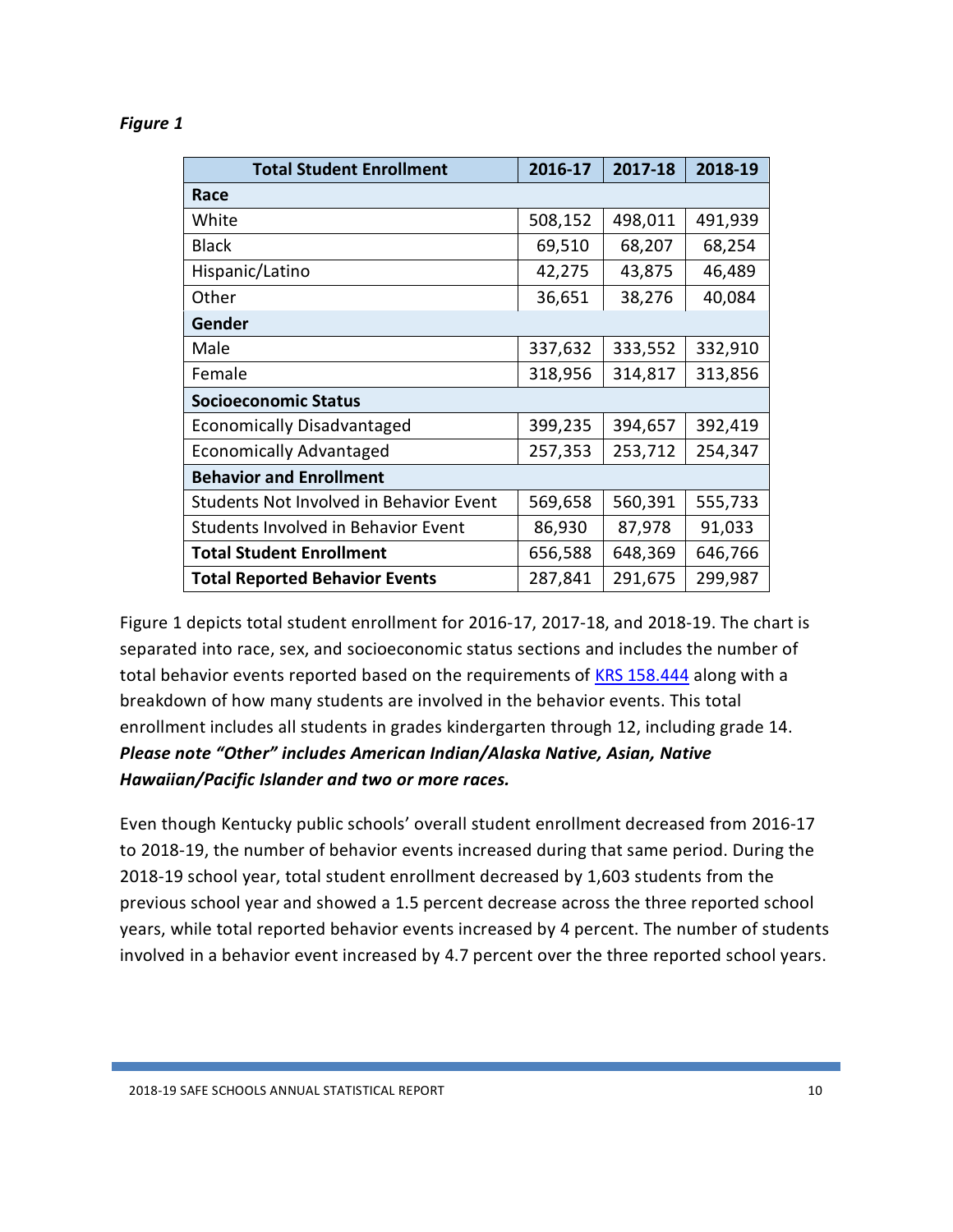***Figure 1***

| Total Student Enrollment | 2016-17 | 2017-18 | 2018-19 |
|---|---|---|---|
| **Race** | | | |
| White | 508,152 | 498,011 | 491,939 |
| Black | 69,510 | 68,207 | 68,254 |
| Hispanic/Latino | 42,275 | 43,875 | 46,489 |
| Other | 36,651 | 38,276 | 40,084 |
| **Gender** | | | |
| Male | 337,632 | 333,552 | 332,910 |
| Female | 318,956 | 314,817 | 313,856 |
| **Socioeconomic Status** | | | |
| Economically Disadvantaged | 399,235 | 394,657 | 392,419 |
| Economically Advantaged | 257,353 | 253,712 | 254,347 |
| **Behavior and Enrollment** | | | |
| Students Not Involved in Behavior Event | 569,658 | 560,391 | 555,733 |
| Students Involved in Behavior Event | 86,930 | 87,978 | 91,033 |
| **Total Student Enrollment** | 656,588 | 648,369 | 646,766 |
| **Total Reported Behavior Events** | 287,841 | 291,675 | 299,987 |

Figure 1 depicts total student enrollment for 2016-17, 2017-18, and 2018-19. The chart is separated into race, sex, and socioeconomic status sections and includes the number of total behavior events reported based on the requirements of KRS 158.444 along with a breakdown of how many students are involved in the behavior events. This total enrollment includes all students in grades kindergarten through 12, including grade 14. ***Please note "Other" includes American Indian/Alaska Native, Asian, Native Hawaiian/Pacific Islander and two or more races.***

Even though Kentucky public schools' overall student enrollment decreased from 2016-17 to 2018-19, the number of behavior events increased during that same period. During the 2018-19 school year, total student enrollment decreased by 1,603 students from the previous school year and showed a 1.5 percent decrease across the three reported school years, while total reported behavior events increased by 4 percent. The number of students involved in a behavior event increased by 4.7 percent over the three reported school years.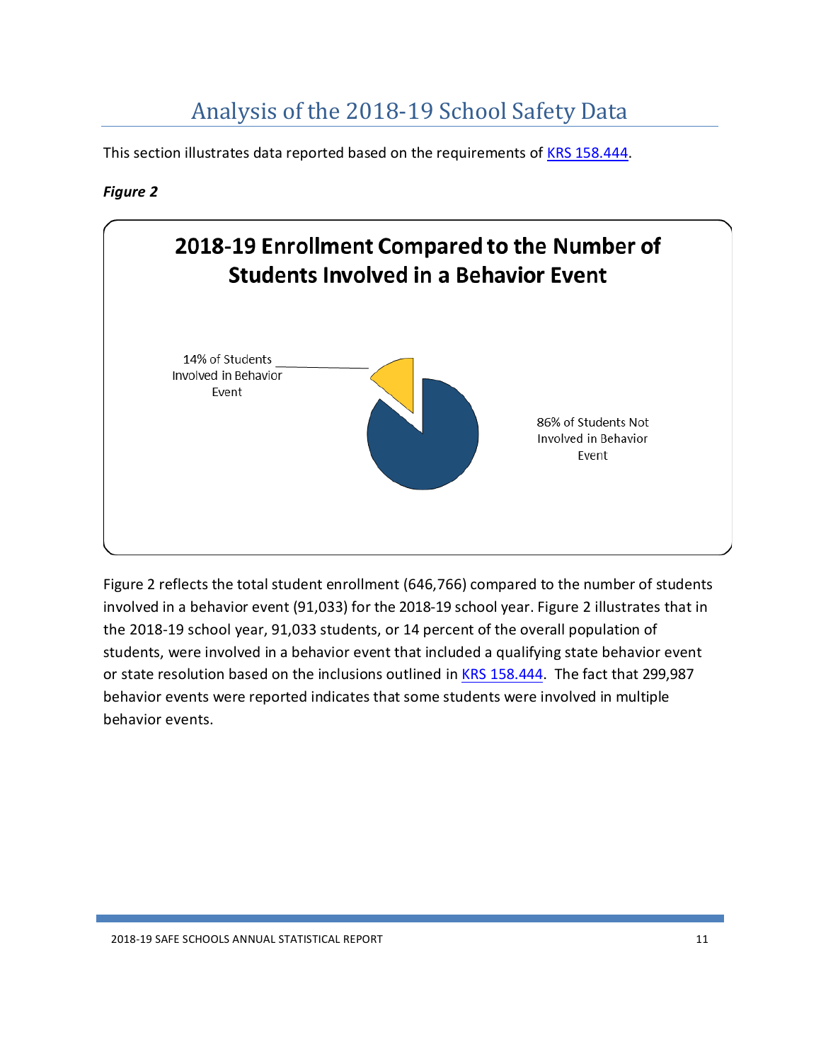# Analysis of the 2018-19 School Safety Data

This section illustrates data reported based on the requirements of [KRS 158.444](KRS 158.444).

***Figure 2***

**2018-19 Enrollment Compared to the Number of Students Involved in a Behavior Event**

14% of Students Involved in Behavior Event

86% of Students Not Involved in Behavior Event

Figure 2 reflects the total student enrollment (646,766) compared to the number of students involved in a behavior event (91,033) for the 2018-19 school year. Figure 2 illustrates that in the 2018-19 school year, 91,033 students, or 14 percent of the overall population of students, were involved in a behavior event that included a qualifying state behavior event or state resolution based on the inclusions outlined in KRS 158.444. The fact that 299,987 behavior events were reported indicates that some students were involved in multiple behavior events.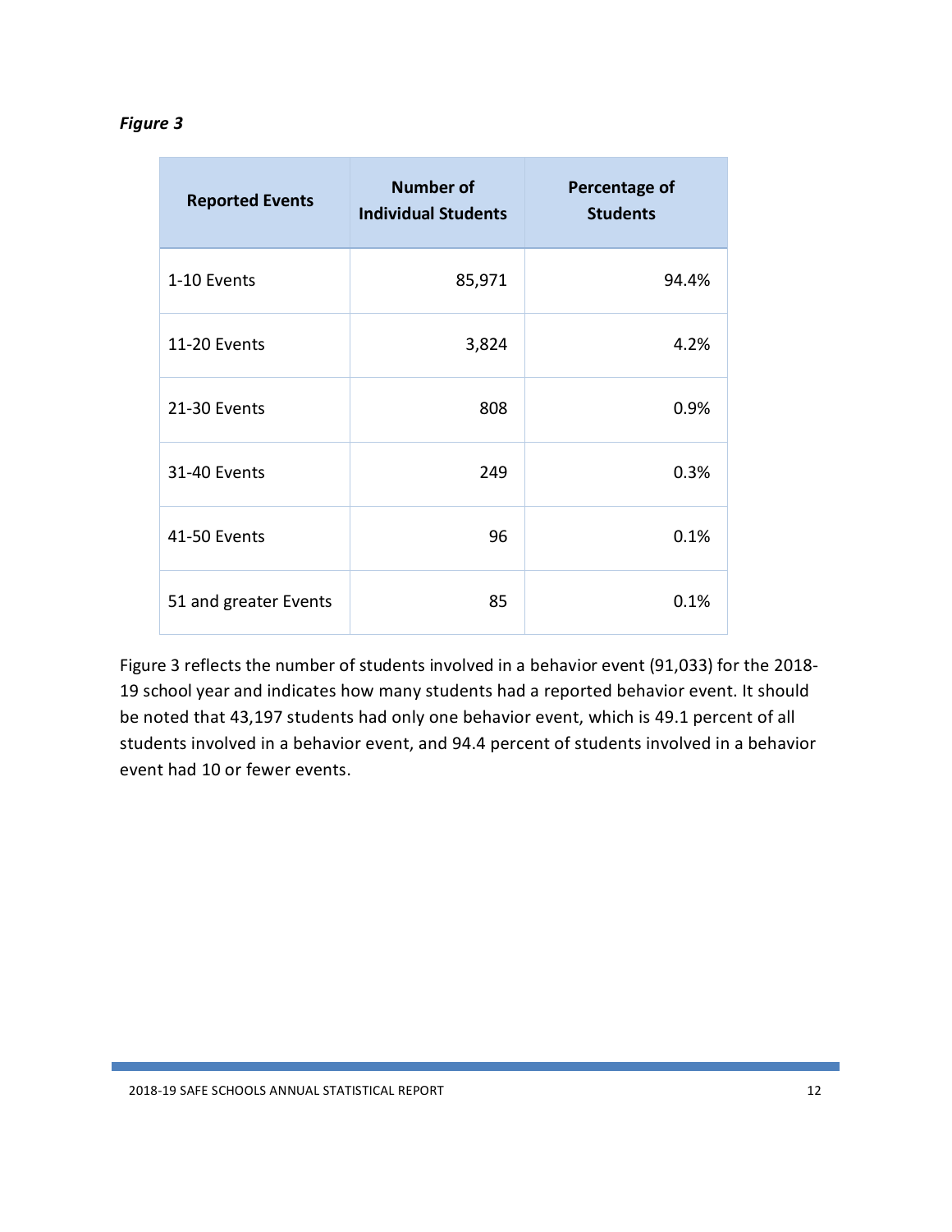*Figure 3*

| Reported Events | Number of Individual Students | Percentage of Students |
|---|---:|---:|
| 1-10 Events | 85,971 | 94.4% |
| 11-20 Events | 3,824 | 4.2% |
| 21-30 Events | 808 | 0.9% |
| 31-40 Events | 249 | 0.3% |
| 41-50 Events | 96 | 0.1% |
| 51 and greater Events | 85 | 0.1% |

Figure 3 reflects the number of students involved in a behavior event (91,033) for the 2018-19 school year and indicates how many students had a reported behavior event. It should be noted that 43,197 students had only one behavior event, which is 49.1 percent of all students involved in a behavior event, and 94.4 percent of students involved in a behavior event had 10 or fewer events.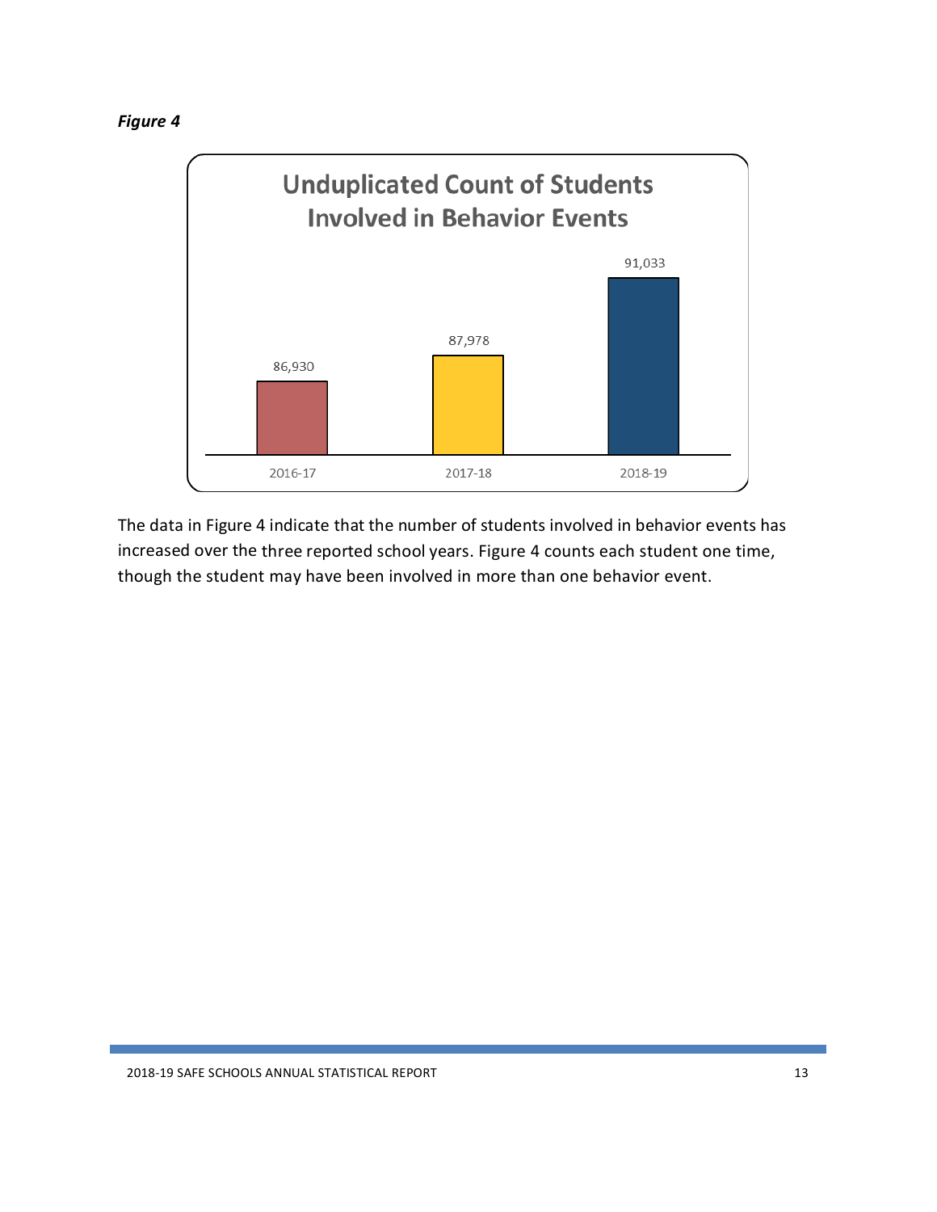*Figure 4*

**Unduplicated Count of Students Involved in Behavior Events**

| 2016-17 | 2017-18 | 2018-19 |
|---|---|---|
| 86,930 | 87,978 | 91,033 |

The data in Figure 4 indicate that the number of students involved in behavior events has increased over the three reported school years. Figure 4 counts each student one time, though the student may have been involved in more than one behavior event.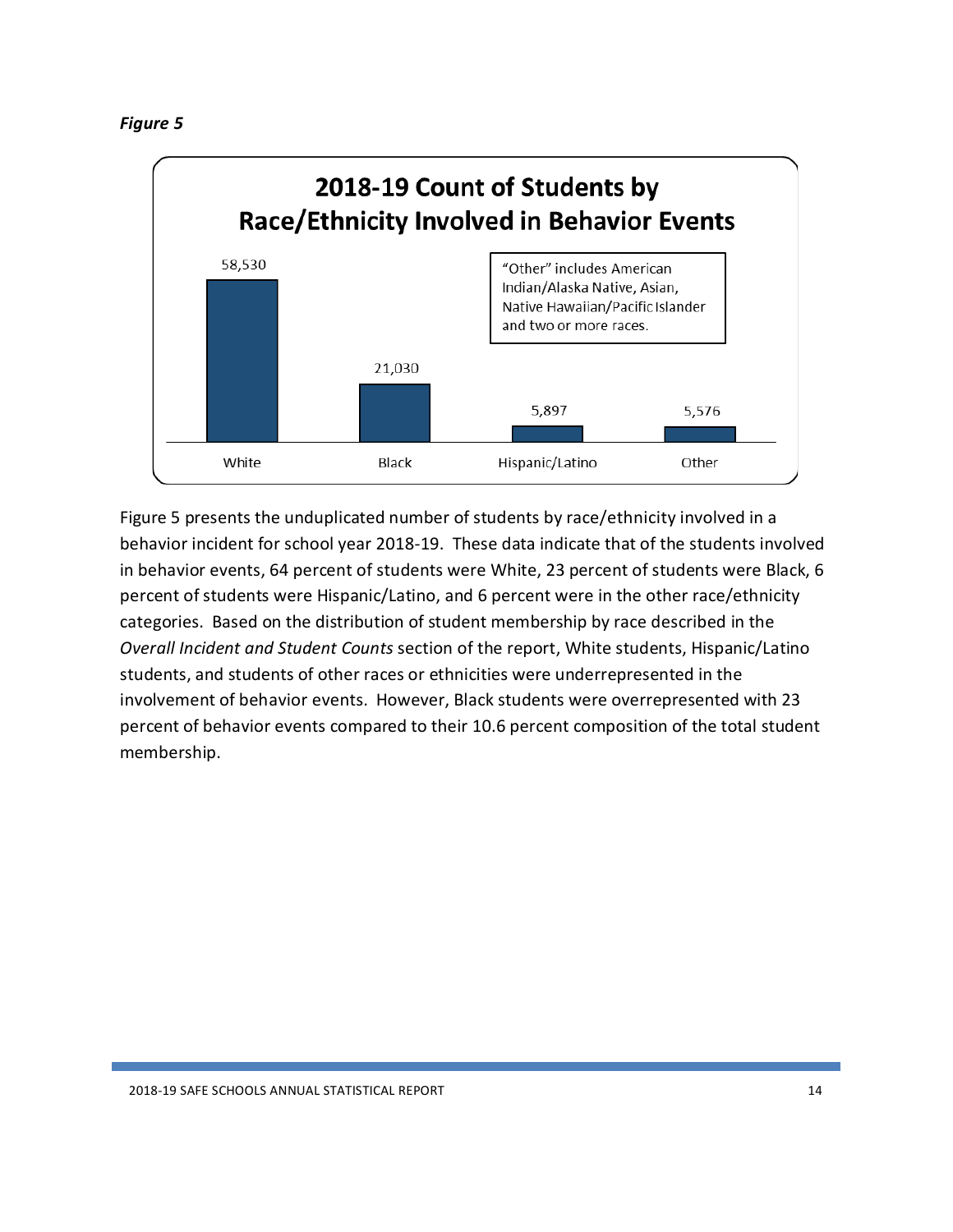*Figure 5*

**2018-19 Count of Students by Race/Ethnicity Involved in Behavior Events**

| White | Black | Hispanic/Latino | Other |
|---|---|---|---|
| 58,530 | 21,030 | 5,897 | 5,576 |

"Other" includes American Indian/Alaska Native, Asian, Native Hawaiian/Pacific Islander and two or more races.

Figure 5 presents the unduplicated number of students by race/ethnicity involved in a behavior incident for school year 2018-19. These data indicate that of the students involved in behavior events, 64 percent of students were White, 23 percent of students were Black, 6 percent of students were Hispanic/Latino, and 6 percent were in the other race/ethnicity categories. Based on the distribution of student membership by race described in the *Overall Incident and Student Counts* section of the report, White students, Hispanic/Latino students, and students of other races or ethnicities were underrepresented in the involvement of behavior events. However, Black students were overrepresented with 23 percent of behavior events compared to their 10.6 percent composition of the total student membership.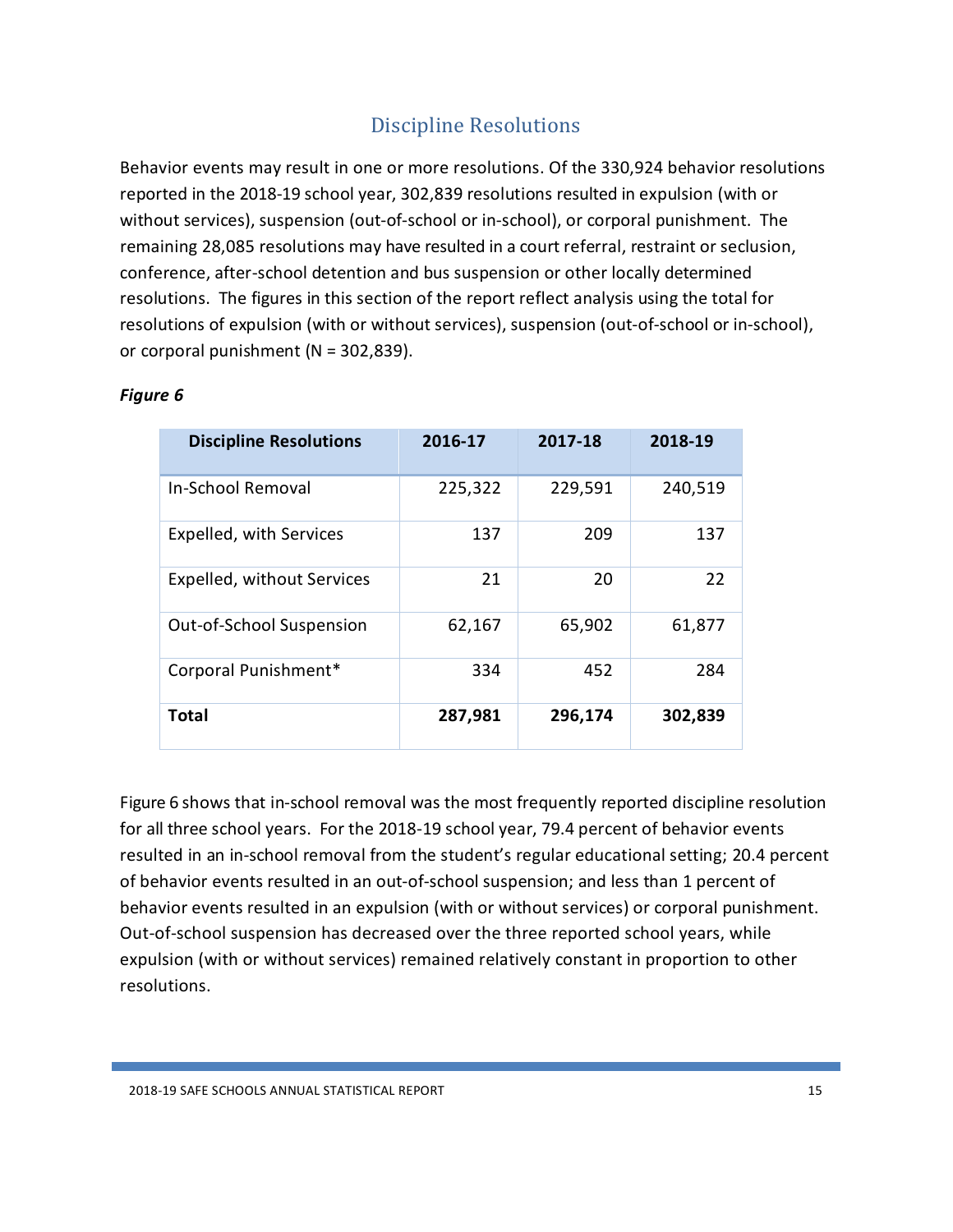## Discipline Resolutions

Behavior events may result in one or more resolutions. Of the 330,924 behavior resolutions reported in the 2018-19 school year, 302,839 resolutions resulted in expulsion (with or without services), suspension (out-of-school or in-school), or corporal punishment. The remaining 28,085 resolutions may have resulted in a court referral, restraint or seclusion, conference, after-school detention and bus suspension or other locally determined resolutions. The figures in this section of the report reflect analysis using the total for resolutions of expulsion (with or without services), suspension (out-of-school or in-school), or corporal punishment (N = 302,839).

***Figure 6***

| Discipline Resolutions | 2016-17 | 2017-18 | 2018-19 |
|---|---|---|---|
| In-School Removal | 225,322 | 229,591 | 240,519 |
| Expelled, with Services | 137 | 209 | 137 |
| Expelled, without Services | 21 | 20 | 22 |
| Out-of-School Suspension | 62,167 | 65,902 | 61,877 |
| Corporal Punishment* | 334 | 452 | 284 |
| **Total** | **287,981** | **296,174** | **302,839** |

Figure 6 shows that in-school removal was the most frequently reported discipline resolution for all three school years. For the 2018-19 school year, 79.4 percent of behavior events resulted in an in-school removal from the student's regular educational setting; 20.4 percent of behavior events resulted in an out-of-school suspension; and less than 1 percent of behavior events resulted in an expulsion (with or without services) or corporal punishment. Out-of-school suspension has decreased over the three reported school years, while expulsion (with or without services) remained relatively constant in proportion to other resolutions.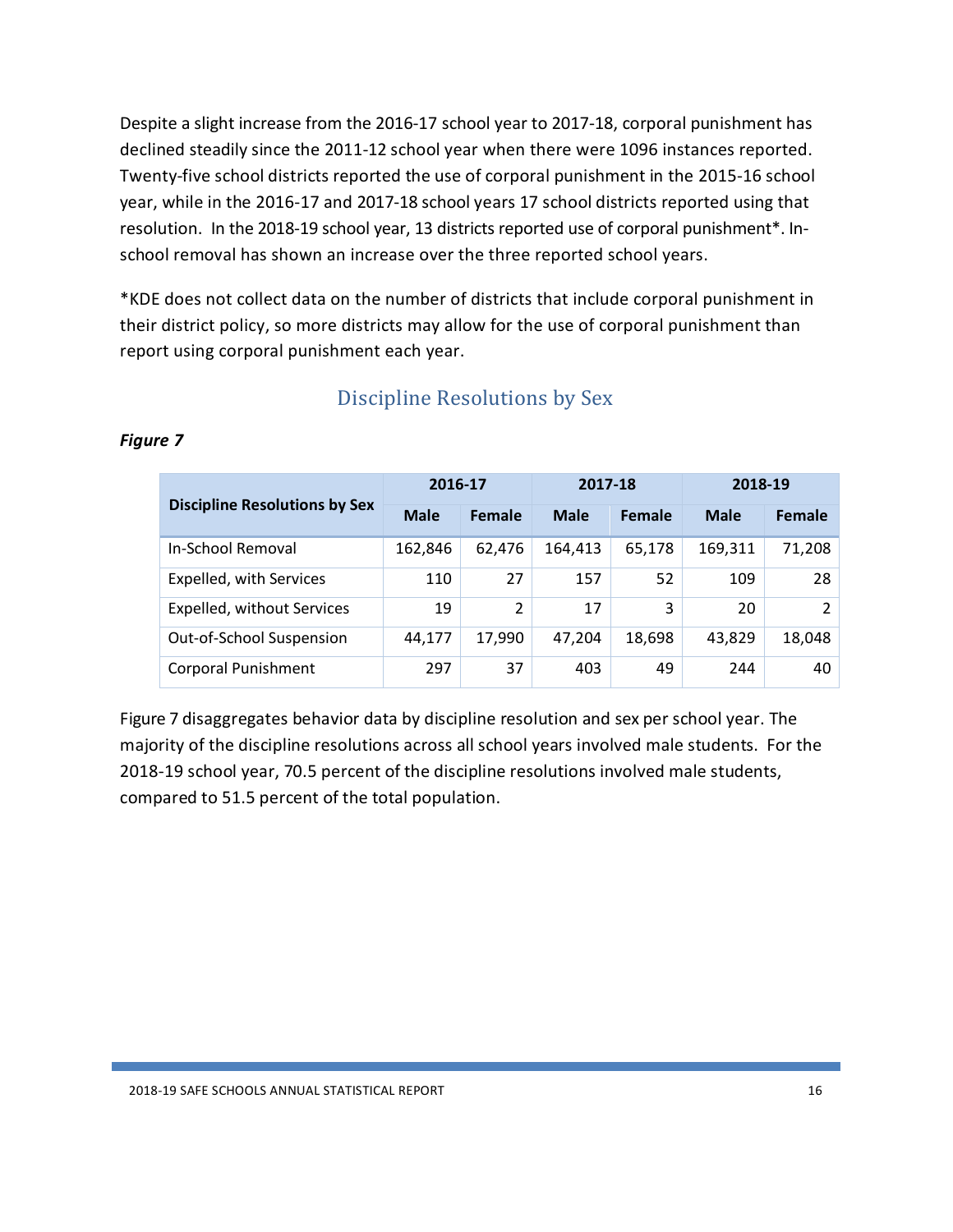Despite a slight increase from the 2016-17 school year to 2017-18, corporal punishment has declined steadily since the 2011-12 school year when there were 1096 instances reported. Twenty-five school districts reported the use of corporal punishment in the 2015-16 school year, while in the 2016-17 and 2017-18 school years 17 school districts reported using that resolution. In the 2018-19 school year, 13 districts reported use of corporal punishment*. In-school removal has shown an increase over the three reported school years.

*KDE does not collect data on the number of districts that include corporal punishment in their district policy, so more districts may allow for the use of corporal punishment than report using corporal punishment each year.

## Discipline Resolutions by Sex

***Figure 7***

| Discipline Resolutions by Sex | 2016-17 | | 2017-18 | | 2018-19 | |
|---|---|---|---|---|---|---|
| | Male | Female | Male | Female | Male | Female |
| In-School Removal | 162,846 | 62,476 | 164,413 | 65,178 | 169,311 | 71,208 |
| Expelled, with Services | 110 | 27 | 157 | 52 | 109 | 28 |
| Expelled, without Services | 19 | 2 | 17 | 3 | 20 | 2 |
| Out-of-School Suspension | 44,177 | 17,990 | 47,204 | 18,698 | 43,829 | 18,048 |
| Corporal Punishment | 297 | 37 | 403 | 49 | 244 | 40 |

Figure 7 disaggregates behavior data by discipline resolution and sex per school year. The majority of the discipline resolutions across all school years involved male students. For the 2018-19 school year, 70.5 percent of the discipline resolutions involved male students, compared to 51.5 percent of the total population.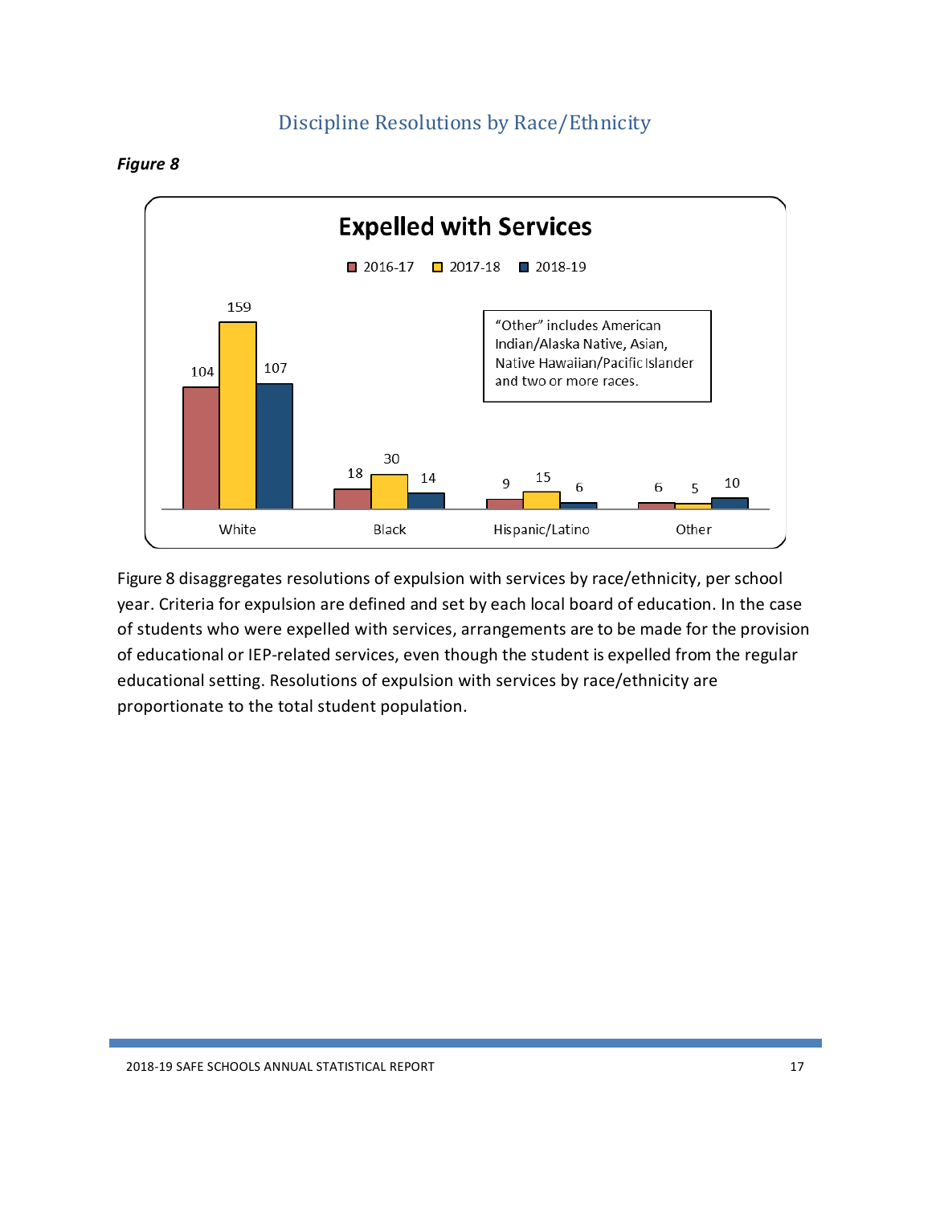## Discipline Resolutions by Race/Ethnicity

***Figure 8***

**Expelled with Services**

| | 2016-17 | 2017-18 | 2018-19 |
|---|---|---|---|
| White | 104 | 159 | 107 |
| Black | 18 | 30 | 14 |
| Hispanic/Latino | 9 | 15 | 6 |
| Other | 6 | 5 | 10 |

"Other" includes American Indian/Alaska Native, Asian, Native Hawaiian/Pacific Islander and two or more races.

Figure 8 disaggregates resolutions of expulsion with services by race/ethnicity, per school year. Criteria for expulsion are defined and set by each local board of education. In the case of students who were expelled with services, arrangements are to be made for the provision of educational or IEP-related services, even though the student is expelled from the regular educational setting. Resolutions of expulsion with services by race/ethnicity are proportionate to the total student population.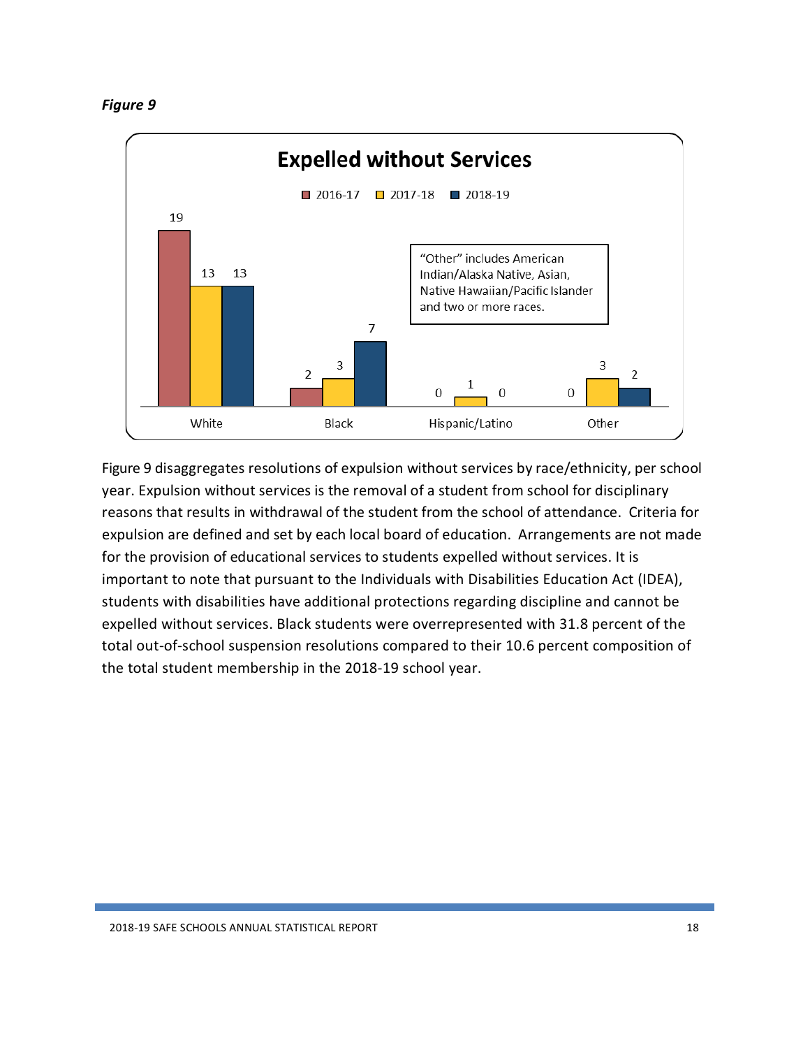*Figure 9*

**Expelled without Services**

| | 2016-17 | 2017-18 | 2018-19 |
|---|---|---|---|
| White | 19 | 13 | 13 |
| Black | 2 | 3 | 7 |
| Hispanic/Latino | 0 | 1 | 0 |
| Other | 0 | 3 | 2 |

"Other" includes American Indian/Alaska Native, Asian, Native Hawaiian/Pacific Islander and two or more races.

Figure 9 disaggregates resolutions of expulsion without services by race/ethnicity, per school year. Expulsion without services is the removal of a student from school for disciplinary reasons that results in withdrawal of the student from the school of attendance. Criteria for expulsion are defined and set by each local board of education. Arrangements are not made for the provision of educational services to students expelled without services. It is important to note that pursuant to the Individuals with Disabilities Education Act (IDEA), students with disabilities have additional protections regarding discipline and cannot be expelled without services. Black students were overrepresented with 31.8 percent of the total out-of-school suspension resolutions compared to their 10.6 percent composition of the total student membership in the 2018-19 school year.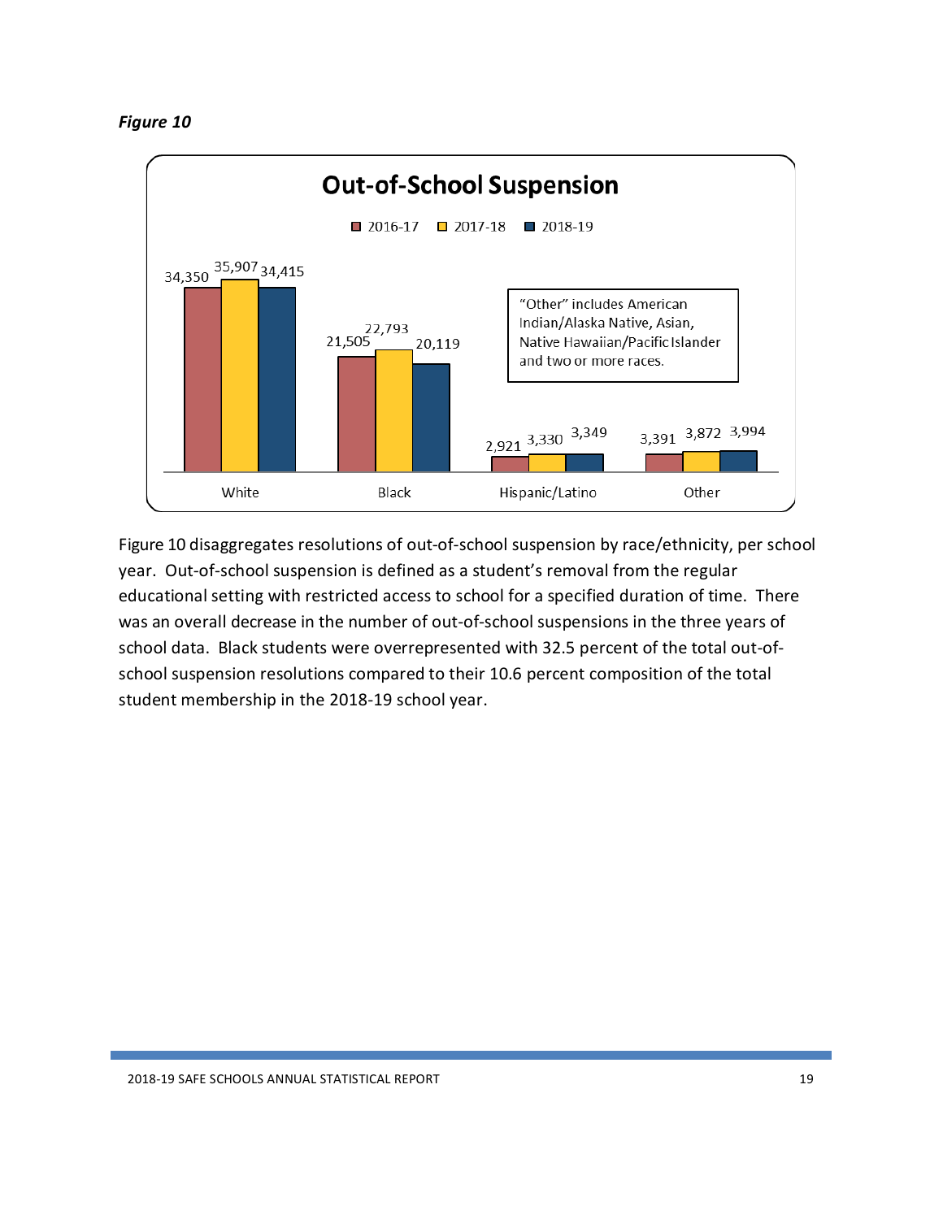*Figure 10*

**Out-of-School Suspension**

| | 2016-17 | 2017-18 | 2018-19 |
|---|---|---|---|
| White | 34,350 | 35,907 | 34,415 |
| Black | 21,505 | 22,793 | 20,119 |
| Hispanic/Latino | 2,921 | 3,330 | 3,349 |
| Other | 3,391 | 3,872 | 3,994 |

"Other" includes American Indian/Alaska Native, Asian, Native Hawaiian/Pacific Islander and two or more races.

Figure 10 disaggregates resolutions of out-of-school suspension by race/ethnicity, per school year. Out-of-school suspension is defined as a student's removal from the regular educational setting with restricted access to school for a specified duration of time. There was an overall decrease in the number of out-of-school suspensions in the three years of school data. Black students were overrepresented with 32.5 percent of the total out-of-school suspension resolutions compared to their 10.6 percent composition of the total student membership in the 2018-19 school year.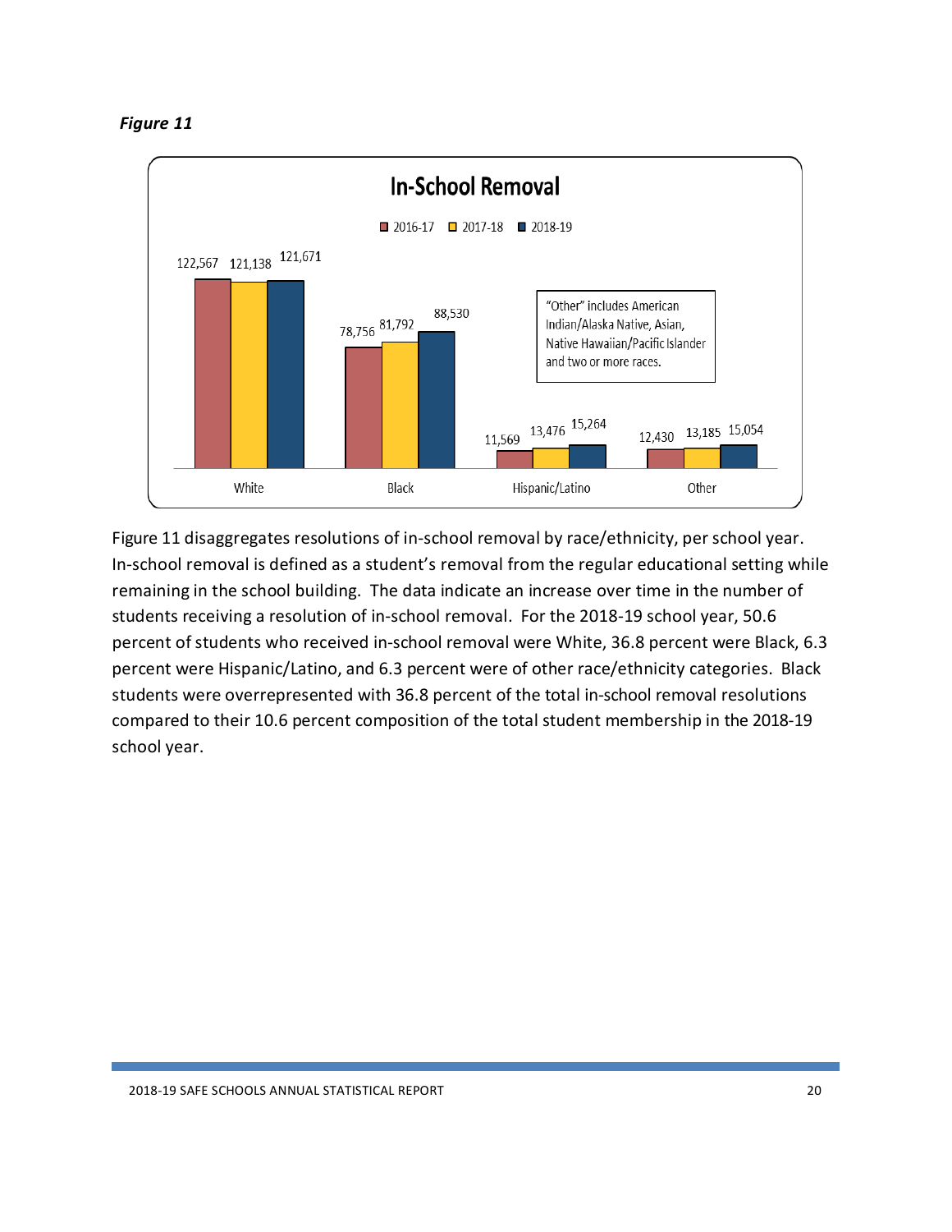*Figure 11*

**In-School Removal**

| | 2016-17 | 2017-18 | 2018-19 |
|---|---|---|---|
| White | 122,567 | 121,138 | 121,671 |
| Black | 78,756 | 81,792 | 88,530 |
| Hispanic/Latino | 11,569 | 13,476 | 15,264 |
| Other | 12,430 | 13,185 | 15,054 |

"Other" includes American Indian/Alaska Native, Asian, Native Hawaiian/Pacific Islander and two or more races.

Figure 11 disaggregates resolutions of in-school removal by race/ethnicity, per school year. In-school removal is defined as a student's removal from the regular educational setting while remaining in the school building. The data indicate an increase over time in the number of students receiving a resolution of in-school removal. For the 2018-19 school year, 50.6 percent of students who received in-school removal were White, 36.8 percent were Black, 6.3 percent were Hispanic/Latino, and 6.3 percent were of other race/ethnicity categories. Black students were overrepresented with 36.8 percent of the total in-school removal resolutions compared to their 10.6 percent composition of the total student membership in the 2018-19 school year.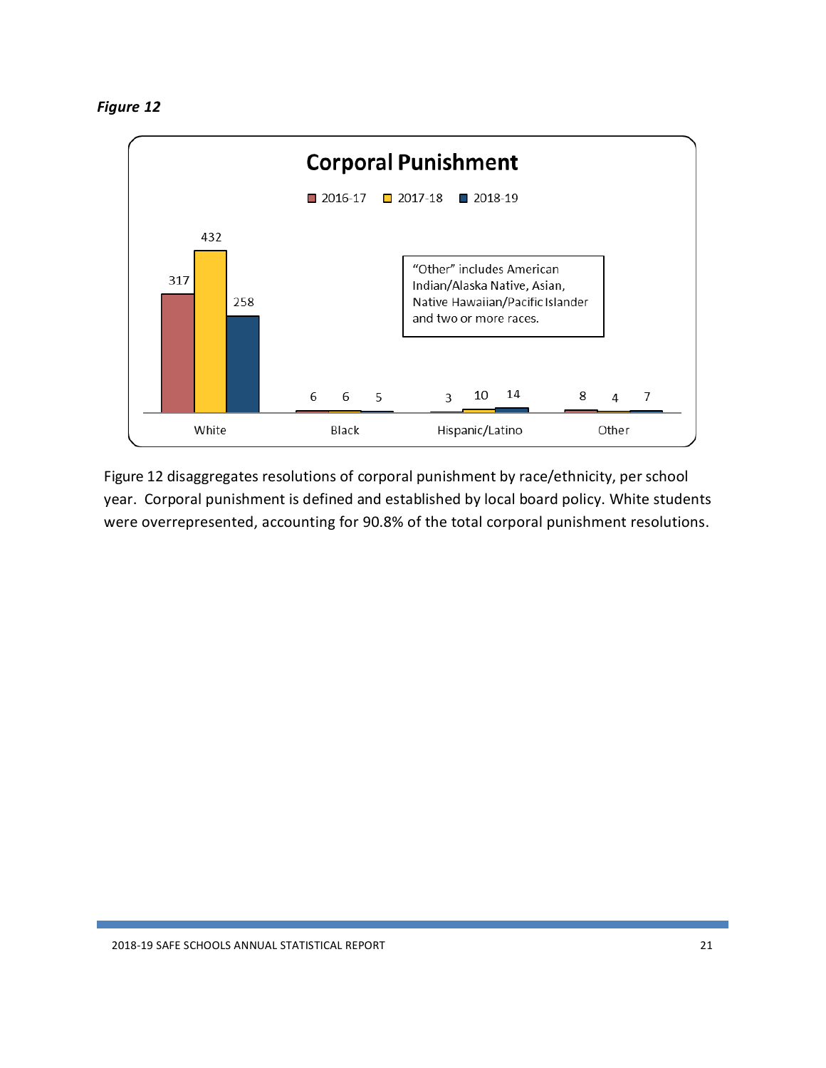***Figure 12***

**Corporal Punishment**

| | 2016-17 | 2017-18 | 2018-19 |
|---|---|---|---|
| White | 317 | 432 | 258 |
| Black | 6 | 6 | 5 |
| Hispanic/Latino | 3 | 10 | 14 |
| Other | 8 | 4 | 7 |

"Other" includes American Indian/Alaska Native, Asian, Native Hawaiian/Pacific Islander and two or more races.

Figure 12 disaggregates resolutions of corporal punishment by race/ethnicity, per school year. Corporal punishment is defined and established by local board policy. White students were overrepresented, accounting for 90.8% of the total corporal punishment resolutions.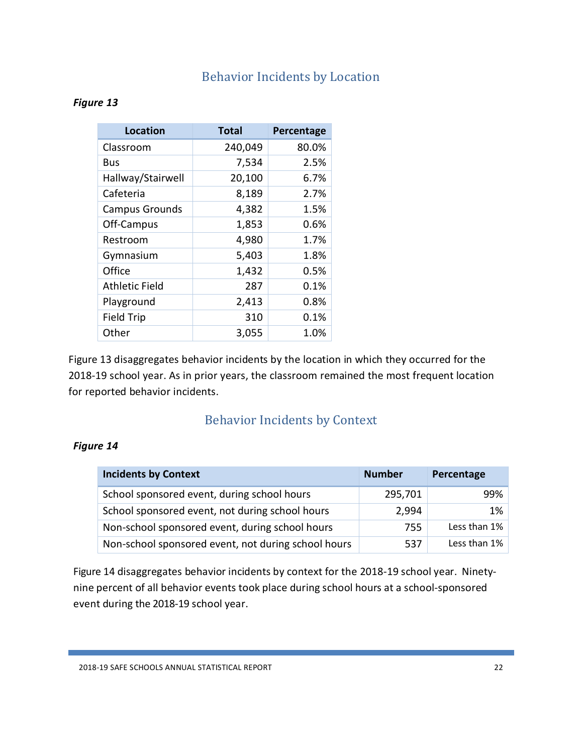## Behavior Incidents by Location

***Figure 13***

| Location | Total | Percentage |
|---|---|---|
| Classroom | 240,049 | 80.0% |
| Bus | 7,534 | 2.5% |
| Hallway/Stairwell | 20,100 | 6.7% |
| Cafeteria | 8,189 | 2.7% |
| Campus Grounds | 4,382 | 1.5% |
| Off-Campus | 1,853 | 0.6% |
| Restroom | 4,980 | 1.7% |
| Gymnasium | 5,403 | 1.8% |
| Office | 1,432 | 0.5% |
| Athletic Field | 287 | 0.1% |
| Playground | 2,413 | 0.8% |
| Field Trip | 310 | 0.1% |
| Other | 3,055 | 1.0% |

Figure 13 disaggregates behavior incidents by the location in which they occurred for the 2018-19 school year. As in prior years, the classroom remained the most frequent location for reported behavior incidents.

## Behavior Incidents by Context

***Figure 14***

| Incidents by Context | Number | Percentage |
|---|---|---|
| School sponsored event, during school hours | 295,701 | 99% |
| School sponsored event, not during school hours | 2,994 | 1% |
| Non-school sponsored event, during school hours | 755 | Less than 1% |
| Non-school sponsored event, not during school hours | 537 | Less than 1% |

Figure 14 disaggregates behavior incidents by context for the 2018-19 school year. Ninety-nine percent of all behavior events took place during school hours at a school-sponsored event during the 2018-19 school year.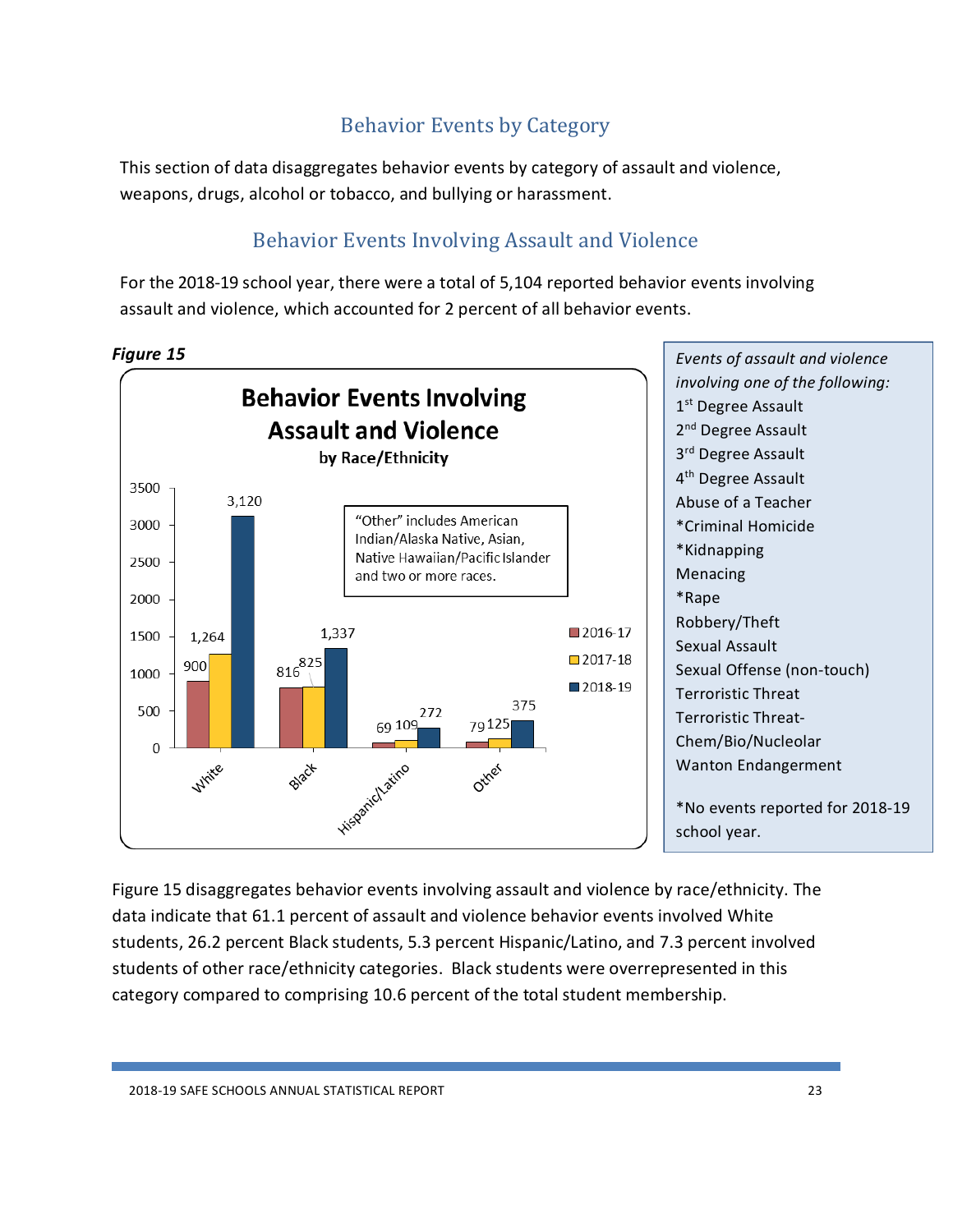## Behavior Events by Category

This section of data disaggregates behavior events by category of assault and violence, weapons, drugs, alcohol or tobacco, and bullying or harassment.

### Behavior Events Involving Assault and Violence

For the 2018-19 school year, there were a total of 5,104 reported behavior events involving assault and violence, which accounted for 2 percent of all behavior events.

***Figure 15***

**Behavior Events Involving Assault and Violence**
**by Race/Ethnicity**

| Race/Ethnicity | 2016-17 | 2017-18 | 2018-19 |
|---|---|---|---|
| White | 900 | 1,264 | 3,120 |
| Black | 816 | 825 | 1,337 |
| Hispanic/Latino | 69 | 109 | 272 |
| Other | 79 | 125 | 375 |

"Other" includes American Indian/Alaska Native, Asian, Native Hawaiian/Pacific Islander and two or more races.

*Events of assault and violence involving one of the following:*
- 1st Degree Assault
- 2nd Degree Assault
- 3rd Degree Assault
- 4th Degree Assault
- Abuse of a Teacher
- *Criminal Homicide
- *Kidnapping
- Menacing
- *Rape
- Robbery/Theft
- Sexual Assault
- Sexual Offense (non-touch)
- Terroristic Threat
- Terroristic Threat-Chem/Bio/Nucleolar
- Wanton Endangerment

*No events reported for 2018-19 school year.

Figure 15 disaggregates behavior events involving assault and violence by race/ethnicity. The data indicate that 61.1 percent of assault and violence behavior events involved White students, 26.2 percent Black students, 5.3 percent Hispanic/Latino, and 7.3 percent involved students of other race/ethnicity categories. Black students were overrepresented in this category compared to comprising 10.6 percent of the total student membership.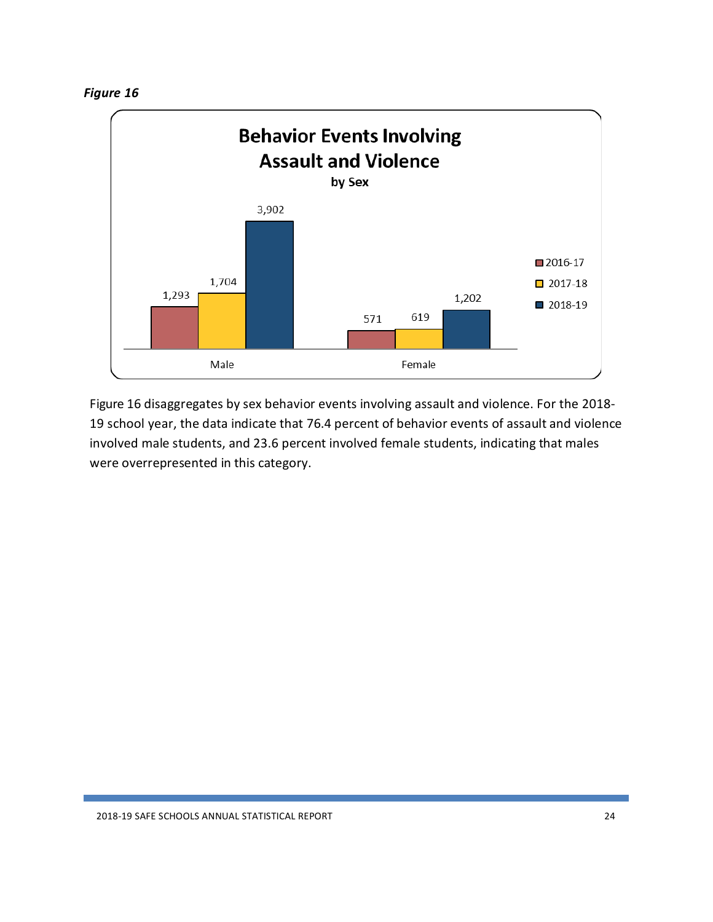*Figure 16*

**Behavior Events Involving Assault and Violence**

**by Sex**

| | 2016-17 | 2017-18 | 2018-19 |
|---|---|---|---|
| Male | 1,293 | 1,704 | 3,902 |
| Female | 571 | 619 | 1,202 |

Figure 16 disaggregates by sex behavior events involving assault and violence. For the 2018-19 school year, the data indicate that 76.4 percent of behavior events of assault and violence involved male students, and 23.6 percent involved female students, indicating that males were overrepresented in this category.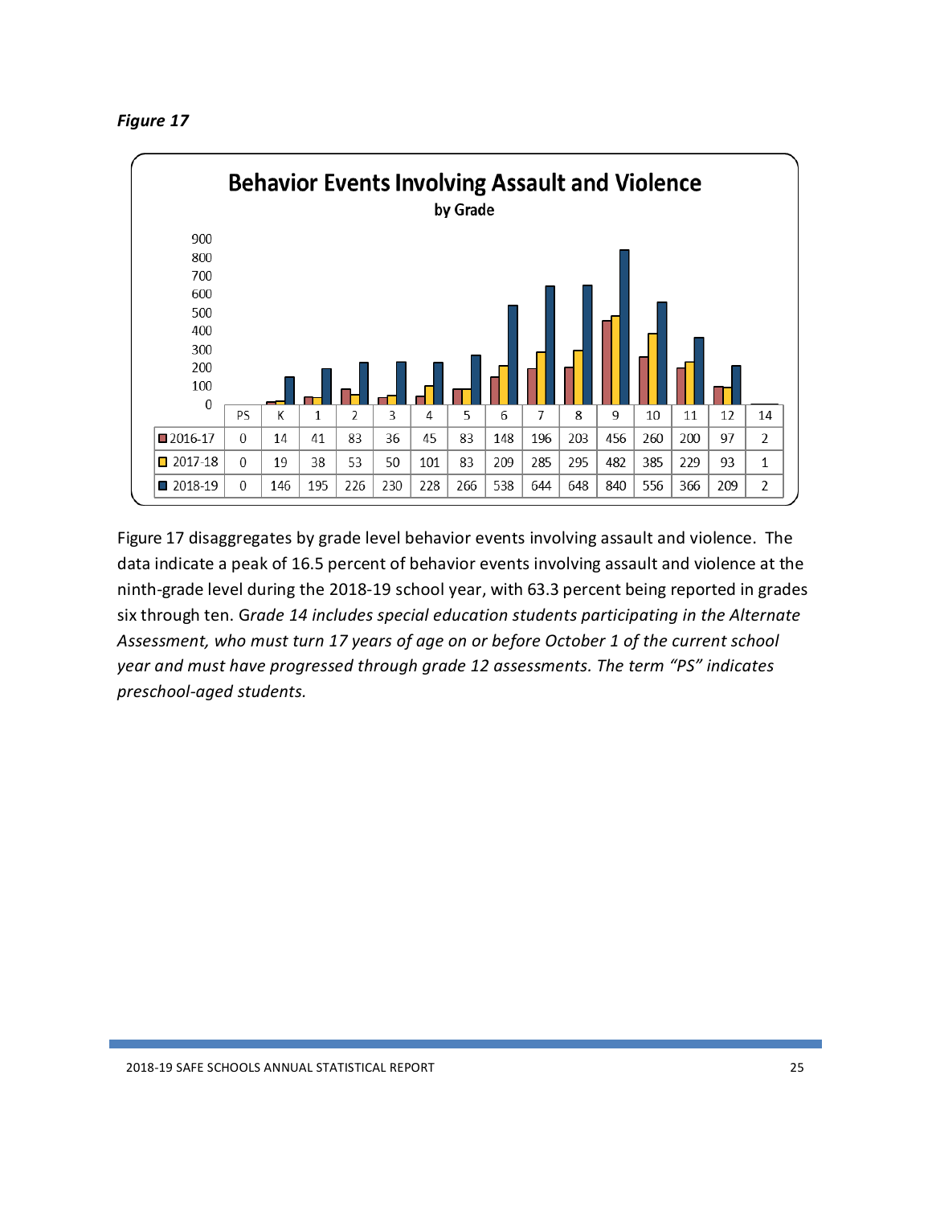*Figure 17*

**Behavior Events Involving Assault and Violence**

**by Grade**

| | PS | K | 1 | 2 | 3 | 4 | 5 | 6 | 7 | 8 | 9 | 10 | 11 | 12 | 14 |
|---|---|---|---|---|---|---|---|---|---|---|---|---|---|---|---|
| 2016-17 | 0 | 14 | 41 | 83 | 36 | 45 | 83 | 148 | 196 | 203 | 456 | 260 | 200 | 97 | 2 |
| 2017-18 | 0 | 19 | 38 | 53 | 50 | 101 | 83 | 209 | 285 | 295 | 482 | 385 | 229 | 93 | 1 |
| 2018-19 | 0 | 146 | 195 | 226 | 230 | 228 | 266 | 538 | 644 | 648 | 840 | 556 | 366 | 209 | 2 |

Figure 17 disaggregates by grade level behavior events involving assault and violence. The data indicate a peak of 16.5 percent of behavior events involving assault and violence at the ninth-grade level during the 2018-19 school year, with 63.3 percent being reported in grades six through ten. *Grade 14 includes special education students participating in the Alternate Assessment, who must turn 17 years of age on or before October 1 of the current school year and must have progressed through grade 12 assessments. The term "PS" indicates preschool-aged students.*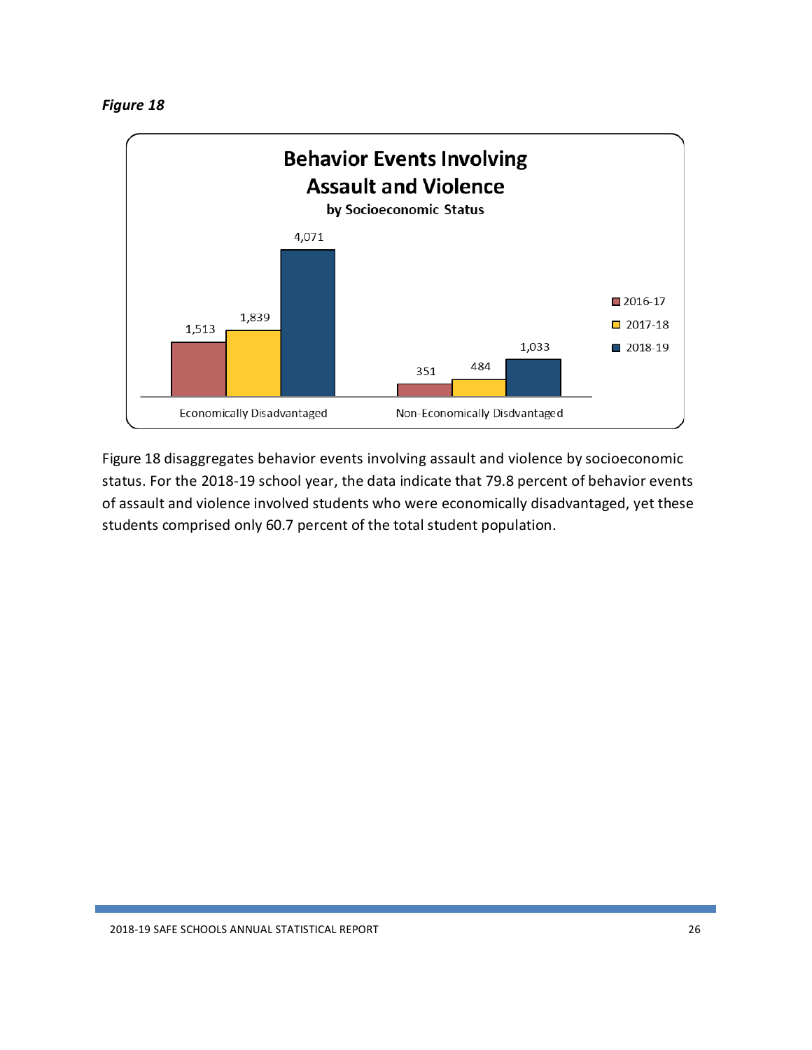*Figure 18*

**Behavior Events Involving Assault and Violence**

**by Socioeconomic Status**

| | 2016-17 | 2017-18 | 2018-19 |
|---|---|---|---|
| Economically Disadvantaged | 1,513 | 1,839 | 4,071 |
| Non-Economically Disdvantaged | 351 | 484 | 1,033 |

Figure 18 disaggregates behavior events involving assault and violence by socioeconomic status. For the 2018-19 school year, the data indicate that 79.8 percent of behavior events of assault and violence involved students who were economically disadvantaged, yet these students comprised only 60.7 percent of the total student population.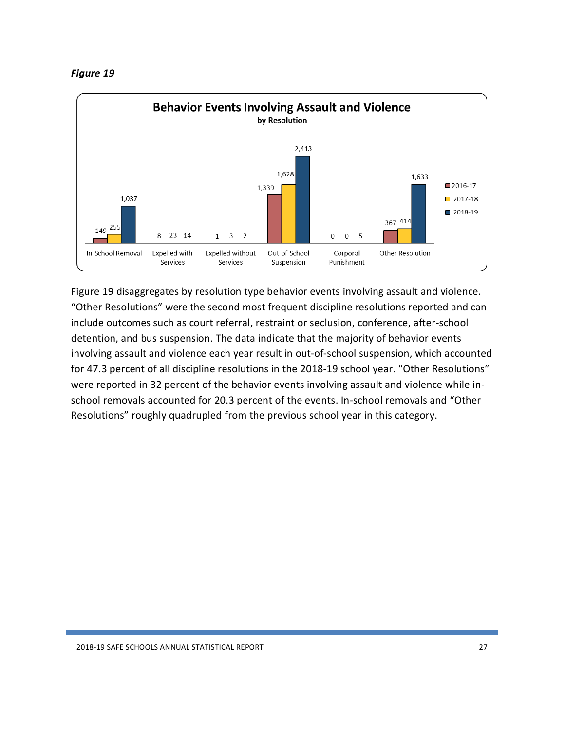*Figure 19*

**Behavior Events Involving Assault and Violence**
**by Resolution**

| Resolution | 2016-17 | 2017-18 | 2018-19 |
| --- | --- | --- | --- |
| In-School Removal | 149 | 255 | 1,037 |
| Expelled with Services | 8 | 23 | 14 |
| Expelled without Services | 1 | 3 | 2 |
| Out-of-School Suspension | 1,339 | 1,628 | 2,413 |
| Corporal Punishment | 0 | 0 | 5 |
| Other Resolution | 367 | 414 | 1,633 |

Figure 19 disaggregates by resolution type behavior events involving assault and violence. "Other Resolutions" were the second most frequent discipline resolutions reported and can include outcomes such as court referral, restraint or seclusion, conference, after-school detention, and bus suspension. The data indicate that the majority of behavior events involving assault and violence each year result in out-of-school suspension, which accounted for 47.3 percent of all discipline resolutions in the 2018-19 school year. "Other Resolutions" were reported in 32 percent of the behavior events involving assault and violence while in-school removals accounted for 20.3 percent of the events. In-school removals and "Other Resolutions" roughly quadrupled from the previous school year in this category.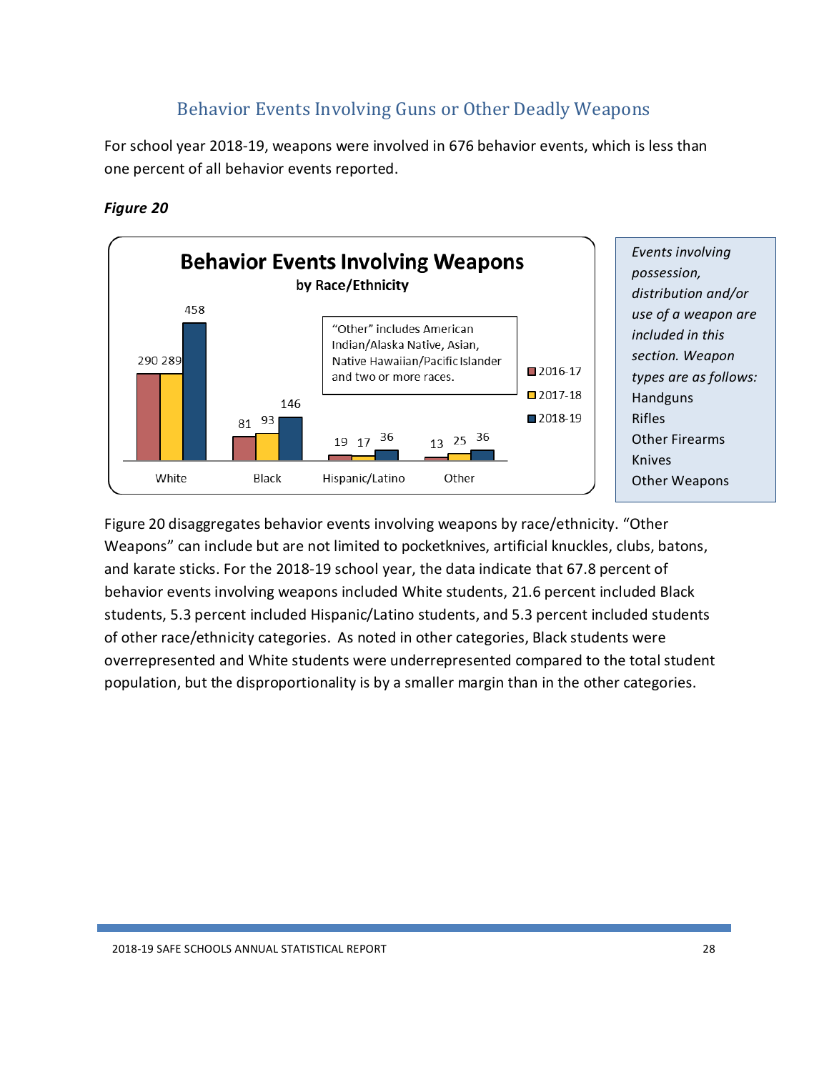## Behavior Events Involving Guns or Other Deadly Weapons

For school year 2018-19, weapons were involved in 676 behavior events, which is less than one percent of all behavior events reported.

***Figure 20***

**Behavior Events Involving Weapons**
**by Race/Ethnicity**

| | 2016-17 | 2017-18 | 2018-19 |
|---|---|---|---|
| White | 290 | 289 | 458 |
| Black | 81 | 93 | 146 |
| Hispanic/Latino | 19 | 17 | 36 |
| Other | 13 | 25 | 36 |

"Other" includes American Indian/Alaska Native, Asian, Native Hawaiian/Pacific Islander and two or more races.

*Events involving possession, distribution and/or use of a weapon are included in this section. Weapon types are as follows:*

- Handguns
- Rifles
- Other Firearms
- Knives
- Other Weapons

Figure 20 disaggregates behavior events involving weapons by race/ethnicity. "Other Weapons" can include but are not limited to pocketknives, artificial knuckles, clubs, batons, and karate sticks. For the 2018-19 school year, the data indicate that 67.8 percent of behavior events involving weapons included White students, 21.6 percent included Black students, 5.3 percent included Hispanic/Latino students, and 5.3 percent included students of other race/ethnicity categories. As noted in other categories, Black students were overrepresented and White students were underrepresented compared to the total student population, but the disproportionality is by a smaller margin than in the other categories.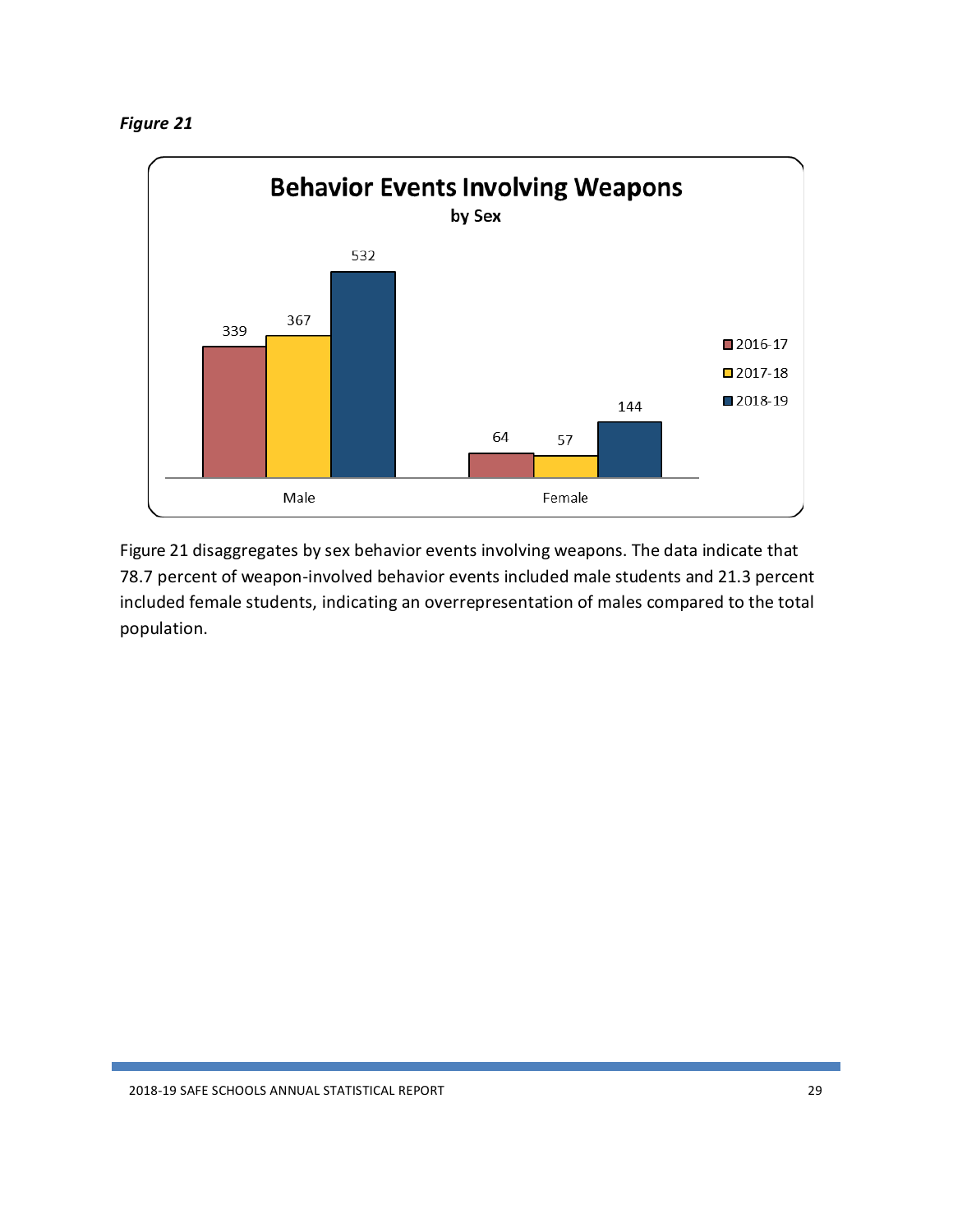*Figure 21*

**Behavior Events Involving Weapons**
**by Sex**

| | 2016-17 | 2017-18 | 2018-19 |
|---|---|---|---|
| Male | 339 | 367 | 532 |
| Female | 64 | 57 | 144 |

Figure 21 disaggregates by sex behavior events involving weapons. The data indicate that 78.7 percent of weapon-involved behavior events included male students and 21.3 percent included female students, indicating an overrepresentation of males compared to the total population.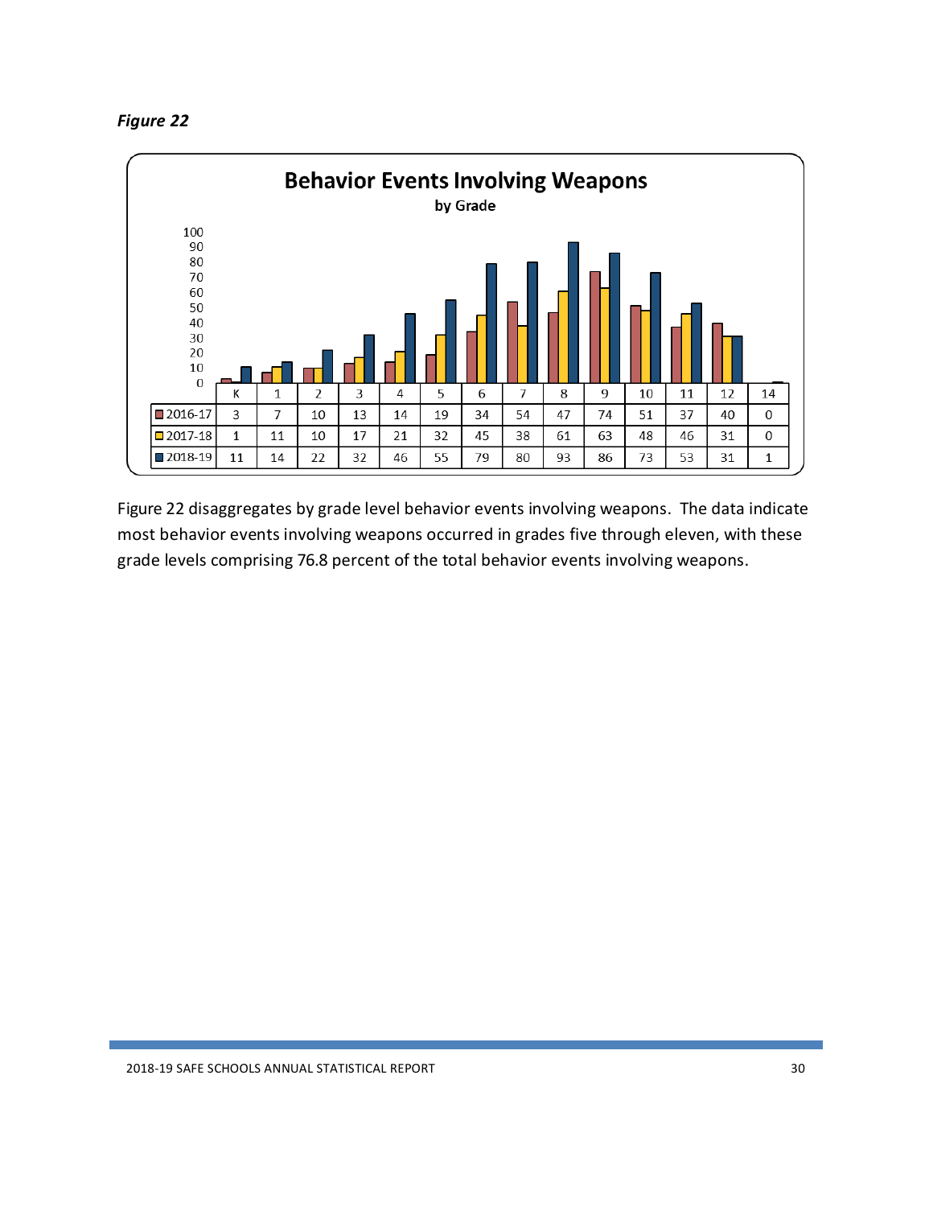*Figure 22*

**Behavior Events Involving Weapons**
by Grade

| | K | 1 | 2 | 3 | 4 | 5 | 6 | 7 | 8 | 9 | 10 | 11 | 12 | 14 |
|---|---|---|---|---|---|---|---|---|---|---|---|---|---|---|
| 2016-17 | 3 | 7 | 10 | 13 | 14 | 19 | 34 | 54 | 47 | 74 | 51 | 37 | 40 | 0 |
| 2017-18 | 1 | 11 | 10 | 17 | 21 | 32 | 45 | 38 | 61 | 63 | 48 | 46 | 31 | 0 |
| 2018-19 | 11 | 14 | 22 | 32 | 46 | 55 | 79 | 80 | 93 | 86 | 73 | 53 | 31 | 1 |

Figure 22 disaggregates by grade level behavior events involving weapons. The data indicate most behavior events involving weapons occurred in grades five through eleven, with these grade levels comprising 76.8 percent of the total behavior events involving weapons.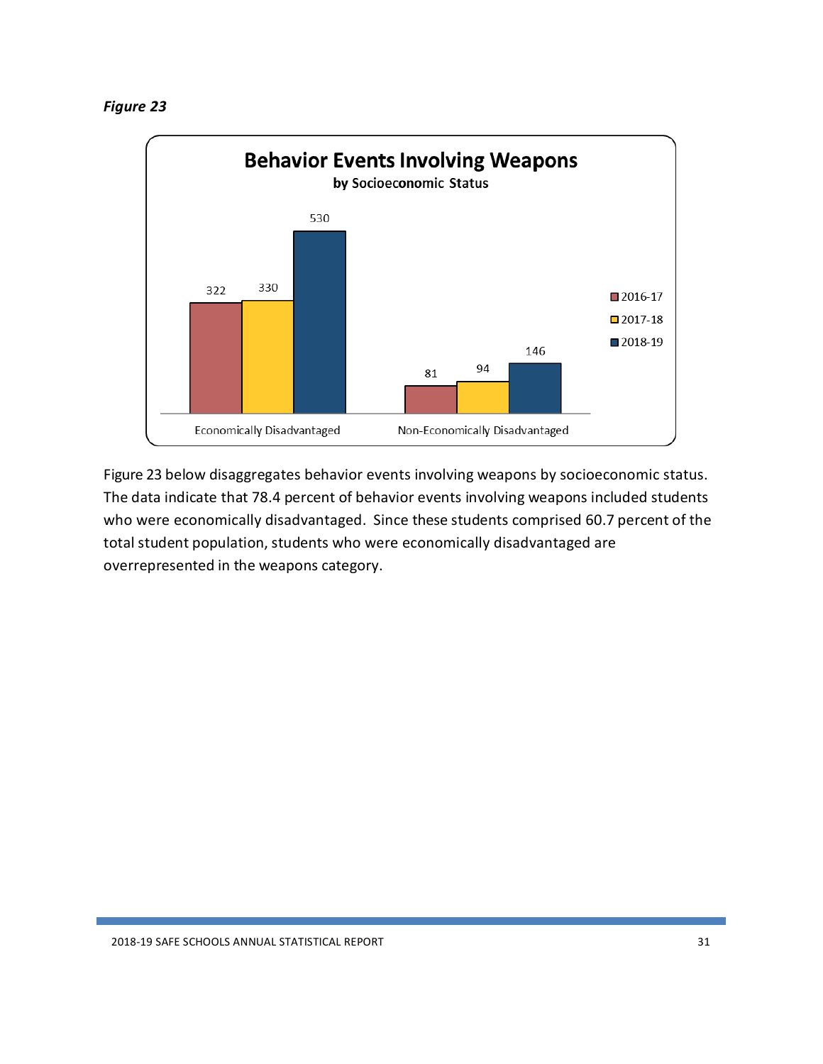*Figure 23*

**Behavior Events Involving Weapons**
**by Socioeconomic Status**

| | 2016-17 | 2017-18 | 2018-19 |
|---|---|---|---|
| Economically Disadvantaged | 322 | 330 | 530 |
| Non-Economically Disadvantaged | 81 | 94 | 146 |

Figure 23 below disaggregates behavior events involving weapons by socioeconomic status. The data indicate that 78.4 percent of behavior events involving weapons included students who were economically disadvantaged. Since these students comprised 60.7 percent of the total student population, students who were economically disadvantaged are overrepresented in the weapons category.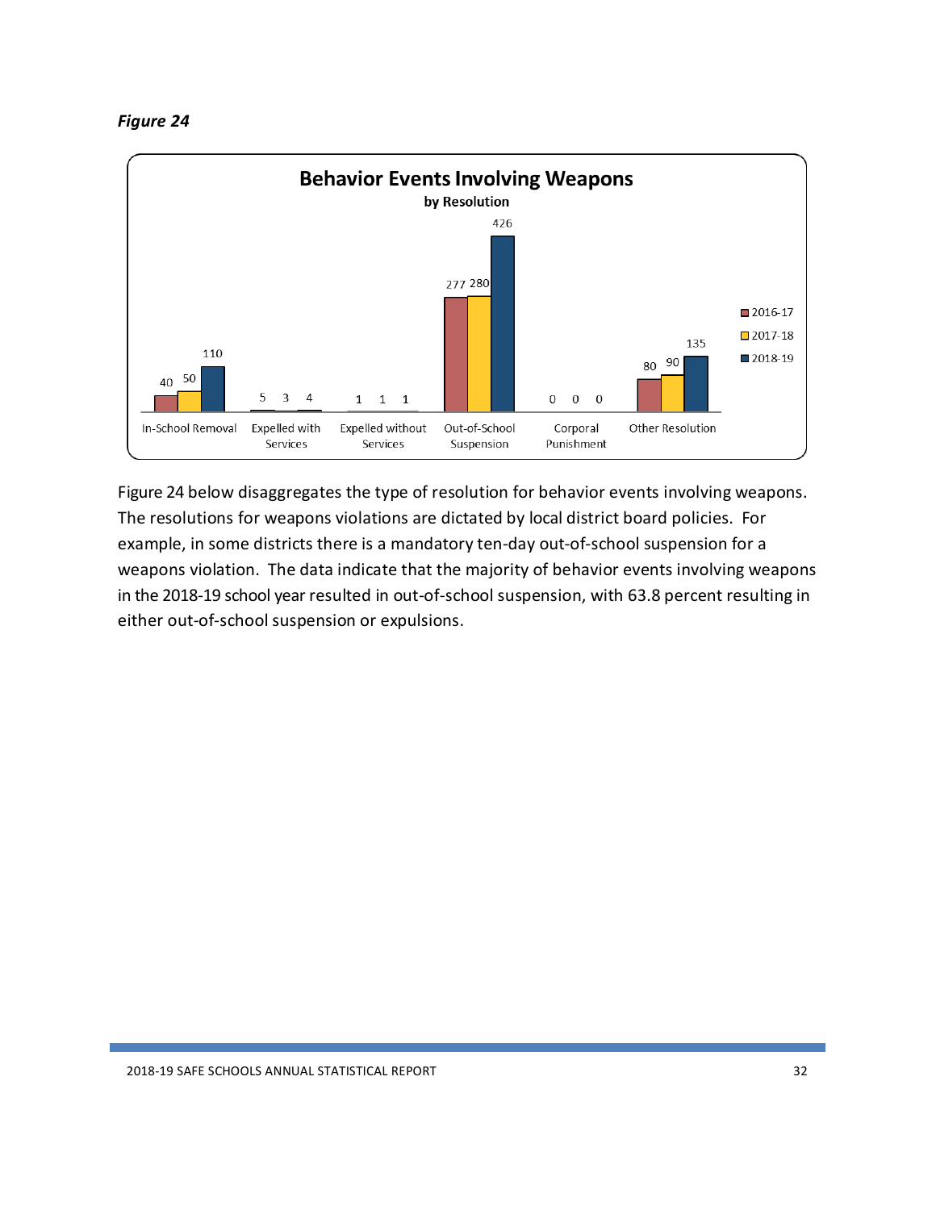*Figure 24*

**Behavior Events Involving Weapons**
**by Resolution**

| Resolution | 2016-17 | 2017-18 | 2018-19 |
|---|---|---|---|
| In-School Removal | 40 | 50 | 110 |
| Expelled with Services | 5 | 3 | 4 |
| Expelled without Services | 1 | 1 | 1 |
| Out-of-School Suspension | 277 | 280 | 426 |
| Corporal Punishment | 0 | 0 | 0 |
| Other Resolution | 80 | 90 | 135 |

Figure 24 below disaggregates the type of resolution for behavior events involving weapons. The resolutions for weapons violations are dictated by local district board policies. For example, in some districts there is a mandatory ten-day out-of-school suspension for a weapons violation. The data indicate that the majority of behavior events involving weapons in the 2018-19 school year resulted in out-of-school suspension, with 63.8 percent resulting in either out-of-school suspension or expulsions.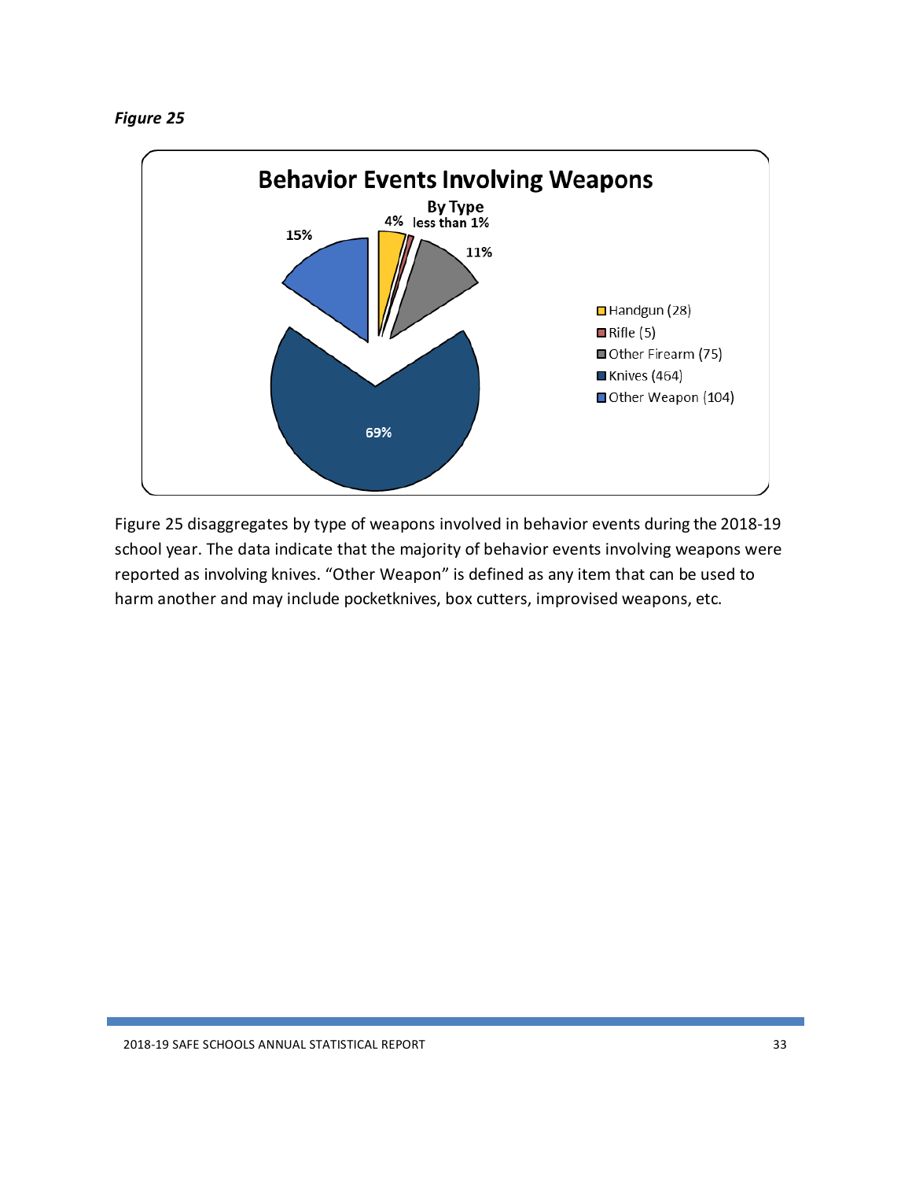*Figure 25*

**Behavior Events Involving Weapons**

**By Type**

| Type | Count | Percent |
|---|---|---|
| Handgun | 28 | 4% |
| Rifle | 5 | less than 1% |
| Other Firearm | 75 | 11% |
| Knives | 464 | 69% |
| Other Weapon | 104 | 15% |

Figure 25 disaggregates by type of weapons involved in behavior events during the 2018-19 school year. The data indicate that the majority of behavior events involving weapons were reported as involving knives. “Other Weapon” is defined as any item that can be used to harm another and may include pocketknives, box cutters, improvised weapons, etc.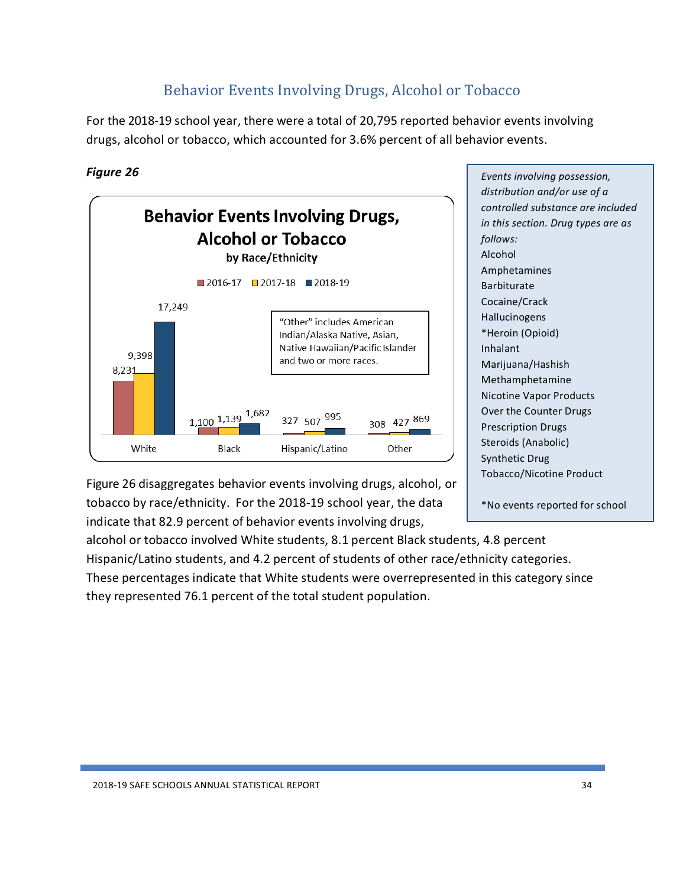## Behavior Events Involving Drugs, Alcohol or Tobacco

For the 2018-19 school year, there were a total of 20,795 reported behavior events involving drugs, alcohol or tobacco, which accounted for 3.6% percent of all behavior events.

***Figure 26***

**Behavior Events Involving Drugs, Alcohol or Tobacco**
**by Race/Ethnicity**

| Race/Ethnicity | 2016-17 | 2017-18 | 2018-19 |
|---|---|---|---|
| White | 8,231 | 9,398 | 17,249 |
| Black | 1,100 | 1,139 | 1,682 |
| Hispanic/Latino | 327 | 507 | 995 |
| Other | 308 | 427 | 869 |

"Other" includes American Indian/Alaska Native, Asian, Native Hawaiian/Pacific Islander and two or more races.

*Events involving possession, distribution and/or use of a controlled substance are included in this section. Drug types are as follows:*

- Alcohol
- Amphetamines
- Barbiturate
- Cocaine/Crack
- Hallucinogens
- *Heroin (Opioid)
- Inhalant
- Marijuana/Hashish
- Methamphetamine
- Nicotine Vapor Products
- Over the Counter Drugs
- Prescription Drugs
- Steroids (Anabolic)
- Synthetic Drug
- Tobacco/Nicotine Product

*No events reported for school

Figure 26 disaggregates behavior events involving drugs, alcohol, or tobacco by race/ethnicity. For the 2018-19 school year, the data indicate that 82.9 percent of behavior events involving drugs, alcohol or tobacco involved White students, 8.1 percent Black students, 4.8 percent Hispanic/Latino students, and 4.2 percent of students of other race/ethnicity categories. These percentages indicate that White students were overrepresented in this category since they represented 76.1 percent of the total student population.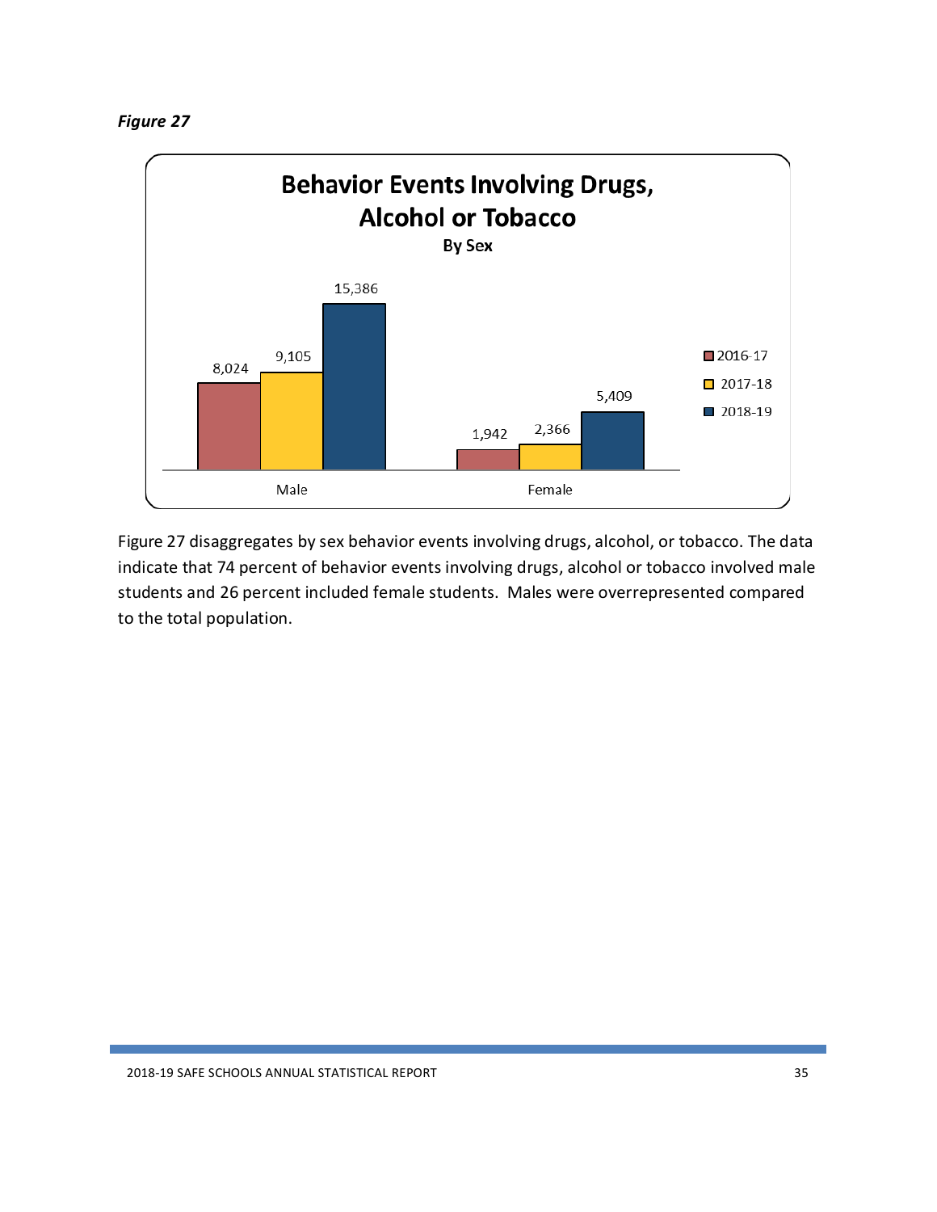*Figure 27*

**Behavior Events Involving Drugs, Alcohol or Tobacco**
**By Sex**

| | 2016-17 | 2017-18 | 2018-19 |
|---|---|---|---|
| Male | 8,024 | 9,105 | 15,386 |
| Female | 1,942 | 2,366 | 5,409 |

Figure 27 disaggregates by sex behavior events involving drugs, alcohol, or tobacco. The data indicate that 74 percent of behavior events involving drugs, alcohol or tobacco involved male students and 26 percent included female students. Males were overrepresented compared to the total population.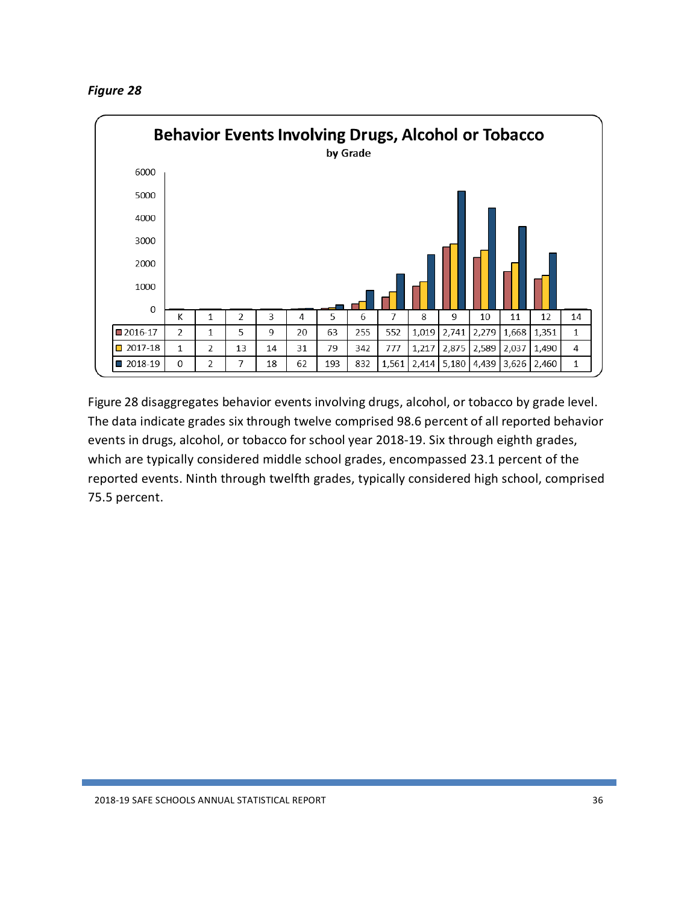*Figure 28*

**Behavior Events Involving Drugs, Alcohol or Tobacco**

**by Grade**

| | K | 1 | 2 | 3 | 4 | 5 | 6 | 7 | 8 | 9 | 10 | 11 | 12 | 14 |
|---|---|---|---|---|---|---|---|---|---|---|---|---|---|---|
| 2016-17 | 2 | 1 | 5 | 9 | 20 | 63 | 255 | 552 | 1,019 | 2,741 | 2,279 | 1,668 | 1,351 | 1 |
| 2017-18 | 1 | 2 | 13 | 14 | 31 | 79 | 342 | 777 | 1,217 | 2,875 | 2,589 | 2,037 | 1,490 | 4 |
| 2018-19 | 0 | 2 | 7 | 18 | 62 | 193 | 832 | 1,561 | 2,414 | 5,180 | 4,439 | 3,626 | 2,460 | 1 |

Figure 28 disaggregates behavior events involving drugs, alcohol, or tobacco by grade level. The data indicate grades six through twelve comprised 98.6 percent of all reported behavior events in drugs, alcohol, or tobacco for school year 2018-19. Six through eighth grades, which are typically considered middle school grades, encompassed 23.1 percent of the reported events. Ninth through twelfth grades, typically considered high school, comprised 75.5 percent.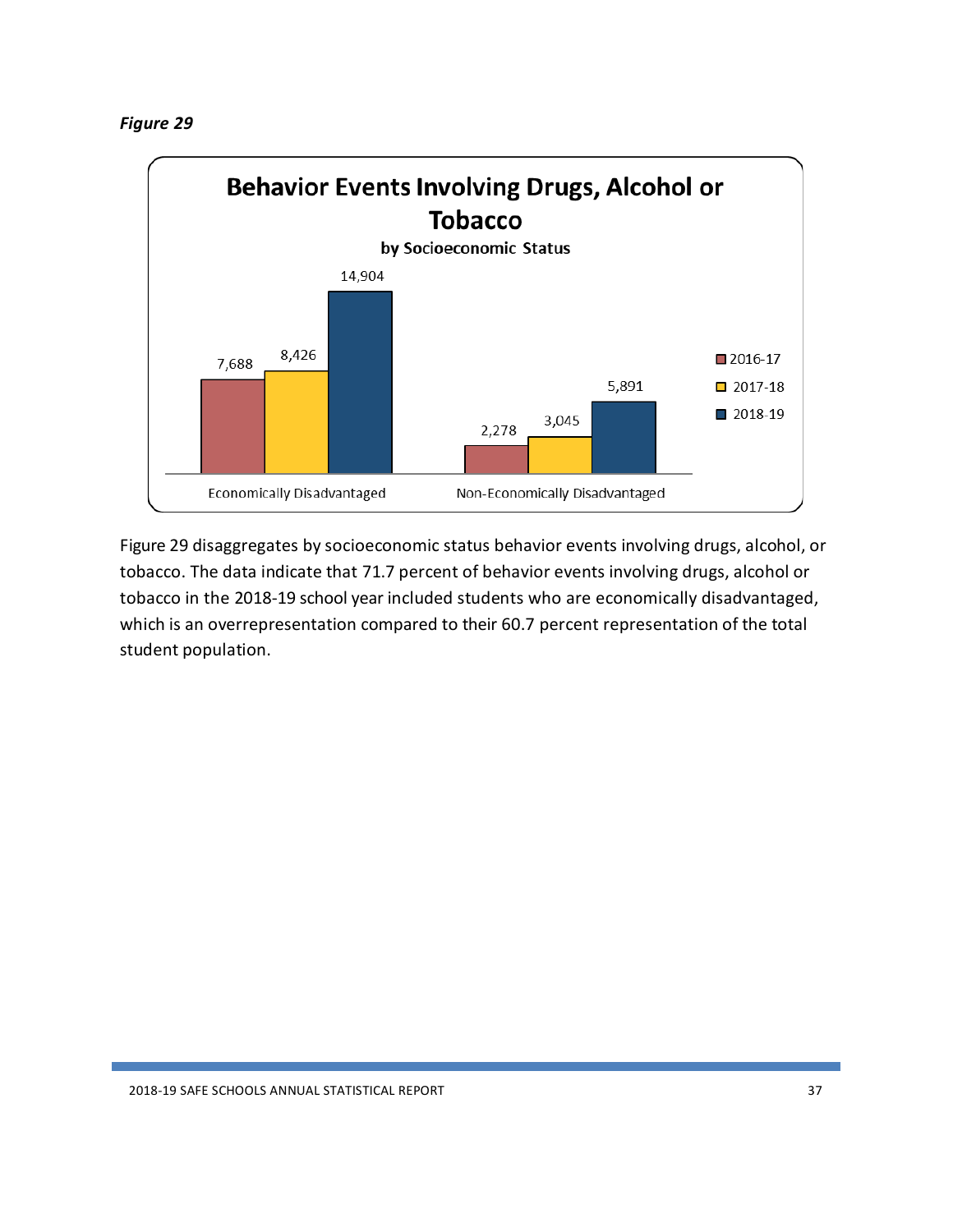*Figure 29*

**Behavior Events Involving Drugs, Alcohol or Tobacco**

**by Socioeconomic Status**

| | 2016-17 | 2017-18 | 2018-19 |
|---|---|---|---|
| Economically Disadvantaged | 7,688 | 8,426 | 14,904 |
| Non-Economically Disadvantaged | 2,278 | 3,045 | 5,891 |

Figure 29 disaggregates by socioeconomic status behavior events involving drugs, alcohol, or tobacco. The data indicate that 71.7 percent of behavior events involving drugs, alcohol or tobacco in the 2018-19 school year included students who are economically disadvantaged, which is an overrepresentation compared to their 60.7 percent representation of the total student population.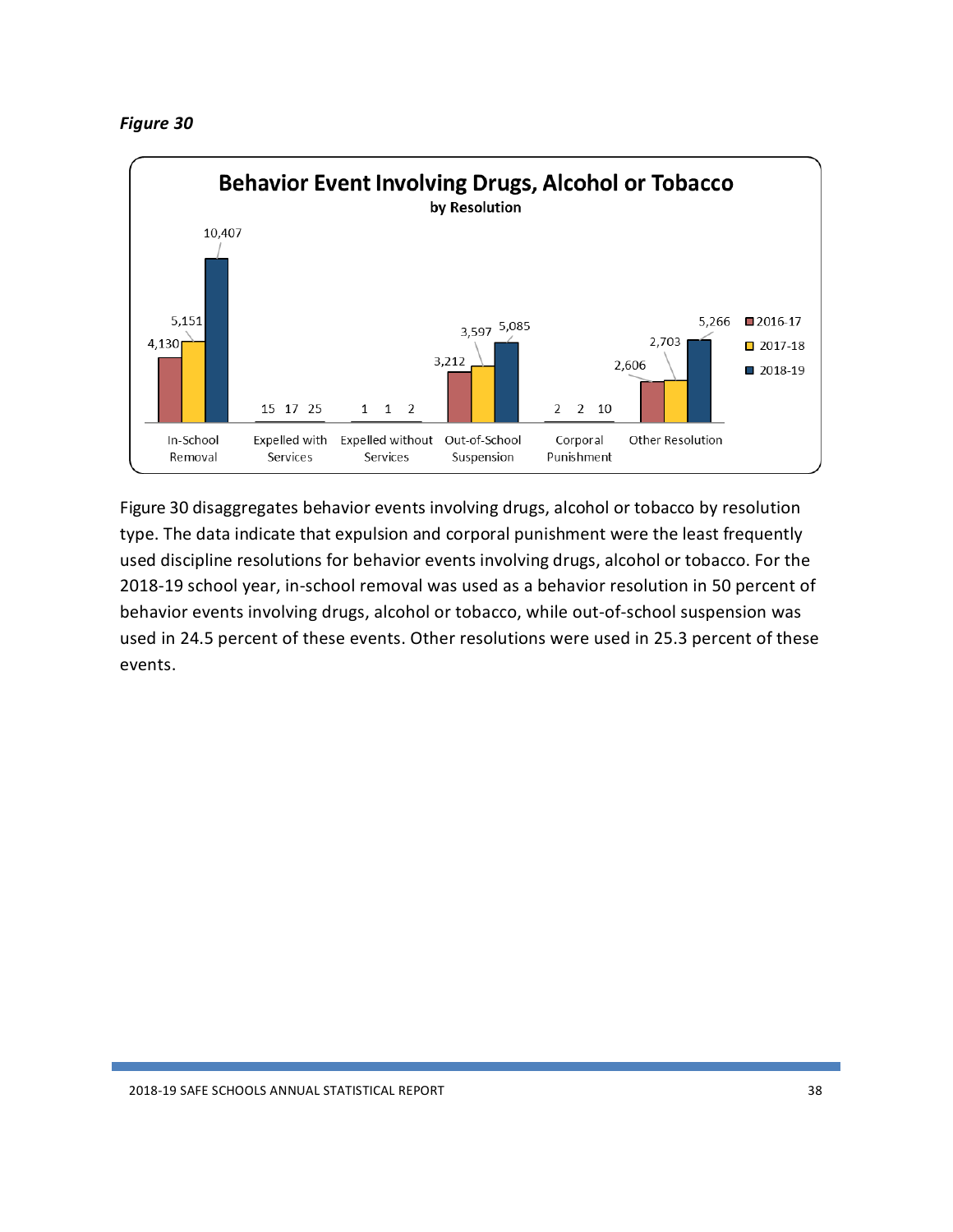*Figure 30*

**Behavior Event Involving Drugs, Alcohol or Tobacco**
**by Resolution**

| Resolution | 2016-17 | 2017-18 | 2018-19 |
|---|---|---|---|
| In-School Removal | 4,130 | 5,151 | 10,407 |
| Expelled with Services | 15 | 17 | 25 |
| Expelled without Services | 1 | 1 | 2 |
| Out-of-School Suspension | 3,212 | 3,597 | 5,085 |
| Corporal Punishment | 2 | 2 | 10 |
| Other Resolution | 2,606 | 2,703 | 5,266 |

Figure 30 disaggregates behavior events involving drugs, alcohol or tobacco by resolution type. The data indicate that expulsion and corporal punishment were the least frequently used discipline resolutions for behavior events involving drugs, alcohol or tobacco. For the 2018-19 school year, in-school removal was used as a behavior resolution in 50 percent of behavior events involving drugs, alcohol or tobacco, while out-of-school suspension was used in 24.5 percent of these events. Other resolutions were used in 25.3 percent of these events.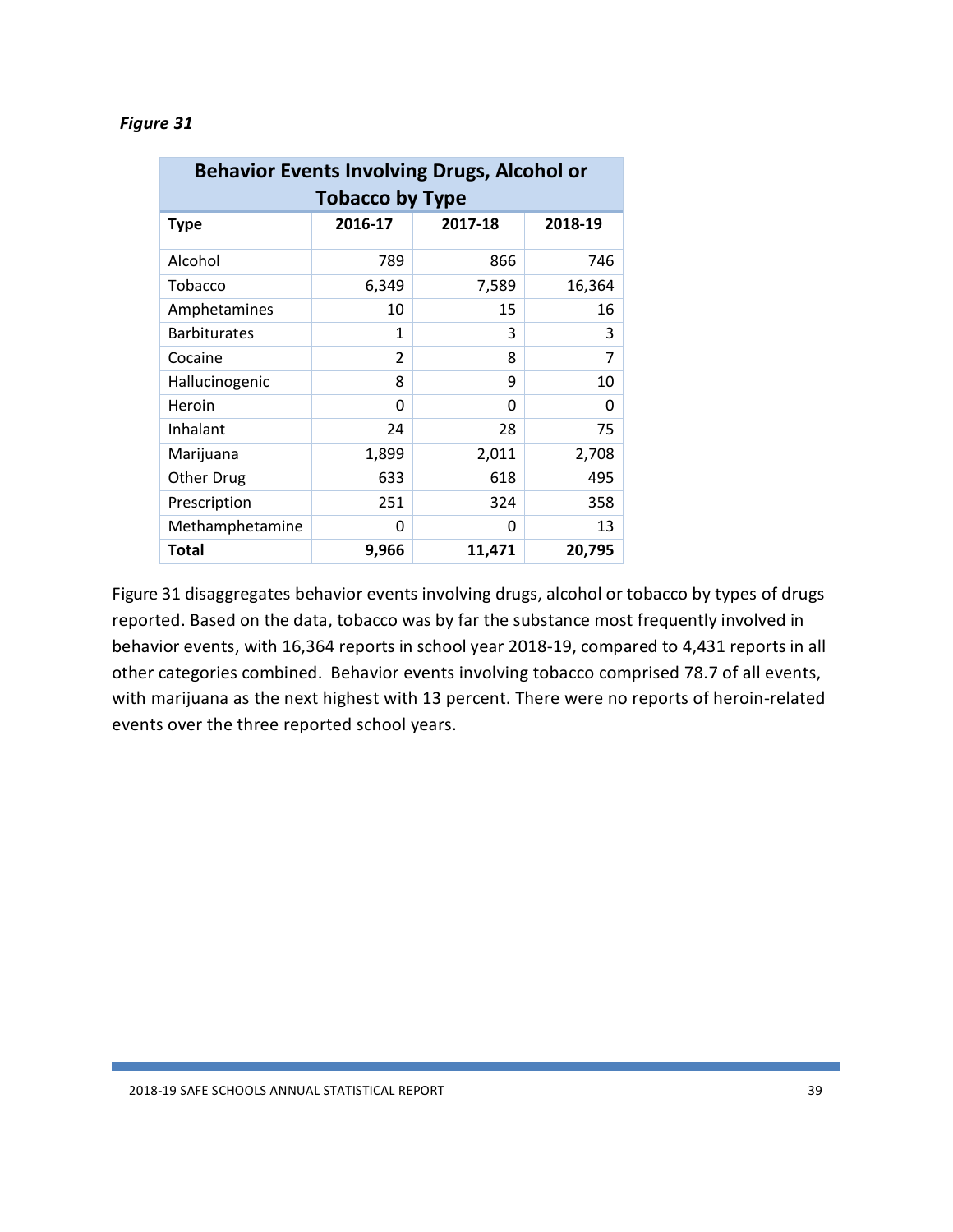*Figure 31*

| Behavior Events Involving Drugs, Alcohol or Tobacco by Type | | | |
|---|---|---|---|
| **Type** | **2016-17** | **2017-18** | **2018-19** |
| Alcohol | 789 | 866 | 746 |
| Tobacco | 6,349 | 7,589 | 16,364 |
| Amphetamines | 10 | 15 | 16 |
| Barbiturates | 1 | 3 | 3 |
| Cocaine | 2 | 8 | 7 |
| Hallucinogenic | 8 | 9 | 10 |
| Heroin | 0 | 0 | 0 |
| Inhalant | 24 | 28 | 75 |
| Marijuana | 1,899 | 2,011 | 2,708 |
| Other Drug | 633 | 618 | 495 |
| Prescription | 251 | 324 | 358 |
| Methamphetamine | 0 | 0 | 13 |
| **Total** | **9,966** | **11,471** | **20,795** |

Figure 31 disaggregates behavior events involving drugs, alcohol or tobacco by types of drugs reported. Based on the data, tobacco was by far the substance most frequently involved in behavior events, with 16,364 reports in school year 2018-19, compared to 4,431 reports in all other categories combined. Behavior events involving tobacco comprised 78.7 of all events, with marijuana as the next highest with 13 percent. There were no reports of heroin-related events over the three reported school years.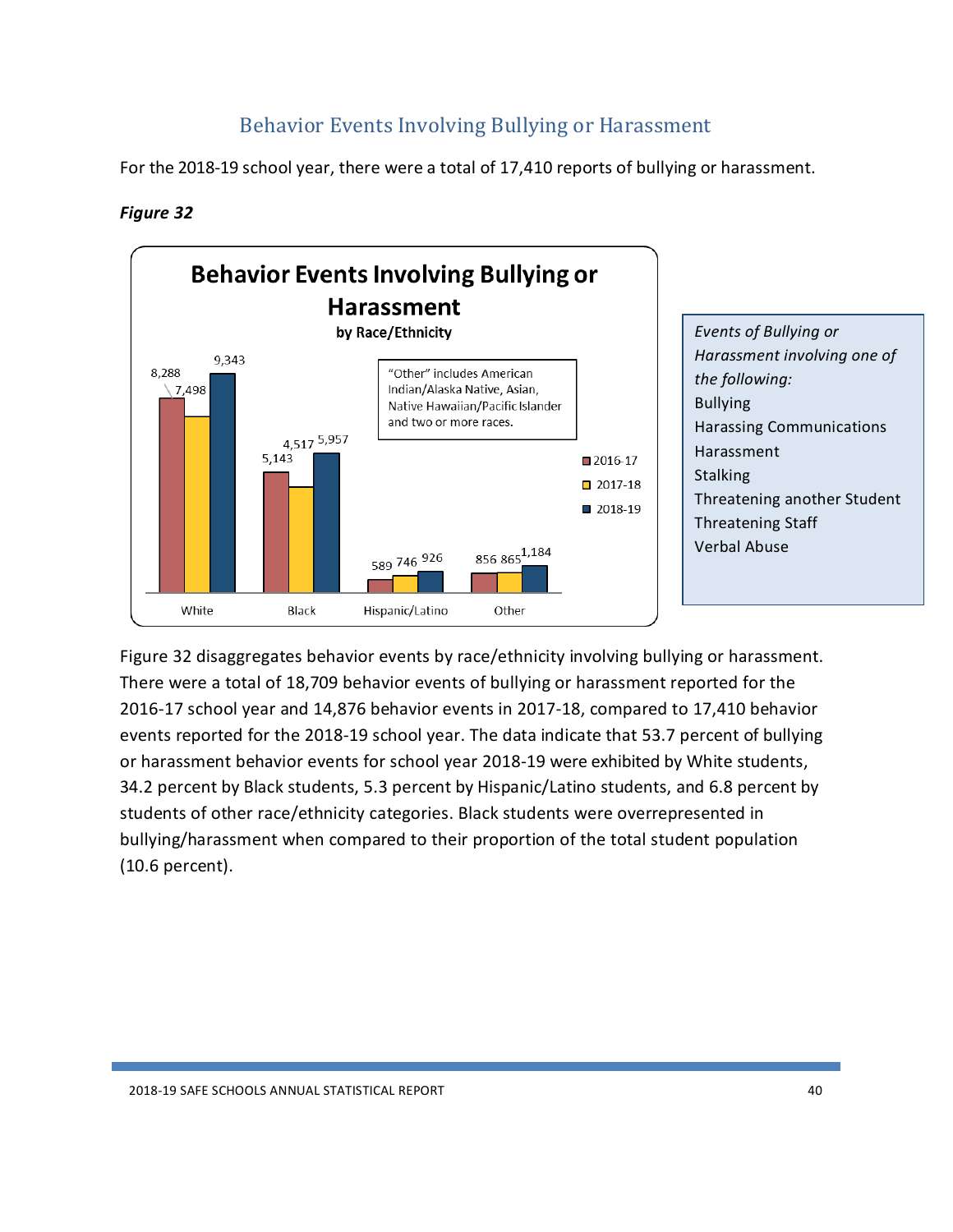## Behavior Events Involving Bullying or Harassment

For the 2018-19 school year, there were a total of 17,410 reports of bullying or harassment.

***Figure 32***

**Behavior Events Involving Bullying or Harassment**
**by Race/Ethnicity**

| Race/Ethnicity | 2016-17 | 2017-18 | 2018-19 |
|---|---|---|---|
| White | 8,288 | 7,498 | 9,343 |
| Black | 5,143 | 4,517 | 5,957 |
| Hispanic/Latino | 589 | 746 | 926 |
| Other | 856 | 865 | 1,184 |

"Other" includes American Indian/Alaska Native, Asian, Native Hawaiian/Pacific Islander and two or more races.

*Events of Bullying or Harassment involving one of the following:*
- Bullying
- Harassing Communications
- Harassment
- Stalking
- Threatening another Student
- Threatening Staff
- Verbal Abuse

Figure 32 disaggregates behavior events by race/ethnicity involving bullying or harassment. There were a total of 18,709 behavior events of bullying or harassment reported for the 2016-17 school year and 14,876 behavior events in 2017-18, compared to 17,410 behavior events reported for the 2018-19 school year. The data indicate that 53.7 percent of bullying or harassment behavior events for school year 2018-19 were exhibited by White students, 34.2 percent by Black students, 5.3 percent by Hispanic/Latino students, and 6.8 percent by students of other race/ethnicity categories. Black students were overrepresented in bullying/harassment when compared to their proportion of the total student population (10.6 percent).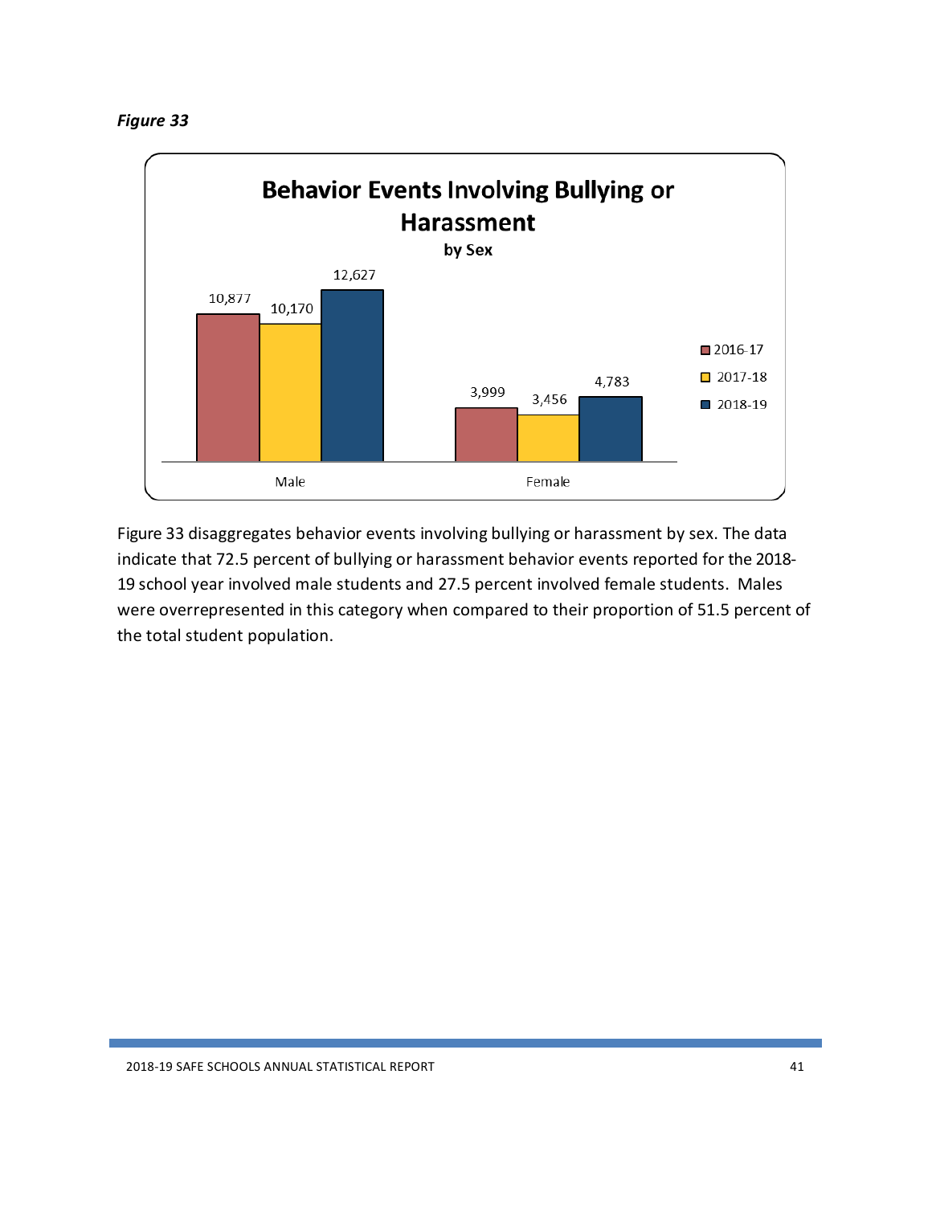*Figure 33*

**Behavior Events Involving Bullying or Harassment**
**by Sex**

| | 2016-17 | 2017-18 | 2018-19 |
|---|---|---|---|
| Male | 10,877 | 10,170 | 12,627 |
| Female | 3,999 | 3,456 | 4,783 |

Figure 33 disaggregates behavior events involving bullying or harassment by sex. The data indicate that 72.5 percent of bullying or harassment behavior events reported for the 2018-19 school year involved male students and 27.5 percent involved female students. Males were overrepresented in this category when compared to their proportion of 51.5 percent of the total student population.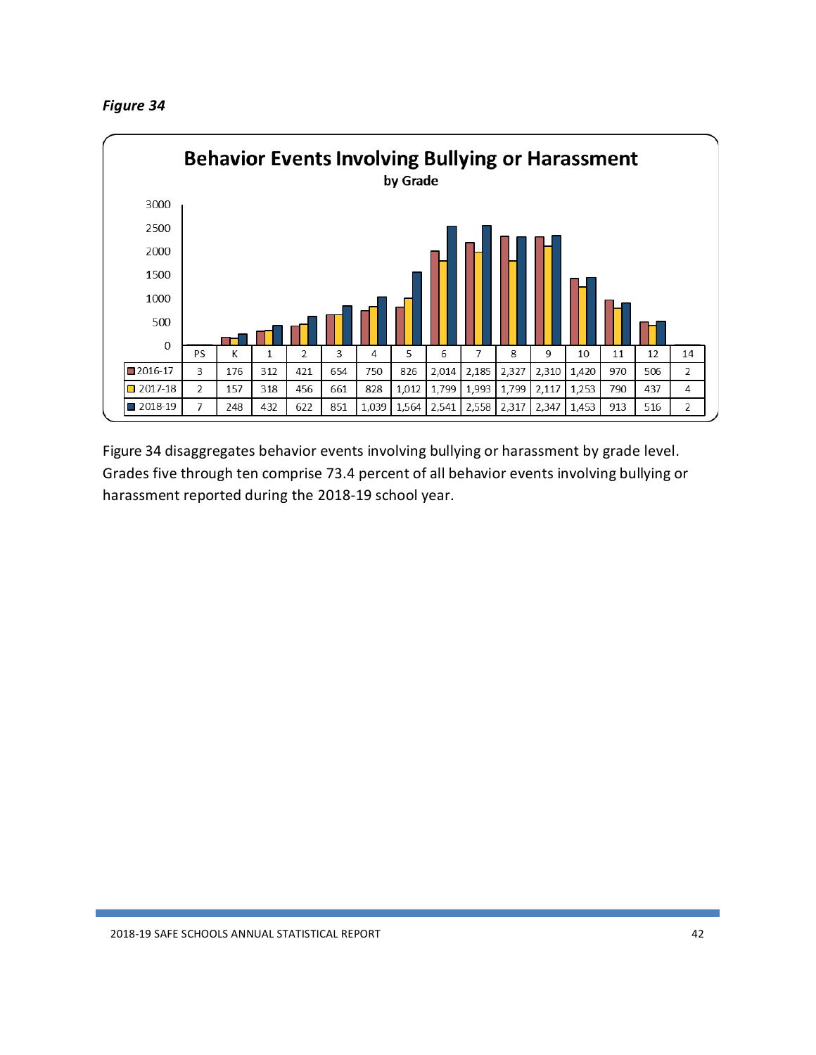*Figure 34*

**Behavior Events Involving Bullying or Harassment**

**by Grade**

| | PS | K | 1 | 2 | 3 | 4 | 5 | 6 | 7 | 8 | 9 | 10 | 11 | 12 | 14 |
|---|---|---|---|---|---|---|---|---|---|---|---|---|---|---|---|
| 2016-17 | 3 | 176 | 312 | 421 | 654 | 750 | 826 | 2,014 | 2,185 | 2,327 | 2,310 | 1,420 | 970 | 506 | 2 |
| 2017-18 | 2 | 157 | 318 | 456 | 661 | 828 | 1,012 | 1,799 | 1,993 | 1,799 | 2,117 | 1,253 | 790 | 437 | 4 |
| 2018-19 | 7 | 248 | 432 | 622 | 851 | 1,039 | 1,564 | 2,541 | 2,558 | 2,317 | 2,347 | 1,453 | 913 | 516 | 2 |

Figure 34 disaggregates behavior events involving bullying or harassment by grade level. Grades five through ten comprise 73.4 percent of all behavior events involving bullying or harassment reported during the 2018-19 school year.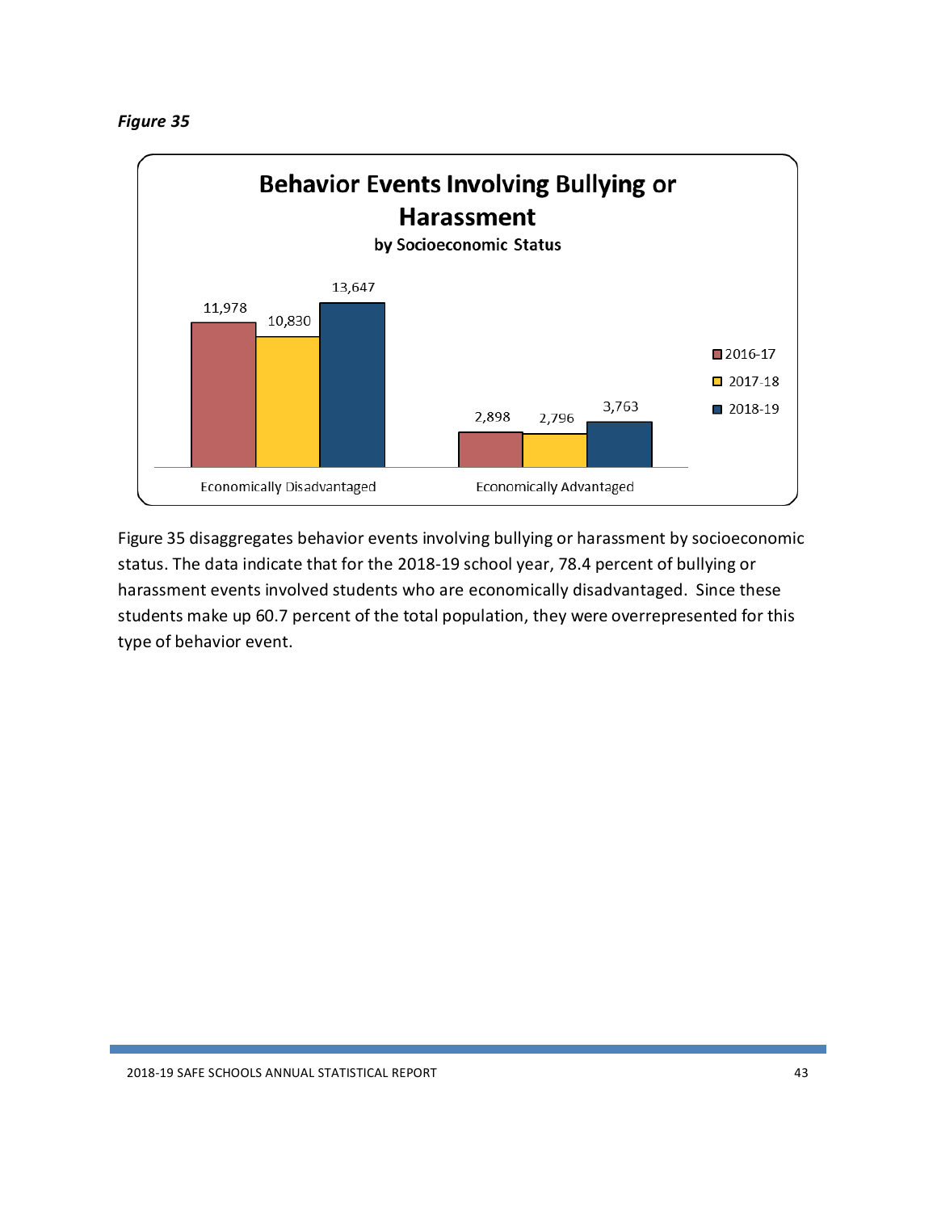*Figure 35*

**Behavior Events Involving Bullying or Harassment**

**by Socioeconomic Status**

| | 2016-17 | 2017-18 | 2018-19 |
|---|---|---|---|
| Economically Disadvantaged | 11,978 | 10,830 | 13,647 |
| Economically Advantaged | 2,898 | 2,796 | 3,763 |

Figure 35 disaggregates behavior events involving bullying or harassment by socioeconomic status. The data indicate that for the 2018-19 school year, 78.4 percent of bullying or harassment events involved students who are economically disadvantaged. Since these students make up 60.7 percent of the total population, they were overrepresented for this type of behavior event.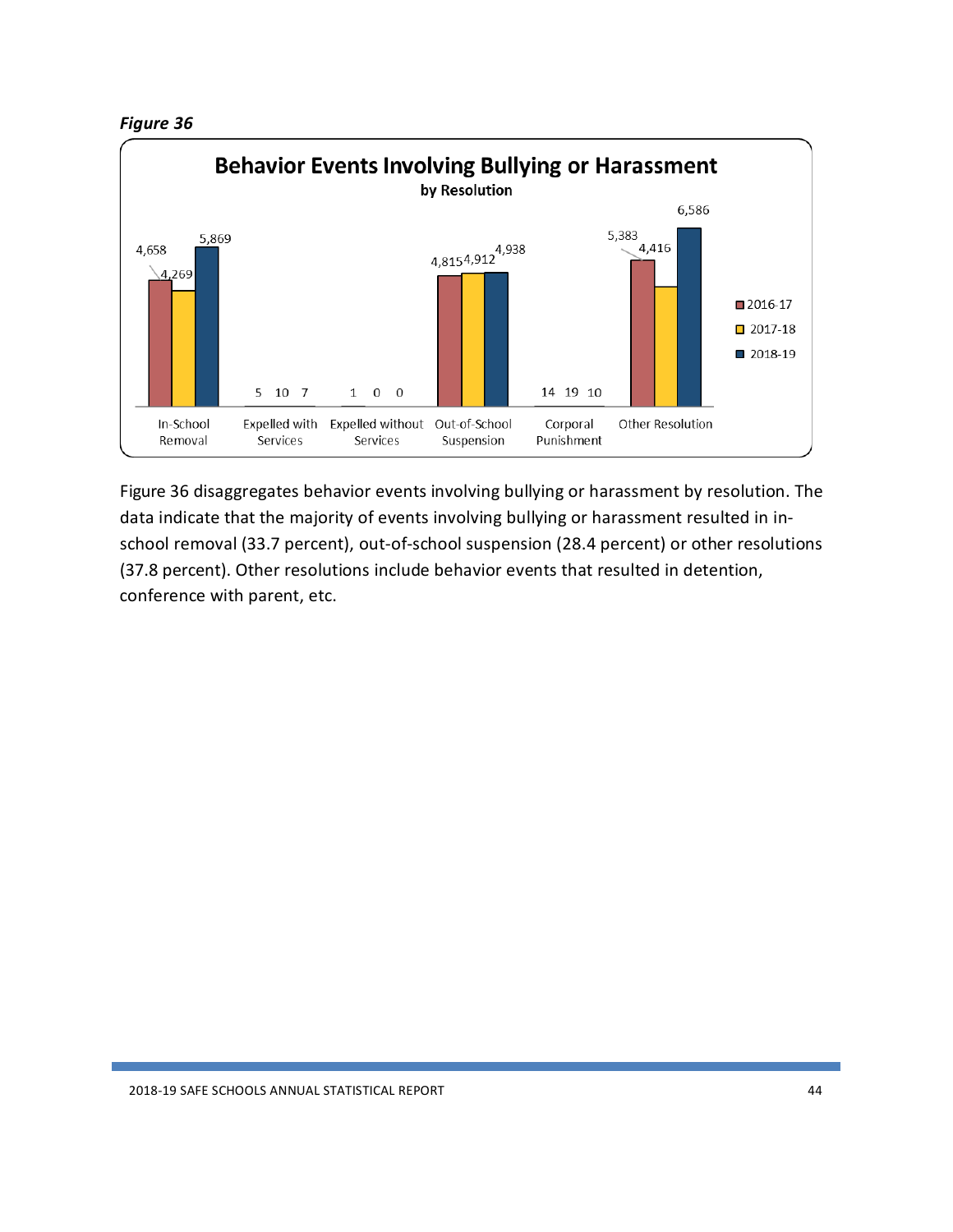*Figure 36*

**Behavior Events Involving Bullying or Harassment**
**by Resolution**

| Resolution | 2016-17 | 2017-18 | 2018-19 |
|---|---|---|---|
| In-School Removal | 4,658 | 4,269 | 5,869 |
| Expelled with Services | 5 | 10 | 7 |
| Expelled without Services | 1 | 0 | 0 |
| Out-of-School Suspension | 4,815 | 4,912 | 4,938 |
| Corporal Punishment | 14 | 19 | 10 |
| Other Resolution | 5,383 | 4,416 | 6,586 |

Figure 36 disaggregates behavior events involving bullying or harassment by resolution. The data indicate that the majority of events involving bullying or harassment resulted in in-school removal (33.7 percent), out-of-school suspension (28.4 percent) or other resolutions (37.8 percent). Other resolutions include behavior events that resulted in detention, conference with parent, etc.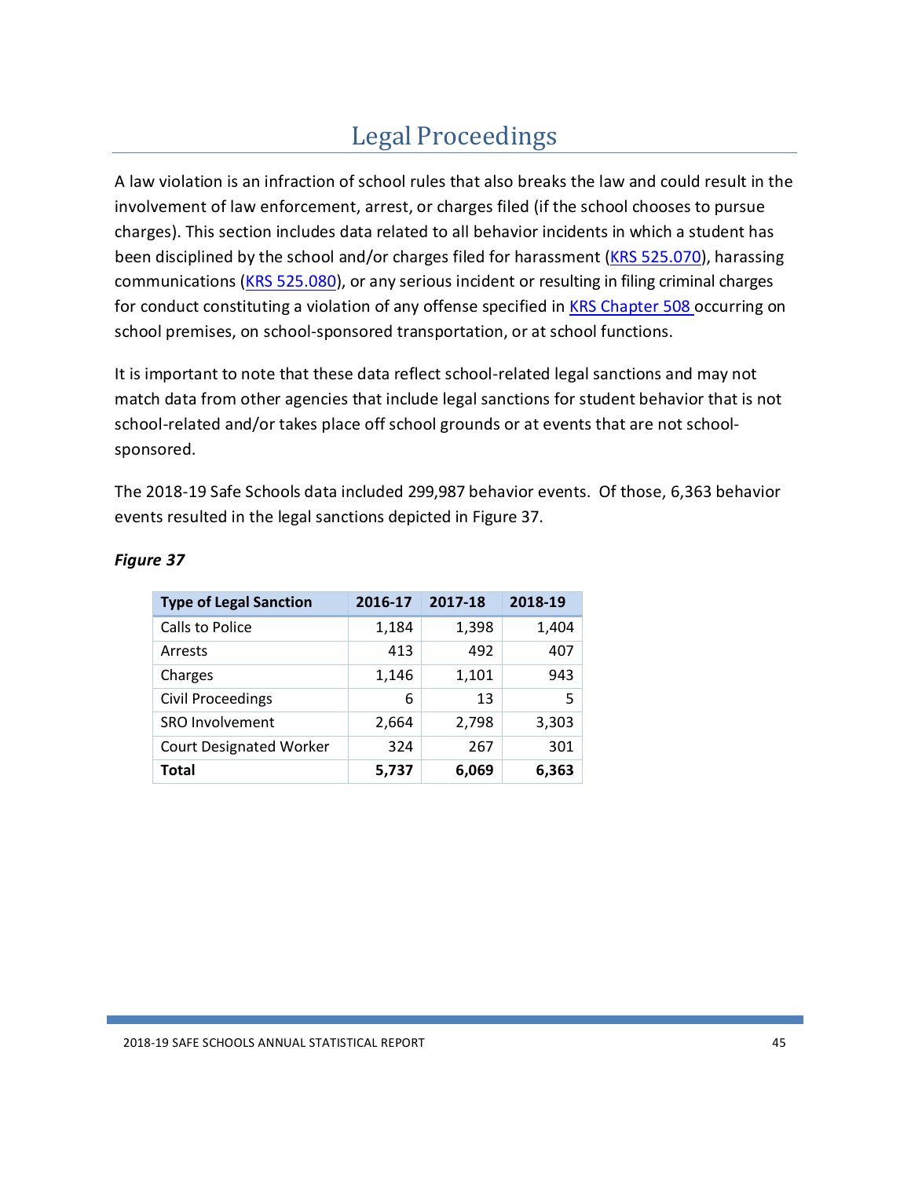# Legal Proceedings

A law violation is an infraction of school rules that also breaks the law and could result in the involvement of law enforcement, arrest, or charges filed (if the school chooses to pursue charges). This section includes data related to all behavior incidents in which a student has been disciplined by the school and/or charges filed for harassment (KRS 525.070), harassing communications (KRS 525.080), or any serious incident or resulting in filing criminal charges for conduct constituting a violation of any offense specified in KRS Chapter 508 occurring on school premises, on school-sponsored transportation, or at school functions.

It is important to note that these data reflect school-related legal sanctions and may not match data from other agencies that include legal sanctions for student behavior that is not school-related and/or takes place off school grounds or at events that are not school-sponsored.

The 2018-19 Safe Schools data included 299,987 behavior events. Of those, 6,363 behavior events resulted in the legal sanctions depicted in Figure 37.

***Figure 37***

| Type of Legal Sanction | 2016-17 | 2017-18 | 2018-19 |
|---|---|---|---|
| Calls to Police | 1,184 | 1,398 | 1,404 |
| Arrests | 413 | 492 | 407 |
| Charges | 1,146 | 1,101 | 943 |
| Civil Proceedings | 6 | 13 | 5 |
| SRO Involvement | 2,664 | 2,798 | 3,303 |
| Court Designated Worker | 324 | 267 | 301 |
| **Total** | **5,737** | **6,069** | **6,363** |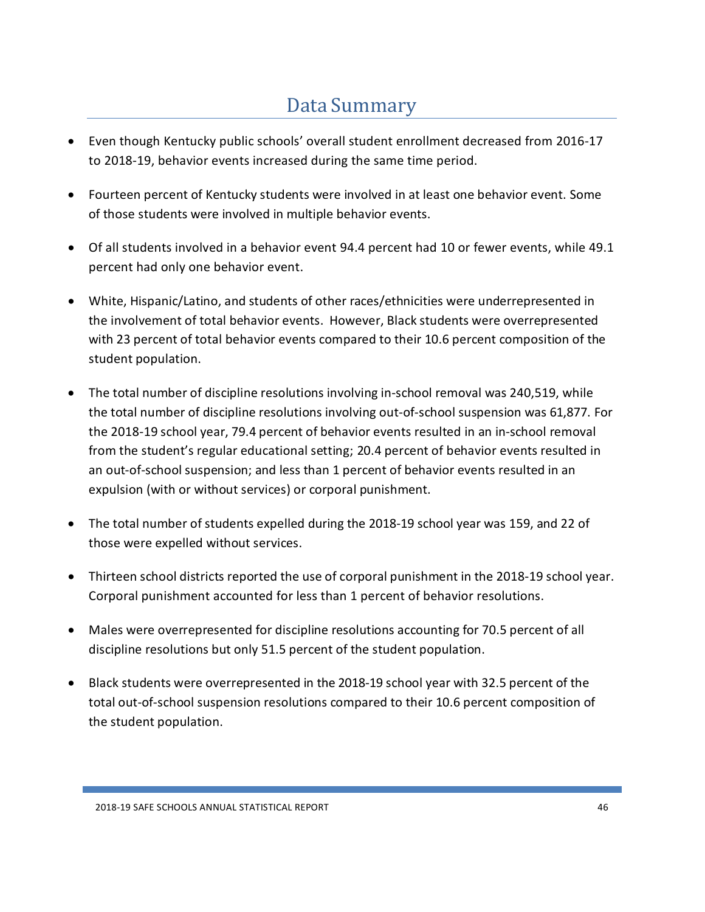# Data Summary

- Even though Kentucky public schools' overall student enrollment decreased from 2016-17 to 2018-19, behavior events increased during the same time period.

- Fourteen percent of Kentucky students were involved in at least one behavior event. Some of those students were involved in multiple behavior events.

- Of all students involved in a behavior event 94.4 percent had 10 or fewer events, while 49.1 percent had only one behavior event.

- White, Hispanic/Latino, and students of other races/ethnicities were underrepresented in the involvement of total behavior events. However, Black students were overrepresented with 23 percent of total behavior events compared to their 10.6 percent composition of the student population.

- The total number of discipline resolutions involving in-school removal was 240,519, while the total number of discipline resolutions involving out-of-school suspension was 61,877. For the 2018-19 school year, 79.4 percent of behavior events resulted in an in-school removal from the student's regular educational setting; 20.4 percent of behavior events resulted in an out-of-school suspension; and less than 1 percent of behavior events resulted in an expulsion (with or without services) or corporal punishment.

- The total number of students expelled during the 2018-19 school year was 159, and 22 of those were expelled without services.

- Thirteen school districts reported the use of corporal punishment in the 2018-19 school year. Corporal punishment accounted for less than 1 percent of behavior resolutions.

- Males were overrepresented for discipline resolutions accounting for 70.5 percent of all discipline resolutions but only 51.5 percent of the student population.

- Black students were overrepresented in the 2018-19 school year with 32.5 percent of the total out-of-school suspension resolutions compared to their 10.6 percent composition of the student population.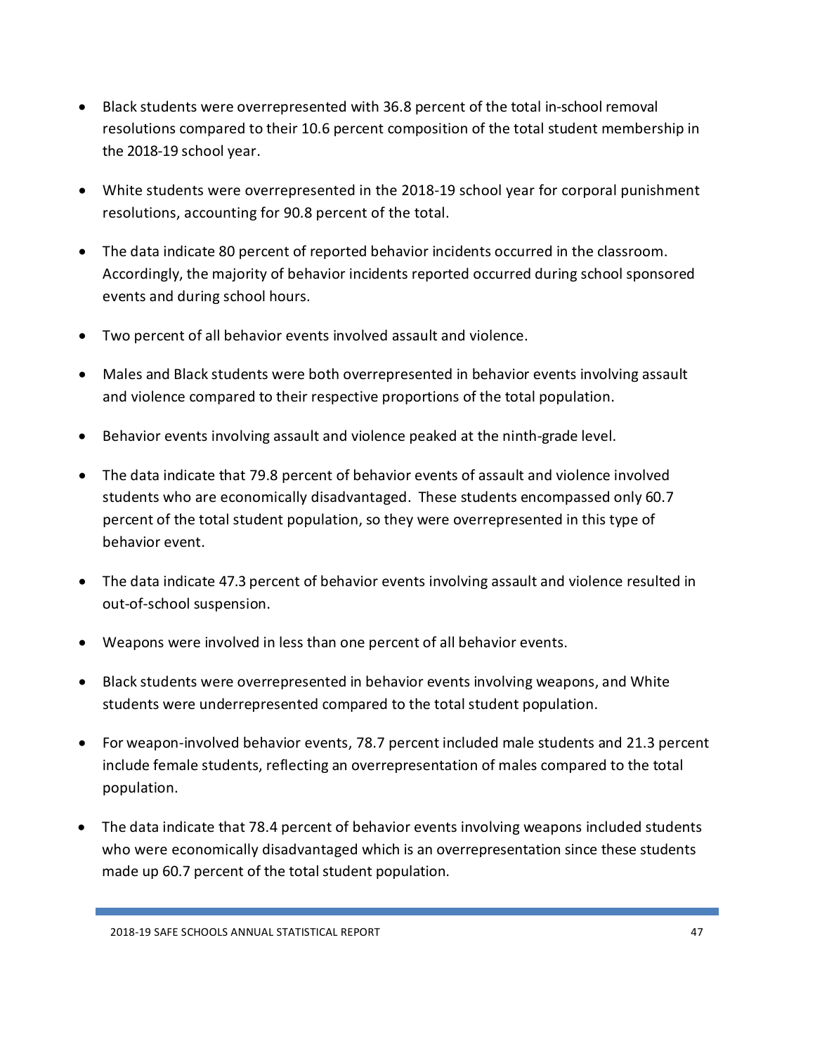- Black students were overrepresented with 36.8 percent of the total in-school removal resolutions compared to their 10.6 percent composition of the total student membership in the 2018-19 school year.

- White students were overrepresented in the 2018-19 school year for corporal punishment resolutions, accounting for 90.8 percent of the total.

- The data indicate 80 percent of reported behavior incidents occurred in the classroom. Accordingly, the majority of behavior incidents reported occurred during school sponsored events and during school hours.

- Two percent of all behavior events involved assault and violence.

- Males and Black students were both overrepresented in behavior events involving assault and violence compared to their respective proportions of the total population.

- Behavior events involving assault and violence peaked at the ninth-grade level.

- The data indicate that 79.8 percent of behavior events of assault and violence involved students who are economically disadvantaged. These students encompassed only 60.7 percent of the total student population, so they were overrepresented in this type of behavior event.

- The data indicate 47.3 percent of behavior events involving assault and violence resulted in out-of-school suspension.

- Weapons were involved in less than one percent of all behavior events.

- Black students were overrepresented in behavior events involving weapons, and White students were underrepresented compared to the total student population.

- For weapon-involved behavior events, 78.7 percent included male students and 21.3 percent include female students, reflecting an overrepresentation of males compared to the total population.

- The data indicate that 78.4 percent of behavior events involving weapons included students who were economically disadvantaged which is an overrepresentation since these students made up 60.7 percent of the total student population.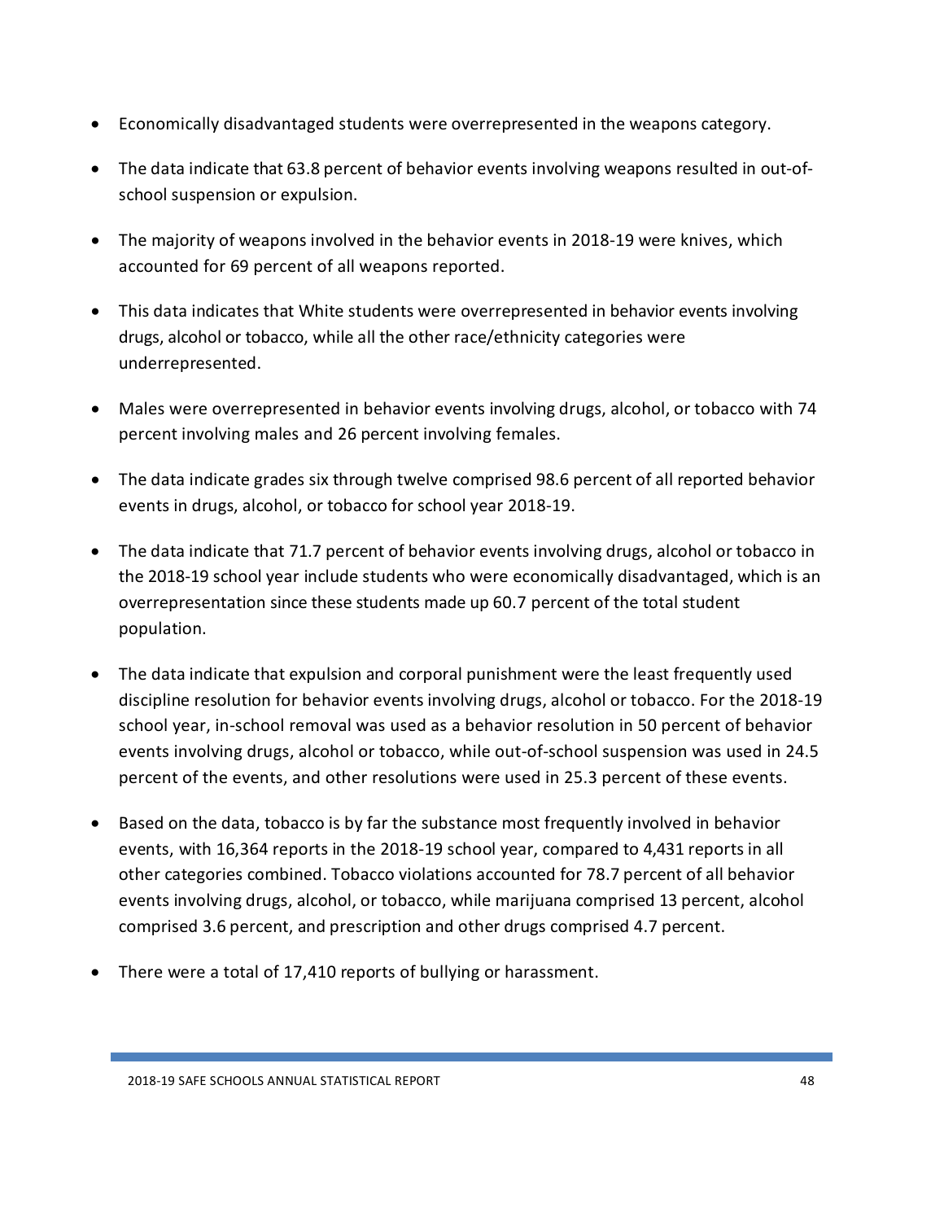- Economically disadvantaged students were overrepresented in the weapons category.
- The data indicate that 63.8 percent of behavior events involving weapons resulted in out-of-school suspension or expulsion.
- The majority of weapons involved in the behavior events in 2018-19 were knives, which accounted for 69 percent of all weapons reported.
- This data indicates that White students were overrepresented in behavior events involving drugs, alcohol or tobacco, while all the other race/ethnicity categories were underrepresented.
- Males were overrepresented in behavior events involving drugs, alcohol, or tobacco with 74 percent involving males and 26 percent involving females.
- The data indicate grades six through twelve comprised 98.6 percent of all reported behavior events in drugs, alcohol, or tobacco for school year 2018-19.
- The data indicate that 71.7 percent of behavior events involving drugs, alcohol or tobacco in the 2018-19 school year include students who were economically disadvantaged, which is an overrepresentation since these students made up 60.7 percent of the total student population.
- The data indicate that expulsion and corporal punishment were the least frequently used discipline resolution for behavior events involving drugs, alcohol or tobacco. For the 2018-19 school year, in-school removal was used as a behavior resolution in 50 percent of behavior events involving drugs, alcohol or tobacco, while out-of-school suspension was used in 24.5 percent of the events, and other resolutions were used in 25.3 percent of these events.
- Based on the data, tobacco is by far the substance most frequently involved in behavior events, with 16,364 reports in the 2018-19 school year, compared to 4,431 reports in all other categories combined. Tobacco violations accounted for 78.7 percent of all behavior events involving drugs, alcohol, or tobacco, while marijuana comprised 13 percent, alcohol comprised 3.6 percent, and prescription and other drugs comprised 4.7 percent.
- There were a total of 17,410 reports of bullying or harassment.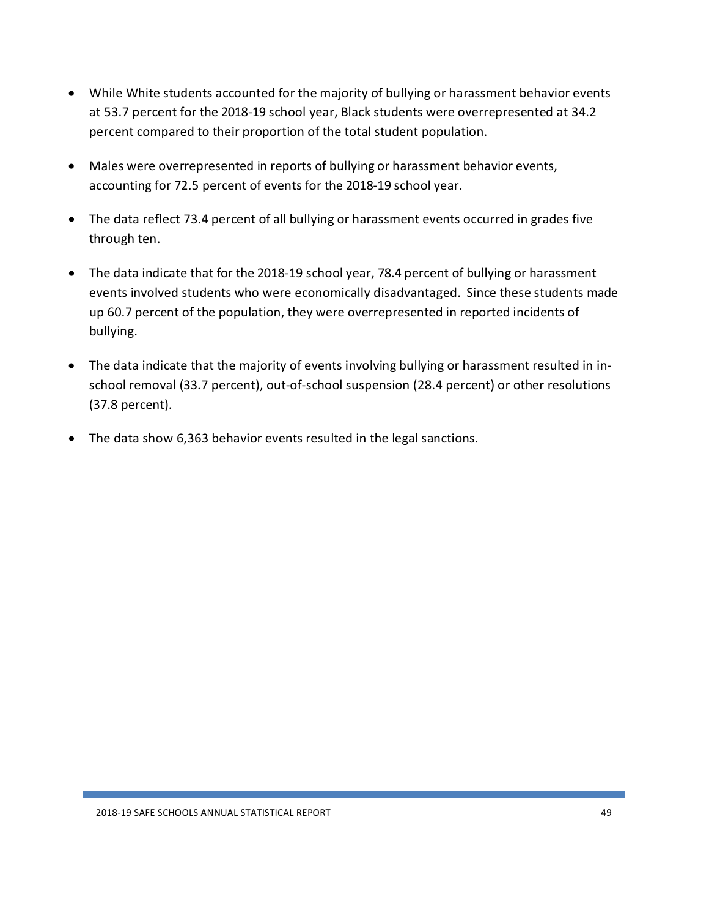- While White students accounted for the majority of bullying or harassment behavior events at 53.7 percent for the 2018-19 school year, Black students were overrepresented at 34.2 percent compared to their proportion of the total student population.

- Males were overrepresented in reports of bullying or harassment behavior events, accounting for 72.5 percent of events for the 2018-19 school year.

- The data reflect 73.4 percent of all bullying or harassment events occurred in grades five through ten.

- The data indicate that for the 2018-19 school year, 78.4 percent of bullying or harassment events involved students who were economically disadvantaged. Since these students made up 60.7 percent of the population, they were overrepresented in reported incidents of bullying.

- The data indicate that the majority of events involving bullying or harassment resulted in in-school removal (33.7 percent), out-of-school suspension (28.4 percent) or other resolutions (37.8 percent).

- The data show 6,363 behavior events resulted in the legal sanctions.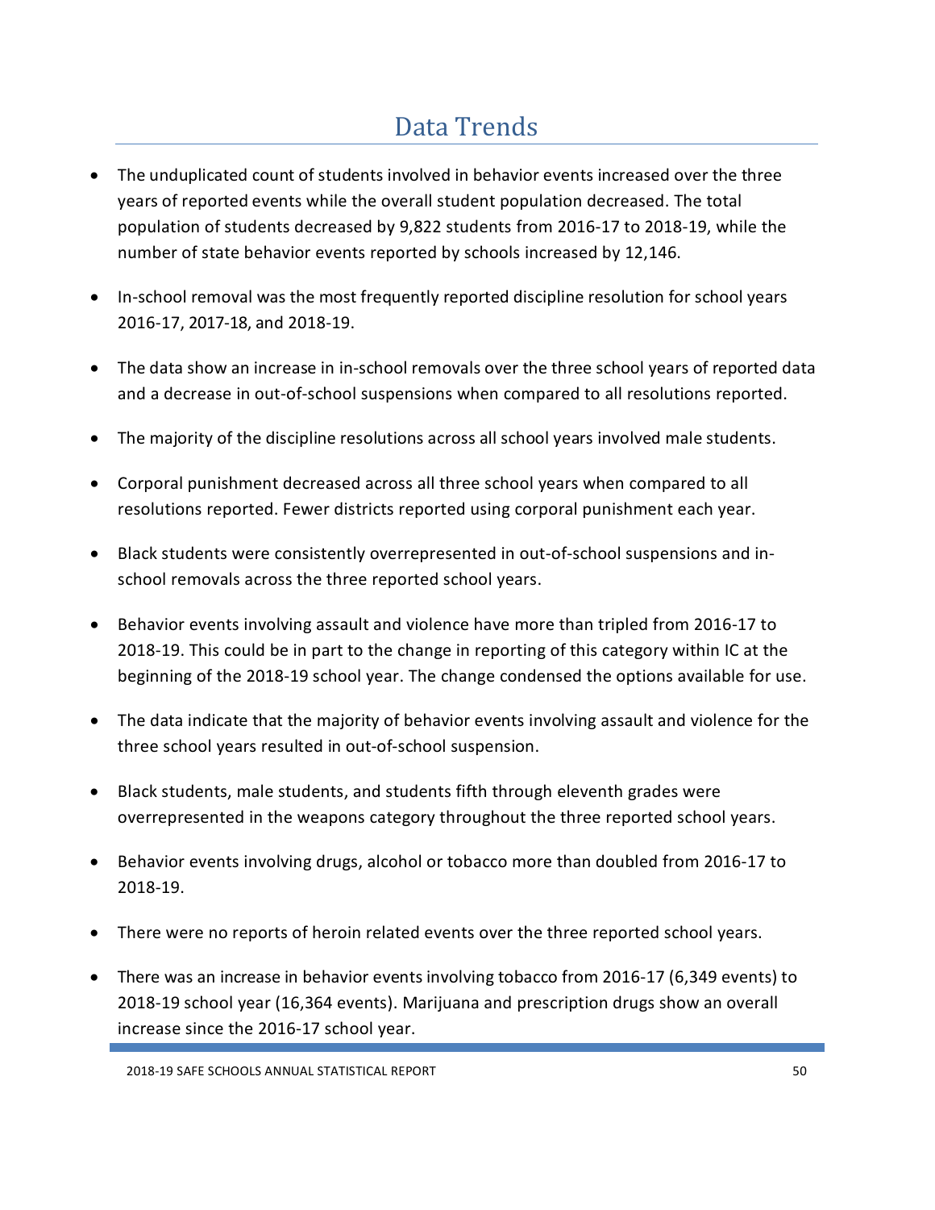# Data Trends

- The unduplicated count of students involved in behavior events increased over the three years of reported events while the overall student population decreased. The total population of students decreased by 9,822 students from 2016-17 to 2018-19, while the number of state behavior events reported by schools increased by 12,146.
- In-school removal was the most frequently reported discipline resolution for school years 2016-17, 2017-18, and 2018-19.
- The data show an increase in in-school removals over the three school years of reported data and a decrease in out-of-school suspensions when compared to all resolutions reported.
- The majority of the discipline resolutions across all school years involved male students.
- Corporal punishment decreased across all three school years when compared to all resolutions reported. Fewer districts reported using corporal punishment each year.
- Black students were consistently overrepresented in out-of-school suspensions and in-school removals across the three reported school years.
- Behavior events involving assault and violence have more than tripled from 2016-17 to 2018-19. This could be in part to the change in reporting of this category within IC at the beginning of the 2018-19 school year. The change condensed the options available for use.
- The data indicate that the majority of behavior events involving assault and violence for the three school years resulted in out-of-school suspension.
- Black students, male students, and students fifth through eleventh grades were overrepresented in the weapons category throughout the three reported school years.
- Behavior events involving drugs, alcohol or tobacco more than doubled from 2016-17 to 2018-19.
- There were no reports of heroin related events over the three reported school years.
- There was an increase in behavior events involving tobacco from 2016-17 (6,349 events) to 2018-19 school year (16,364 events). Marijuana and prescription drugs show an overall increase since the 2016-17 school year.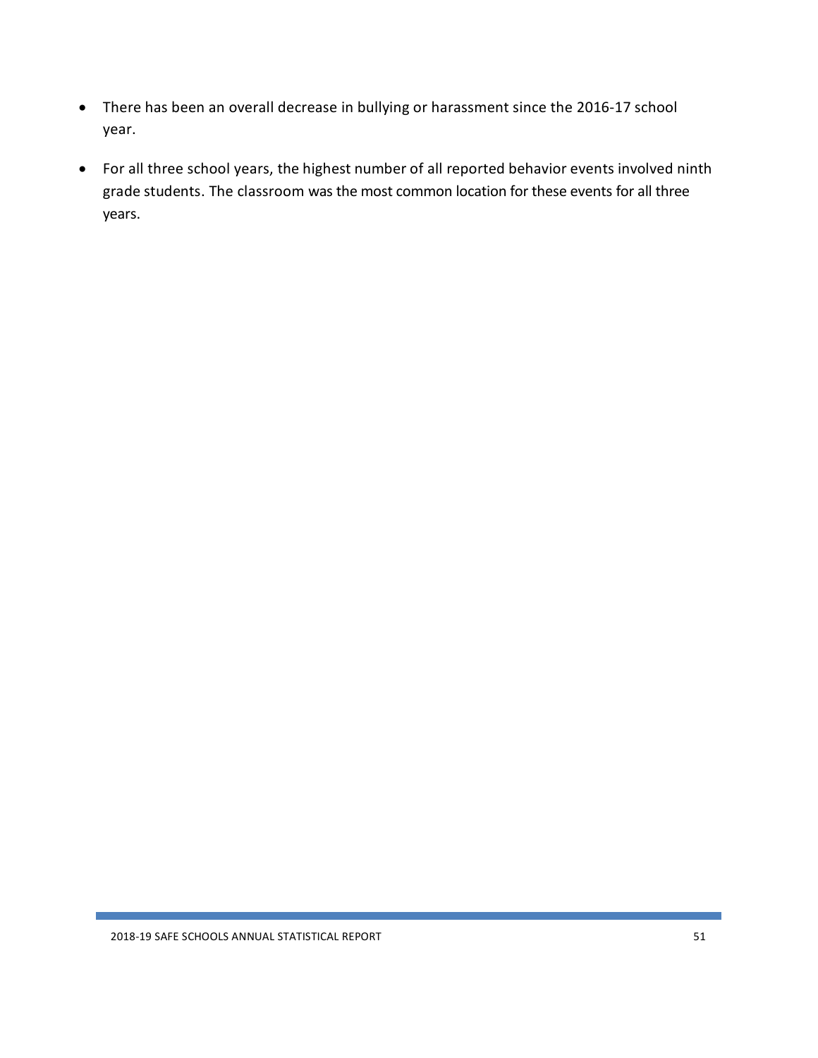- There has been an overall decrease in bullying or harassment since the 2016-17 school year.
- For all three school years, the highest number of all reported behavior events involved ninth grade students. The classroom was the most common location for these events for all three years.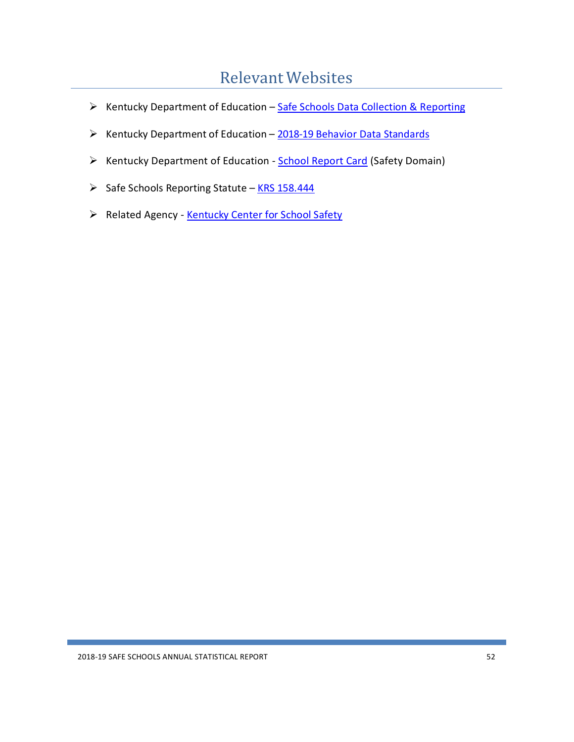# Relevant Websites

- Kentucky Department of Education – Safe Schools Data Collection & Reporting
- Kentucky Department of Education – 2018-19 Behavior Data Standards
- Kentucky Department of Education - School Report Card (Safety Domain)
- Safe Schools Reporting Statute – KRS 158.444
- Related Agency - Kentucky Center for School Safety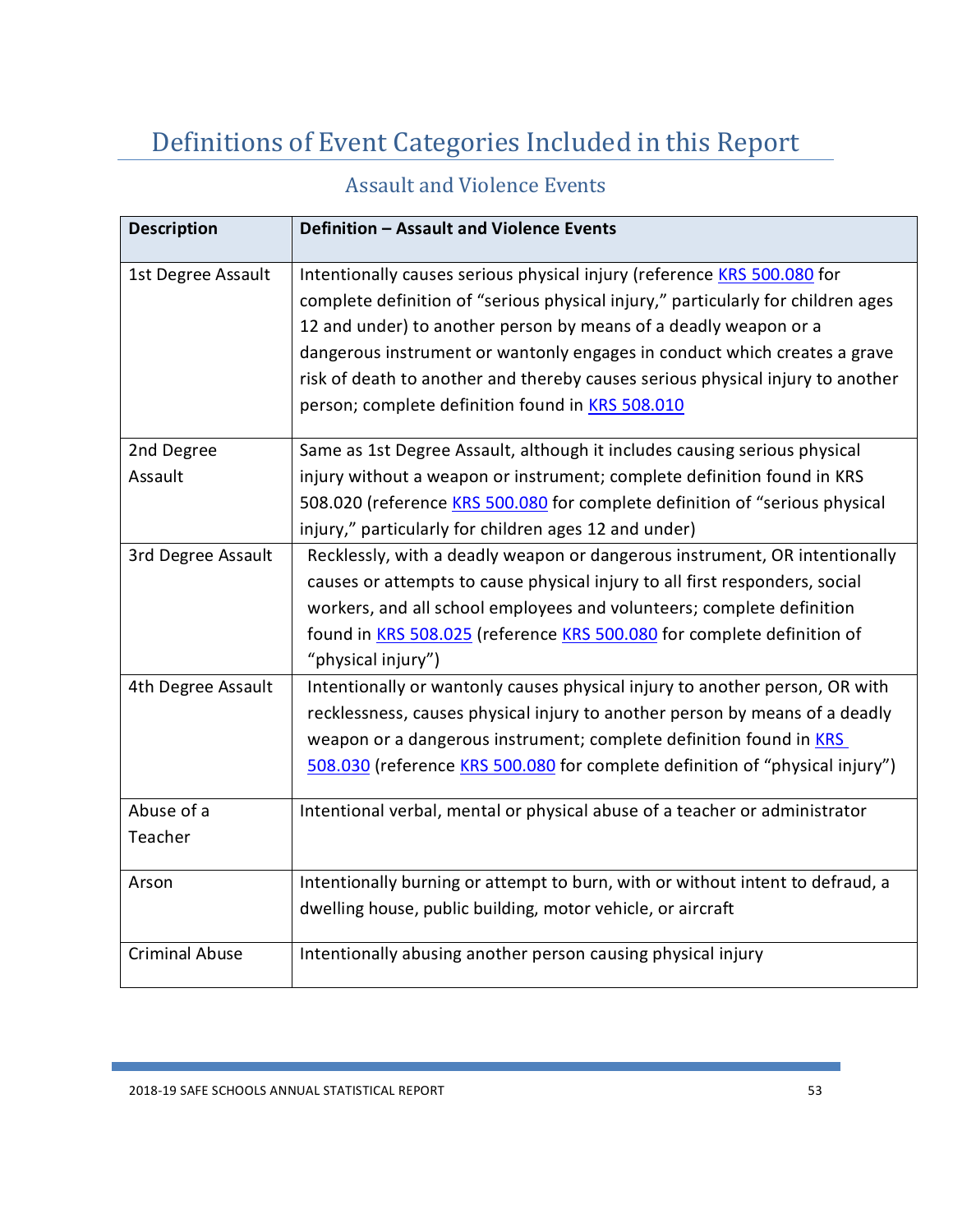# Definitions of Event Categories Included in this Report

## Assault and Violence Events

| Description | Definition – Assault and Violence Events |
|---|---|
| 1st Degree Assault | Intentionally causes serious physical injury (reference KRS 500.080 for complete definition of "serious physical injury," particularly for children ages 12 and under) to another person by means of a deadly weapon or a dangerous instrument or wantonly engages in conduct which creates a grave risk of death to another and thereby causes serious physical injury to another person; complete definition found in KRS 508.010 |
| 2nd Degree Assault | Same as 1st Degree Assault, although it includes causing serious physical injury without a weapon or instrument; complete definition found in KRS 508.020 (reference KRS 500.080 for complete definition of "serious physical injury," particularly for children ages 12 and under) |
| 3rd Degree Assault | Recklessly, with a deadly weapon or dangerous instrument, OR intentionally causes or attempts to cause physical injury to all first responders, social workers, and all school employees and volunteers; complete definition found in KRS 508.025 (reference KRS 500.080 for complete definition of "physical injury") |
| 4th Degree Assault | Intentionally or wantonly causes physical injury to another person, OR with recklessness, causes physical injury to another person by means of a deadly weapon or a dangerous instrument; complete definition found in KRS 508.030 (reference KRS 500.080 for complete definition of "physical injury") |
| Abuse of a Teacher | Intentional verbal, mental or physical abuse of a teacher or administrator |
| Arson | Intentionally burning or attempt to burn, with or without intent to defraud, a dwelling house, public building, motor vehicle, or aircraft |
| Criminal Abuse | Intentionally abusing another person causing physical injury |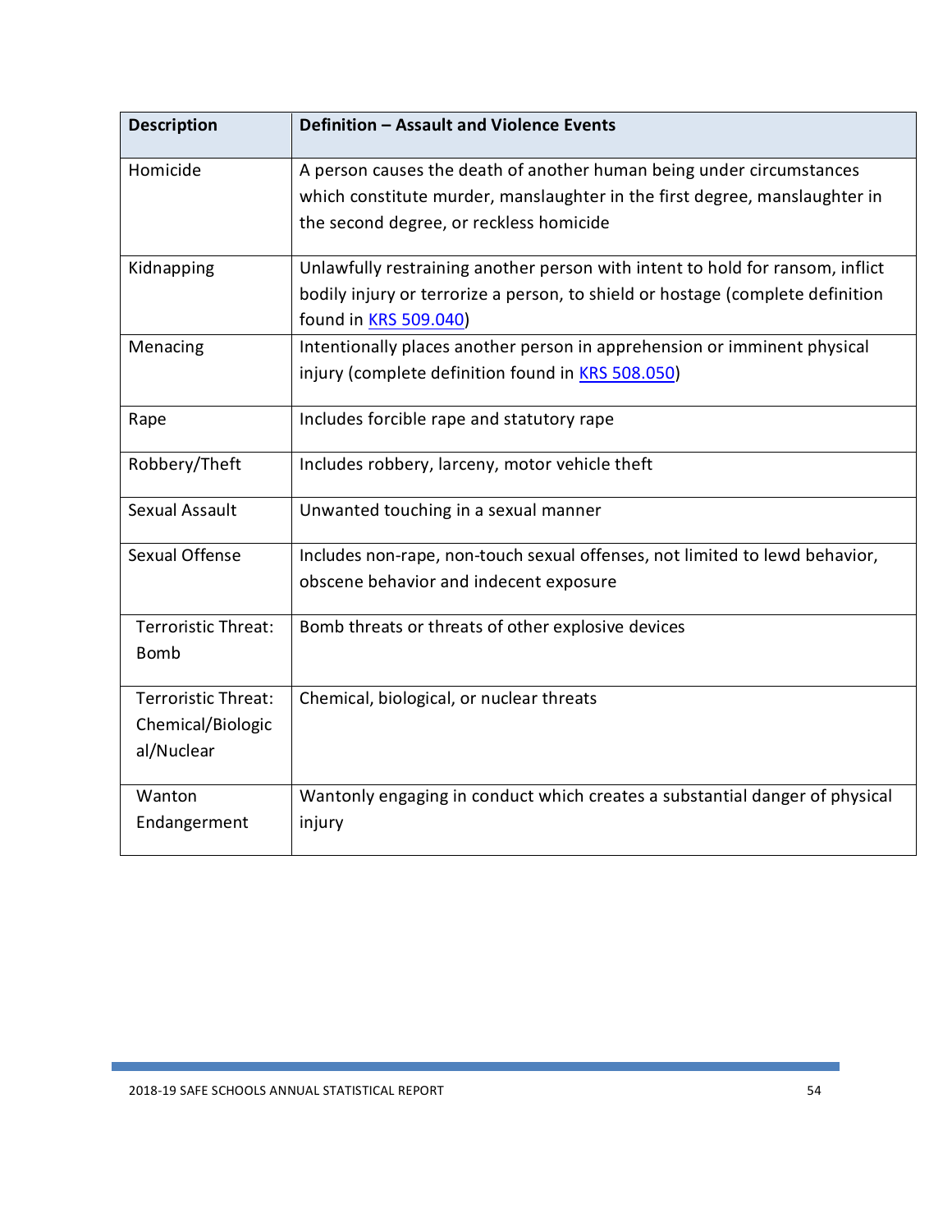| Description | Definition – Assault and Violence Events |
|---|---|
| Homicide | A person causes the death of another human being under circumstances which constitute murder, manslaughter in the first degree, manslaughter in the second degree, or reckless homicide |
| Kidnapping | Unlawfully restraining another person with intent to hold for ransom, inflict bodily injury or terrorize a person, to shield or hostage (complete definition found in KRS 509.040) |
| Menacing | Intentionally places another person in apprehension or imminent physical injury (complete definition found in KRS 508.050) |
| Rape | Includes forcible rape and statutory rape |
| Robbery/Theft | Includes robbery, larceny, motor vehicle theft |
| Sexual Assault | Unwanted touching in a sexual manner |
| Sexual Offense | Includes non-rape, non-touch sexual offenses, not limited to lewd behavior, obscene behavior and indecent exposure |
| Terroristic Threat: Bomb | Bomb threats or threats of other explosive devices |
| Terroristic Threat: Chemical/Biological/Nuclear | Chemical, biological, or nuclear threats |
| Wanton Endangerment | Wantonly engaging in conduct which creates a substantial danger of physical injury |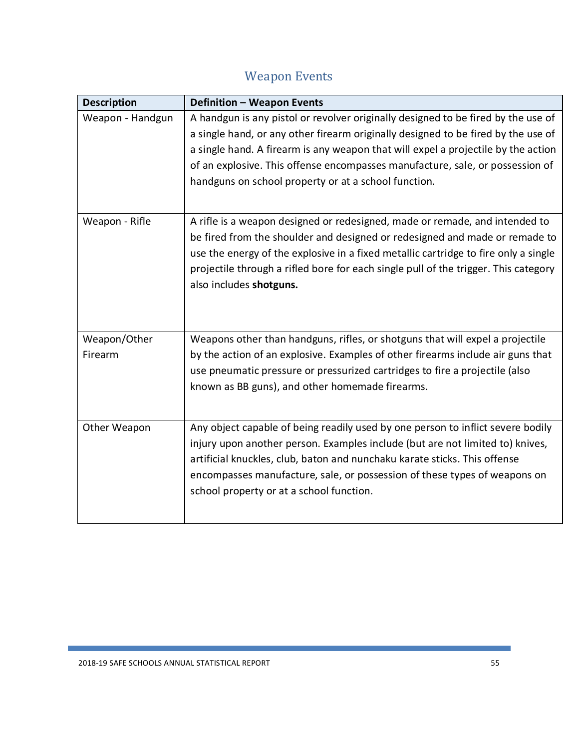## Weapon Events

| Description | Definition – Weapon Events |
|---|---|
| Weapon - Handgun | A handgun is any pistol or revolver originally designed to be fired by the use of a single hand, or any other firearm originally designed to be fired by the use of a single hand. A firearm is any weapon that will expel a projectile by the action of an explosive. This offense encompasses manufacture, sale, or possession of handguns on school property or at a school function. |
| Weapon - Rifle | A rifle is a weapon designed or redesigned, made or remade, and intended to be fired from the shoulder and designed or redesigned and made or remade to use the energy of the explosive in a fixed metallic cartridge to fire only a single projectile through a rifled bore for each single pull of the trigger. This category also includes **shotguns.** |
| Weapon/Other Firearm | Weapons other than handguns, rifles, or shotguns that will expel a projectile by the action of an explosive. Examples of other firearms include air guns that use pneumatic pressure or pressurized cartridges to fire a projectile (also known as BB guns), and other homemade firearms. |
| Other Weapon | Any object capable of being readily used by one person to inflict severe bodily injury upon another person. Examples include (but are not limited to) knives, artificial knuckles, club, baton and nunchaku karate sticks. This offense encompasses manufacture, sale, or possession of these types of weapons on school property or at a school function. |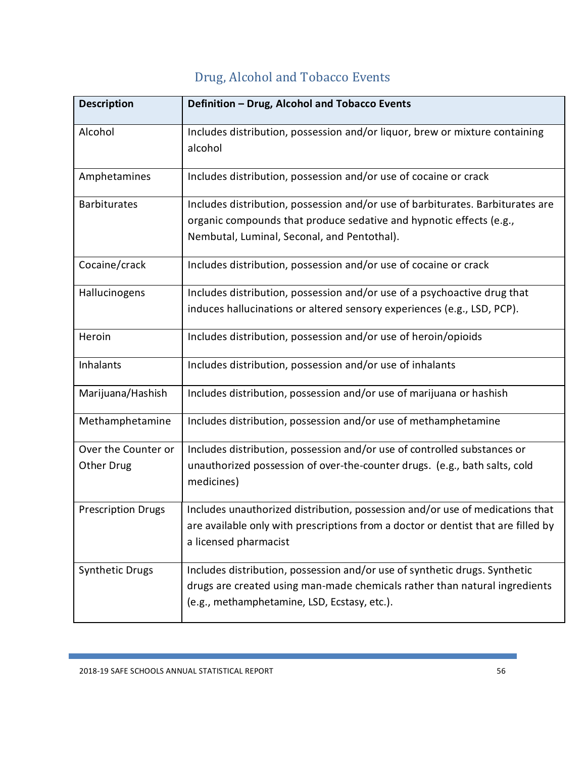## Drug, Alcohol and Tobacco Events

| Description | Definition – Drug, Alcohol and Tobacco Events |
|---|---|
| Alcohol | Includes distribution, possession and/or liquor, brew or mixture containing alcohol |
| Amphetamines | Includes distribution, possession and/or use of cocaine or crack |
| Barbiturates | Includes distribution, possession and/or use of barbiturates. Barbiturates are organic compounds that produce sedative and hypnotic effects (e.g., Nembutal, Luminal, Seconal, and Pentothal). |
| Cocaine/crack | Includes distribution, possession and/or use of cocaine or crack |
| Hallucinogens | Includes distribution, possession and/or use of a psychoactive drug that induces hallucinations or altered sensory experiences (e.g., LSD, PCP). |
| Heroin | Includes distribution, possession and/or use of heroin/opioids |
| Inhalants | Includes distribution, possession and/or use of inhalants |
| Marijuana/Hashish | Includes distribution, possession and/or use of marijuana or hashish |
| Methamphetamine | Includes distribution, possession and/or use of methamphetamine |
| Over the Counter or Other Drug | Includes distribution, possession and/or use of controlled substances or unauthorized possession of over-the-counter drugs. (e.g., bath salts, cold medicines) |
| Prescription Drugs | Includes unauthorized distribution, possession and/or use of medications that are available only with prescriptions from a doctor or dentist that are filled by a licensed pharmacist |
| Synthetic Drugs | Includes distribution, possession and/or use of synthetic drugs. Synthetic drugs are created using man-made chemicals rather than natural ingredients (e.g., methamphetamine, LSD, Ecstasy, etc.). |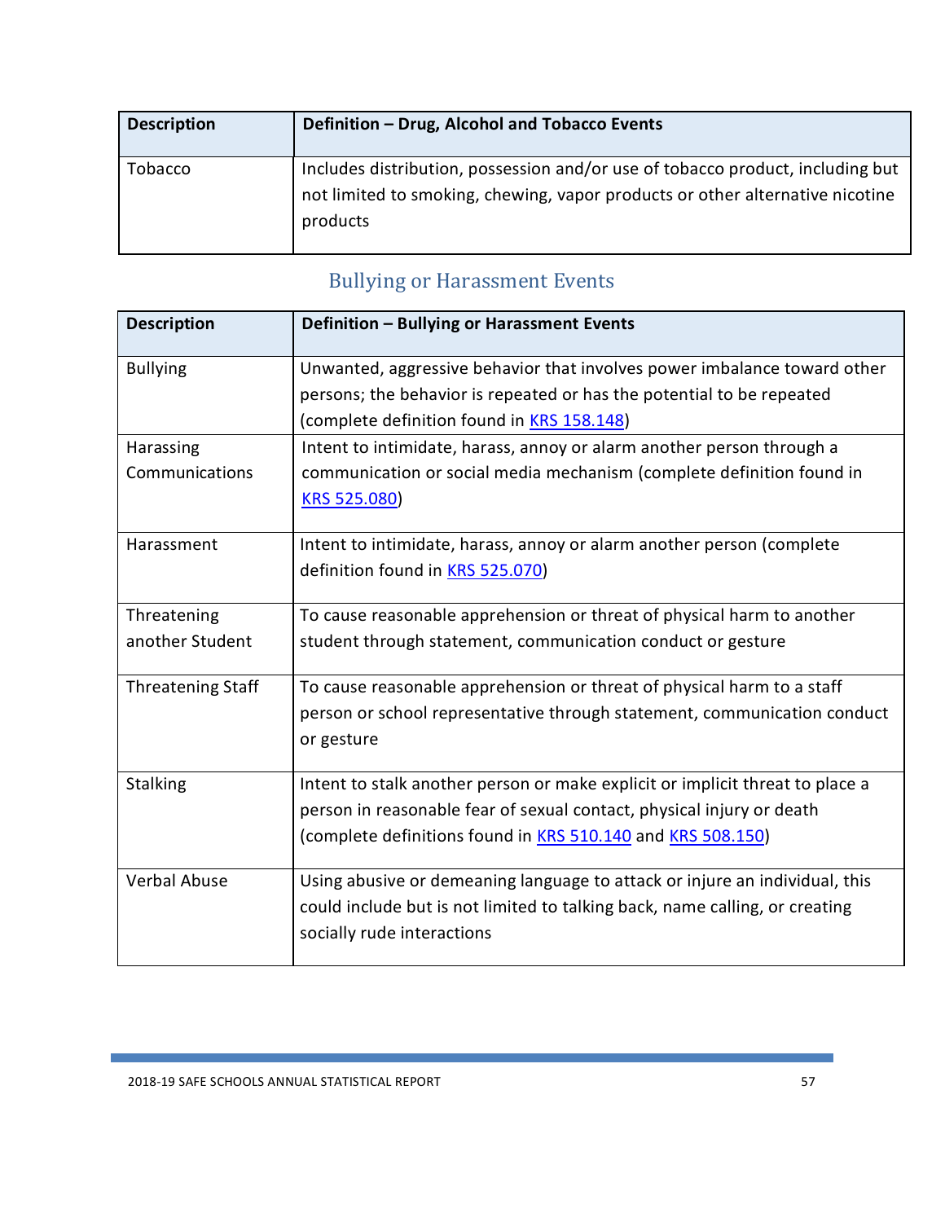| Description | Definition – Drug, Alcohol and Tobacco Events |
| --- | --- |
| Tobacco | Includes distribution, possession and/or use of tobacco product, including but not limited to smoking, chewing, vapor products or other alternative nicotine products |

## Bullying or Harassment Events

| Description | Definition – Bullying or Harassment Events |
| --- | --- |
| Bullying | Unwanted, aggressive behavior that involves power imbalance toward other persons; the behavior is repeated or has the potential to be repeated (complete definition found in KRS 158.148) |
| Harassing Communications | Intent to intimidate, harass, annoy or alarm another person through a communication or social media mechanism (complete definition found in KRS 525.080) |
| Harassment | Intent to intimidate, harass, annoy or alarm another person (complete definition found in KRS 525.070) |
| Threatening another Student | To cause reasonable apprehension or threat of physical harm to another student through statement, communication conduct or gesture |
| Threatening Staff | To cause reasonable apprehension or threat of physical harm to a staff person or school representative through statement, communication conduct or gesture |
| Stalking | Intent to stalk another person or make explicit or implicit threat to place a person in reasonable fear of sexual contact, physical injury or death (complete definitions found in KRS 510.140 and KRS 508.150) |
| Verbal Abuse | Using abusive or demeaning language to attack or injure an individual, this could include but is not limited to talking back, name calling, or creating socially rude interactions |